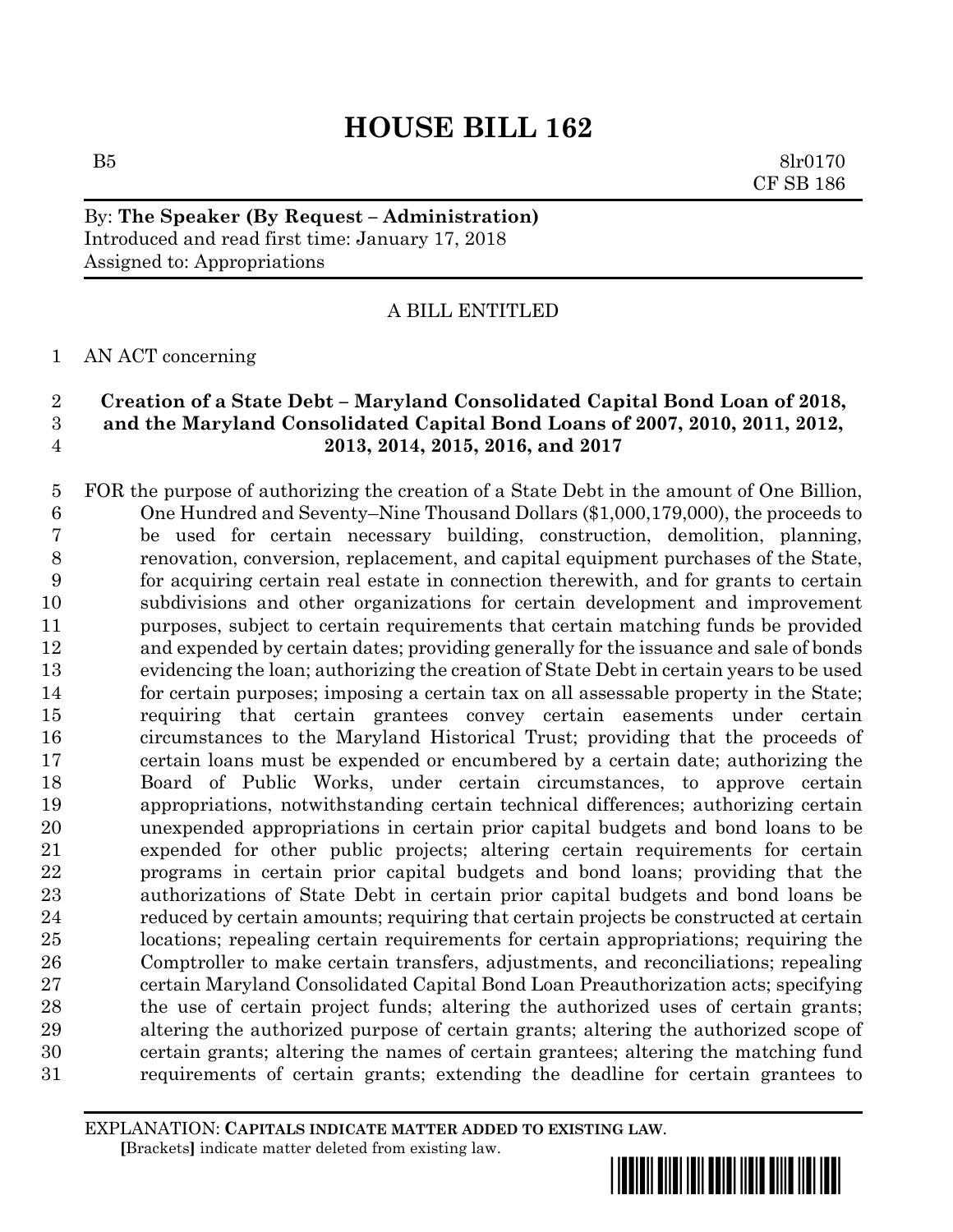# HOUSE BILL 162

B5 8lr0170
CF SB 186

By: **The Speaker (By Request – Administration)**
Introduced and read first time: January 17, 2018
Assigned to: Appropriations

A BILL ENTITLED

AN ACT concerning

**Creation of a State Debt – Maryland Consolidated Capital Bond Loan of 2018, and the Maryland Consolidated Capital Bond Loans of 2007, 2010, 2011, 2012, 2013, 2014, 2015, 2016, and 2017**

FOR the purpose of authorizing the creation of a State Debt in the amount of One Billion, One Hundred and Seventy–Nine Thousand Dollars ($1,000,179,000), the proceeds to be used for certain necessary building, construction, demolition, planning, renovation, conversion, replacement, and capital equipment purchases of the State, for acquiring certain real estate in connection therewith, and for grants to certain subdivisions and other organizations for certain development and improvement purposes, subject to certain requirements that certain matching funds be provided and expended by certain dates; providing generally for the issuance and sale of bonds evidencing the loan; authorizing the creation of State Debt in certain years to be used for certain purposes; imposing a certain tax on all assessable property in the State; requiring that certain grantees convey certain easements under certain circumstances to the Maryland Historical Trust; providing that the proceeds of certain loans must be expended or encumbered by a certain date; authorizing the Board of Public Works, under certain circumstances, to approve certain appropriations, notwithstanding certain technical differences; authorizing certain unexpended appropriations in certain prior capital budgets and bond loans to be expended for other public projects; altering certain requirements for certain programs in certain prior capital budgets and bond loans; providing that the authorizations of State Debt in certain prior capital budgets and bond loans be reduced by certain amounts; requiring that certain projects be constructed at certain locations; repealing certain requirements for certain appropriations; requiring the Comptroller to make certain transfers, adjustments, and reconciliations; repealing certain Maryland Consolidated Capital Bond Loan Preauthorization acts; specifying the use of certain project funds; altering the authorized uses of certain grants; altering the authorized purpose of certain grants; altering the authorized scope of certain grants; altering the names of certain grantees; altering the matching fund requirements of certain grants; extending the deadline for certain grantees to

EXPLANATION: **CAPITALS INDICATE MATTER ADDED TO EXISTING LAW**.
**[**Brackets**]** indicate matter deleted from existing law.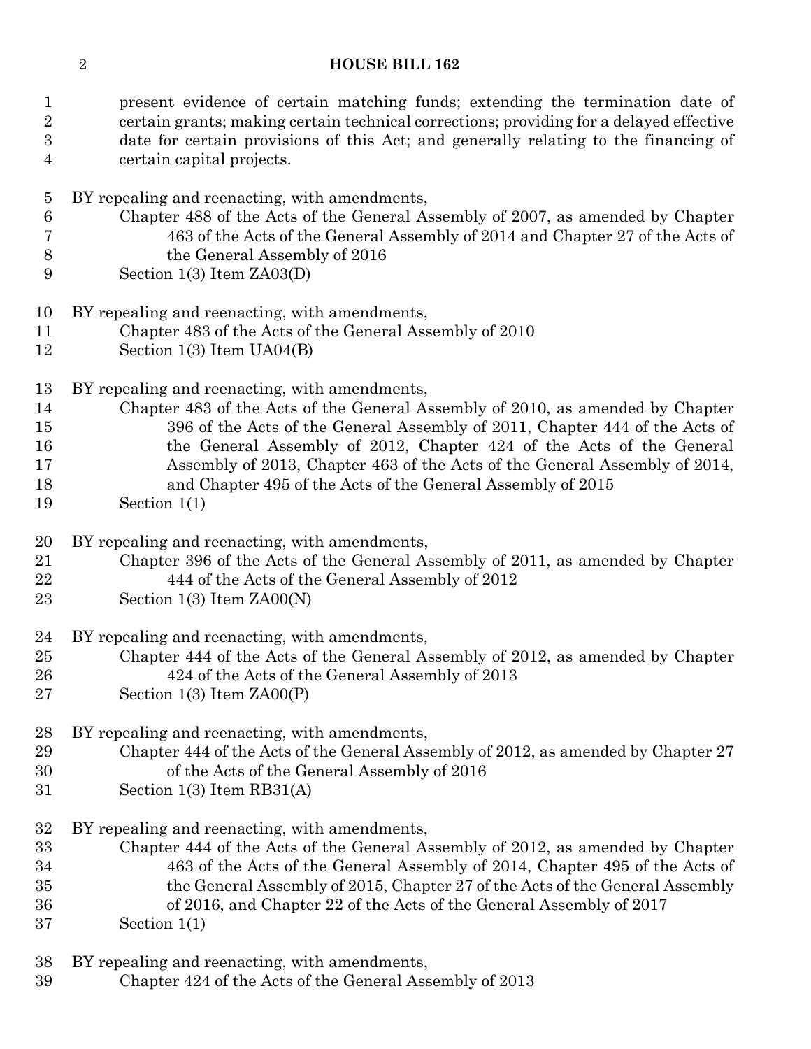present evidence of certain matching funds; extending the termination date of certain grants; making certain technical corrections; providing for a delayed effective date for certain provisions of this Act; and generally relating to the financing of certain capital projects.

BY repealing and reenacting, with amendments,
Chapter 488 of the Acts of the General Assembly of 2007, as amended by Chapter 463 of the Acts of the General Assembly of 2014 and Chapter 27 of the Acts of the General Assembly of 2016
Section 1(3) Item ZA03(D)

BY repealing and reenacting, with amendments,
Chapter 483 of the Acts of the General Assembly of 2010
Section 1(3) Item UA04(B)

BY repealing and reenacting, with amendments,
Chapter 483 of the Acts of the General Assembly of 2010, as amended by Chapter 396 of the Acts of the General Assembly of 2011, Chapter 444 of the Acts of the General Assembly of 2012, Chapter 424 of the Acts of the General Assembly of 2013, Chapter 463 of the Acts of the General Assembly of 2014, and Chapter 495 of the Acts of the General Assembly of 2015
Section 1(1)

BY repealing and reenacting, with amendments,
Chapter 396 of the Acts of the General Assembly of 2011, as amended by Chapter 444 of the Acts of the General Assembly of 2012
Section 1(3) Item ZA00(N)

BY repealing and reenacting, with amendments,
Chapter 444 of the Acts of the General Assembly of 2012, as amended by Chapter 424 of the Acts of the General Assembly of 2013
Section 1(3) Item ZA00(P)

BY repealing and reenacting, with amendments,
Chapter 444 of the Acts of the General Assembly of 2012, as amended by Chapter 27 of the Acts of the General Assembly of 2016
Section 1(3) Item RB31(A)

BY repealing and reenacting, with amendments,
Chapter 444 of the Acts of the General Assembly of 2012, as amended by Chapter 463 of the Acts of the General Assembly of 2014, Chapter 495 of the Acts of the General Assembly of 2015, Chapter 27 of the Acts of the General Assembly of 2016, and Chapter 22 of the Acts of the General Assembly of 2017
Section 1(1)

BY repealing and reenacting, with amendments,
Chapter 424 of the Acts of the General Assembly of 2013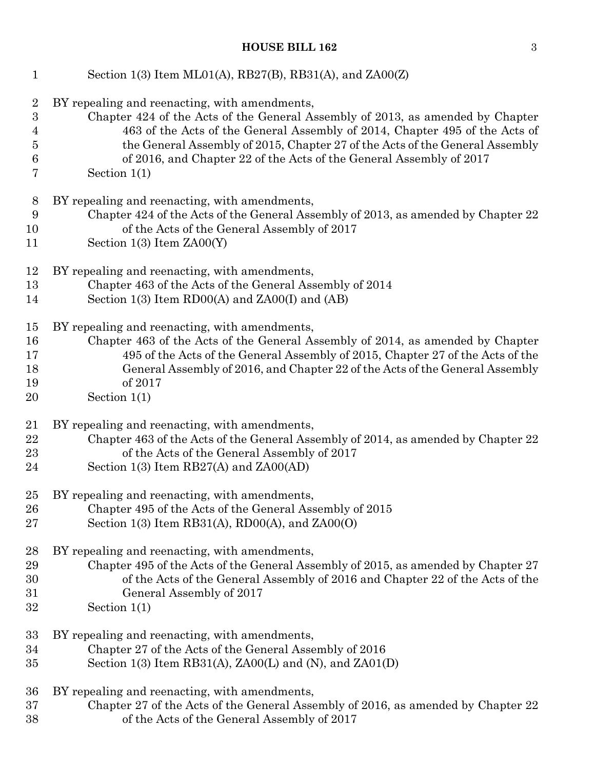Section 1(3) Item ML01(A), RB27(B), RB31(A), and ZA00(Z)

BY repealing and reenacting, with amendments,
Chapter 424 of the Acts of the General Assembly of 2013, as amended by Chapter 463 of the Acts of the General Assembly of 2014, Chapter 495 of the Acts of the General Assembly of 2015, Chapter 27 of the Acts of the General Assembly of 2016, and Chapter 22 of the Acts of the General Assembly of 2017
Section 1(1)

BY repealing and reenacting, with amendments,
Chapter 424 of the Acts of the General Assembly of 2013, as amended by Chapter 22 of the Acts of the General Assembly of 2017
Section 1(3) Item ZA00(Y)

BY repealing and reenacting, with amendments,
Chapter 463 of the Acts of the General Assembly of 2014
Section 1(3) Item RD00(A) and ZA00(I) and (AB)

BY repealing and reenacting, with amendments,
Chapter 463 of the Acts of the General Assembly of 2014, as amended by Chapter 495 of the Acts of the General Assembly of 2015, Chapter 27 of the Acts of the General Assembly of 2016, and Chapter 22 of the Acts of the General Assembly of 2017
Section 1(1)

BY repealing and reenacting, with amendments,
Chapter 463 of the Acts of the General Assembly of 2014, as amended by Chapter 22 of the Acts of the General Assembly of 2017
Section 1(3) Item RB27(A) and ZA00(AD)

BY repealing and reenacting, with amendments,
Chapter 495 of the Acts of the General Assembly of 2015
Section 1(3) Item RB31(A), RD00(A), and ZA00(O)

BY repealing and reenacting, with amendments,
Chapter 495 of the Acts of the General Assembly of 2015, as amended by Chapter 27 of the Acts of the General Assembly of 2016 and Chapter 22 of the Acts of the General Assembly of 2017
Section 1(1)

BY repealing and reenacting, with amendments,
Chapter 27 of the Acts of the General Assembly of 2016
Section 1(3) Item RB31(A), ZA00(L) and (N), and ZA01(D)

BY repealing and reenacting, with amendments,
Chapter 27 of the Acts of the General Assembly of 2016, as amended by Chapter 22 of the Acts of the General Assembly of 2017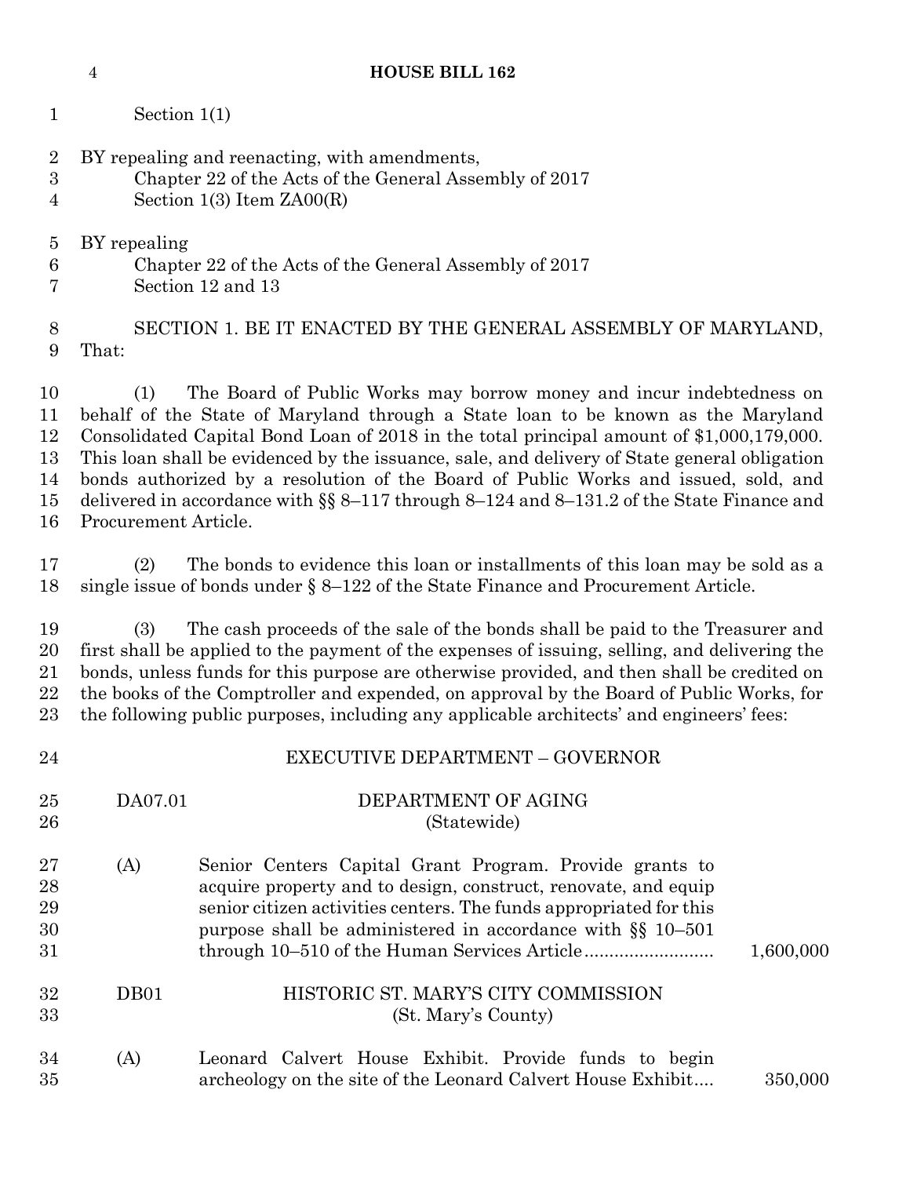Section 1(1)

BY repealing and reenacting, with amendments,
Chapter 22 of the Acts of the General Assembly of 2017
Section 1(3) Item ZA00(R)

BY repealing
Chapter 22 of the Acts of the General Assembly of 2017
Section 12 and 13

SECTION 1. BE IT ENACTED BY THE GENERAL ASSEMBLY OF MARYLAND, That:

(1) The Board of Public Works may borrow money and incur indebtedness on behalf of the State of Maryland through a State loan to be known as the Maryland Consolidated Capital Bond Loan of 2018 in the total principal amount of $1,000,179,000. This loan shall be evidenced by the issuance, sale, and delivery of State general obligation bonds authorized by a resolution of the Board of Public Works and issued, sold, and delivered in accordance with §§ 8–117 through 8–124 and 8–131.2 of the State Finance and Procurement Article.

(2) The bonds to evidence this loan or installments of this loan may be sold as a single issue of bonds under § 8–122 of the State Finance and Procurement Article.

(3) The cash proceeds of the sale of the bonds shall be paid to the Treasurer and first shall be applied to the payment of the expenses of issuing, selling, and delivering the bonds, unless funds for this purpose are otherwise provided, and then shall be credited on the books of the Comptroller and expended, on approval by the Board of Public Works, for the following public purposes, including any applicable architects' and engineers' fees:

EXECUTIVE DEPARTMENT – GOVERNOR

DA07.01 DEPARTMENT OF AGING
(Statewide)

(A) Senior Centers Capital Grant Program. Provide grants to acquire property and to design, construct, renovate, and equip senior citizen activities centers. The funds appropriated for this purpose shall be administered in accordance with §§ 10–501 through 10–510 of the Human Services Article .......................... 1,600,000

DB01 HISTORIC ST. MARY'S CITY COMMISSION
(St. Mary's County)

(A) Leonard Calvert House Exhibit. Provide funds to begin archeology on the site of the Leonard Calvert House Exhibit.... 350,000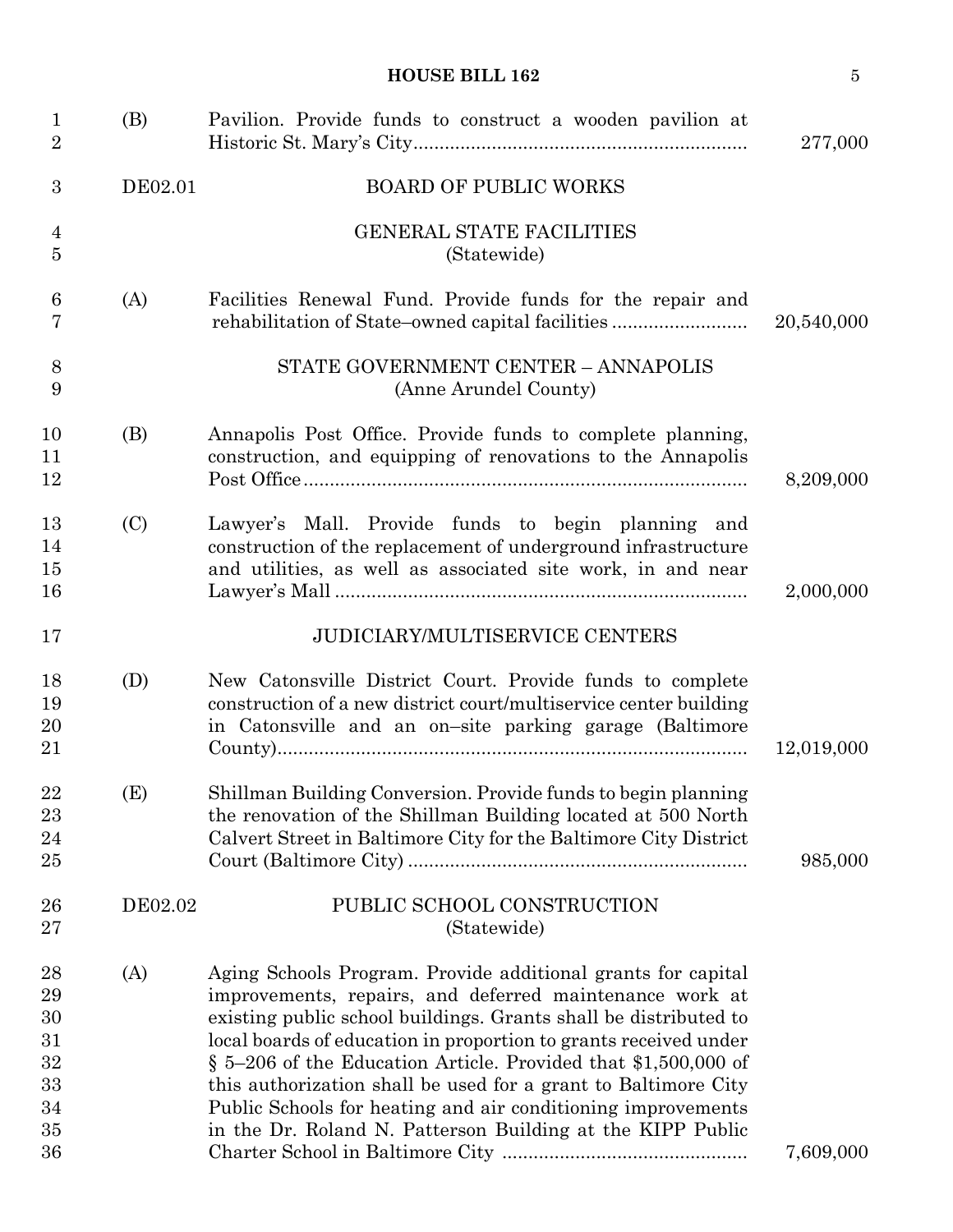(B) Pavilion. Provide funds to construct a wooden pavilion at Historic St. Mary's City .............................................................. 277,000

DE02.01 BOARD OF PUBLIC WORKS

GENERAL STATE FACILITIES
(Statewide)

(A) Facilities Renewal Fund. Provide funds for the repair and rehabilitation of State–owned capital facilities ......................... 20,540,000

STATE GOVERNMENT CENTER – ANNAPOLIS
(Anne Arundel County)

(B) Annapolis Post Office. Provide funds to complete planning, construction, and equipping of renovations to the Annapolis Post Office ..................................................................................... 8,209,000

(C) Lawyer's Mall. Provide funds to begin planning and construction of the replacement of underground infrastructure and utilities, as well as associated site work, in and near Lawyer's Mall .............................................................................. 2,000,000

JUDICIARY/MULTISERVICE CENTERS

(D) New Catonsville District Court. Provide funds to complete construction of a new district court/multiservice center building in Catonsville and an on–site parking garage (Baltimore County)........................................................................................ 12,019,000

(E) Shillman Building Conversion. Provide funds to begin planning the renovation of the Shillman Building located at 500 North Calvert Street in Baltimore City for the Baltimore City District Court (Baltimore City) ................................................................ 985,000

DE02.02 PUBLIC SCHOOL CONSTRUCTION
(Statewide)

(A) Aging Schools Program. Provide additional grants for capital improvements, repairs, and deferred maintenance work at existing public school buildings. Grants shall be distributed to local boards of education in proportion to grants received under § 5–206 of the Education Article. Provided that $1,500,000 of this authorization shall be used for a grant to Baltimore City Public Schools for heating and air conditioning improvements in the Dr. Roland N. Patterson Building at the KIPP Public Charter School in Baltimore City .............................................. 7,609,000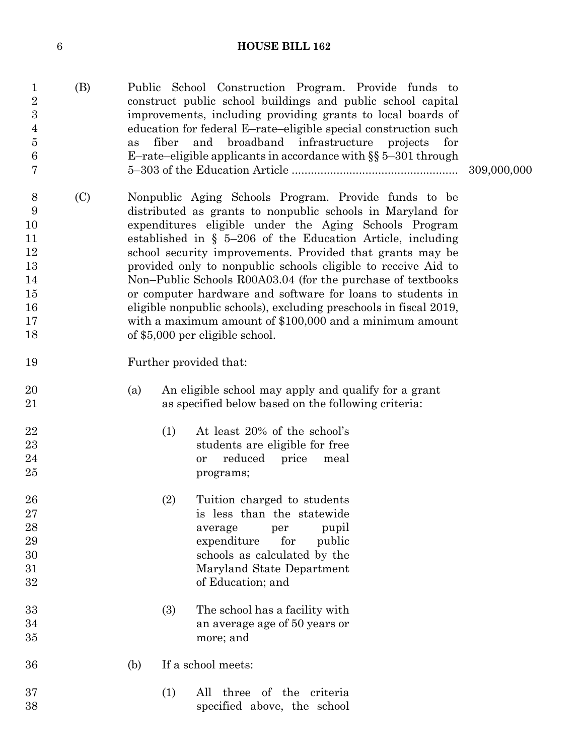(B) Public School Construction Program. Provide funds to construct public school buildings and public school capital improvements, including providing grants to local boards of education for federal E–rate–eligible special construction such as fiber and broadband infrastructure projects for E–rate–eligible applicants in accordance with §§ 5–301 through 5–303 of the Education Article .................................................... 309,000,000

(C) Nonpublic Aging Schools Program. Provide funds to be distributed as grants to nonpublic schools in Maryland for expenditures eligible under the Aging Schools Program established in § 5–206 of the Education Article, including school security improvements. Provided that grants may be provided only to nonpublic schools eligible to receive Aid to Non–Public Schools R00A03.04 (for the purchase of textbooks or computer hardware and software for loans to students in eligible nonpublic schools), excluding preschools in fiscal 2019, with a maximum amount of $100,000 and a minimum amount of $5,000 per eligible school.

Further provided that:

(a) An eligible school may apply and qualify for a grant as specified below based on the following criteria:

(1) At least 20% of the school's students are eligible for free or reduced price meal programs;

(2) Tuition charged to students is less than the statewide average per pupil expenditure for public schools as calculated by the Maryland State Department of Education; and

(3) The school has a facility with an average age of 50 years or more; and

(b) If a school meets:

(1) All three of the criteria specified above, the school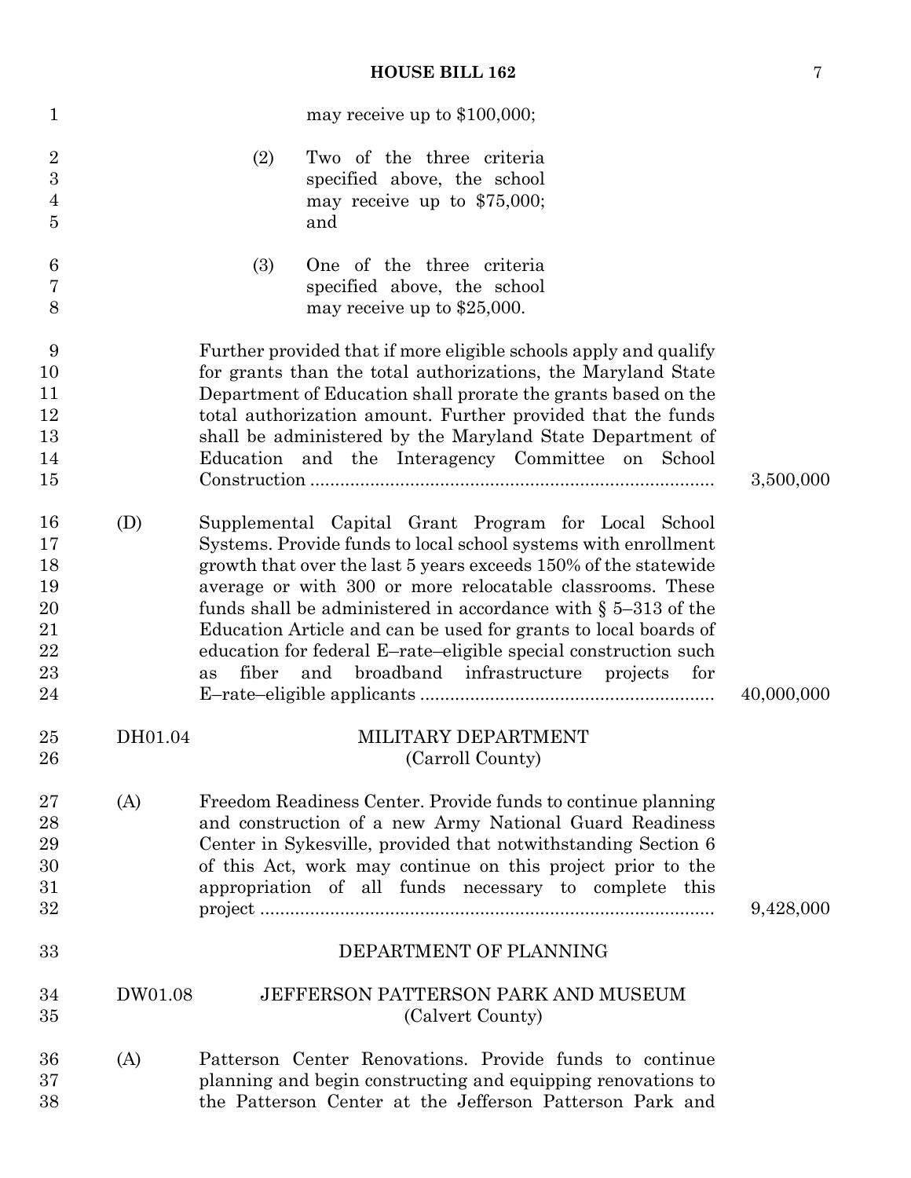may receive up to $100,000;

(2) Two of the three criteria specified above, the school may receive up to $75,000; and

(3) One of the three criteria specified above, the school may receive up to $25,000.

Further provided that if more eligible schools apply and qualify for grants than the total authorizations, the Maryland State Department of Education shall prorate the grants based on the total authorization amount. Further provided that the funds shall be administered by the Maryland State Department of Education and the Interagency Committee on School Construction ................................................................................ 3,500,000

(D) Supplemental Capital Grant Program for Local School Systems. Provide funds to local school systems with enrollment growth that over the last 5 years exceeds 150% of the statewide average or with 300 or more relocatable classrooms. These funds shall be administered in accordance with § 5–313 of the Education Article and can be used for grants to local boards of education for federal E–rate–eligible special construction such as fiber and broadband infrastructure projects for E–rate–eligible applicants .......................................................... 40,000,000

DH01.04 MILITARY DEPARTMENT
(Carroll County)

(A) Freedom Readiness Center. Provide funds to continue planning and construction of a new Army National Guard Readiness Center in Sykesville, provided that notwithstanding Section 6 of this Act, work may continue on this project prior to the appropriation of all funds necessary to complete this project .......................................................................................... 9,428,000

DEPARTMENT OF PLANNING

DW01.08 JEFFERSON PATTERSON PARK AND MUSEUM
(Calvert County)

(A) Patterson Center Renovations. Provide funds to continue planning and begin constructing and equipping renovations to the Patterson Center at the Jefferson Patterson Park and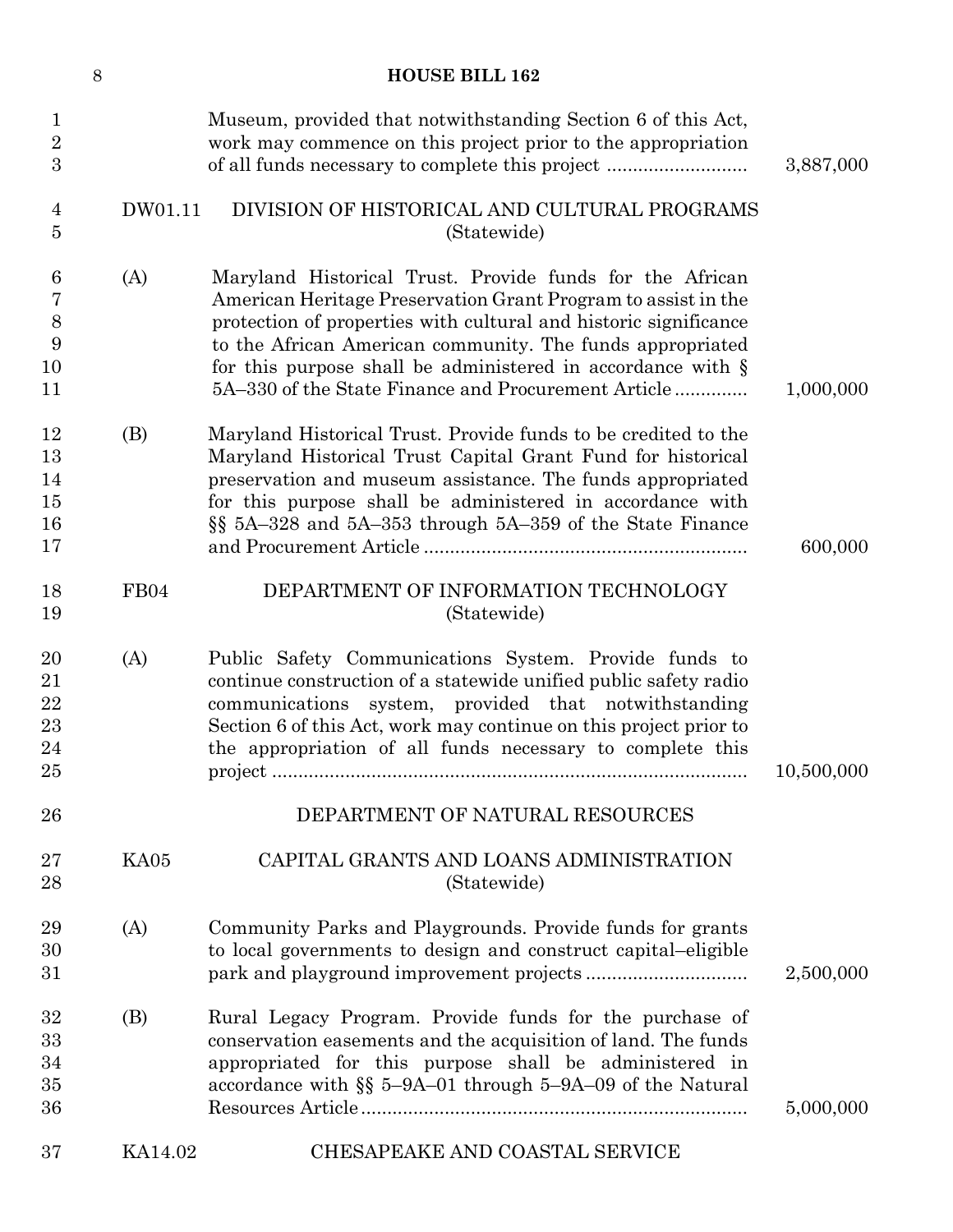Museum, provided that notwithstanding Section 6 of this Act, work may commence on this project prior to the appropriation of all funds necessary to complete this project .......................... 3,887,000

DW01.11 DIVISION OF HISTORICAL AND CULTURAL PROGRAMS (Statewide)

(A) Maryland Historical Trust. Provide funds for the African American Heritage Preservation Grant Program to assist in the protection of properties with cultural and historic significance to the African American community. The funds appropriated for this purpose shall be administered in accordance with § 5A–330 of the State Finance and Procurement Article ............. 1,000,000

(B) Maryland Historical Trust. Provide funds to be credited to the Maryland Historical Trust Capital Grant Fund for historical preservation and museum assistance. The funds appropriated for this purpose shall be administered in accordance with §§ 5A–328 and 5A–353 through 5A–359 of the State Finance and Procurement Article ............................................................ 600,000

FB04 DEPARTMENT OF INFORMATION TECHNOLOGY (Statewide)

(A) Public Safety Communications System. Provide funds to continue construction of a statewide unified public safety radio communications system, provided that notwithstanding Section 6 of this Act, work may continue on this project prior to the appropriation of all funds necessary to complete this project ......................................................................................... 10,500,000

DEPARTMENT OF NATURAL RESOURCES

KA05 CAPITAL GRANTS AND LOANS ADMINISTRATION (Statewide)

(A) Community Parks and Playgrounds. Provide funds for grants to local governments to design and construct capital–eligible park and playground improvement projects .............................. 2,500,000

(B) Rural Legacy Program. Provide funds for the purchase of conservation easements and the acquisition of land. The funds appropriated for this purpose shall be administered in accordance with §§ 5–9A–01 through 5–9A–09 of the Natural Resources Article ........................................................................ 5,000,000

KA14.02 CHESAPEAKE AND COASTAL SERVICE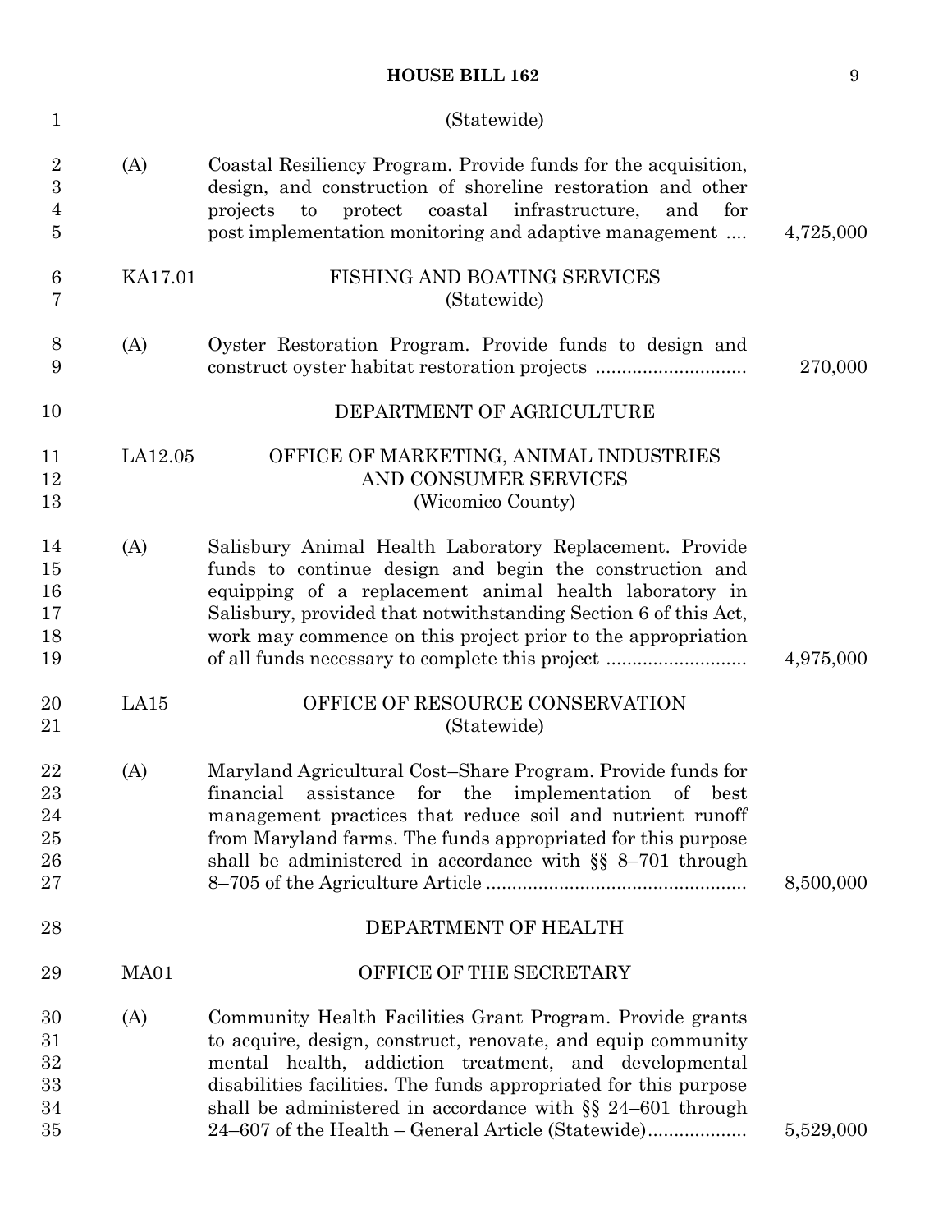(Statewide)

(A) Coastal Resiliency Program. Provide funds for the acquisition, design, and construction of shoreline restoration and other projects to protect coastal infrastructure, and for post implementation monitoring and adaptive management .... 4,725,000

KA17.01 FISHING AND BOATING SERVICES
(Statewide)

(A) Oyster Restoration Program. Provide funds to design and construct oyster habitat restoration projects ............................ 270,000

DEPARTMENT OF AGRICULTURE

LA12.05 OFFICE OF MARKETING, ANIMAL INDUSTRIES AND CONSUMER SERVICES
(Wicomico County)

(A) Salisbury Animal Health Laboratory Replacement. Provide funds to continue design and begin the construction and equipping of a replacement animal health laboratory in Salisbury, provided that notwithstanding Section 6 of this Act, work may commence on this project prior to the appropriation of all funds necessary to complete this project .......................... 4,975,000

LA15 OFFICE OF RESOURCE CONSERVATION
(Statewide)

(A) Maryland Agricultural Cost–Share Program. Provide funds for financial assistance for the implementation of best management practices that reduce soil and nutrient runoff from Maryland farms. The funds appropriated for this purpose shall be administered in accordance with §§ 8–701 through 8–705 of the Agriculture Article ................................................. 8,500,000

DEPARTMENT OF HEALTH

MA01 OFFICE OF THE SECRETARY

(A) Community Health Facilities Grant Program. Provide grants to acquire, design, construct, renovate, and equip community mental health, addiction treatment, and developmental disabilities facilities. The funds appropriated for this purpose shall be administered in accordance with §§ 24–601 through 24–607 of the Health – General Article (Statewide).................. 5,529,000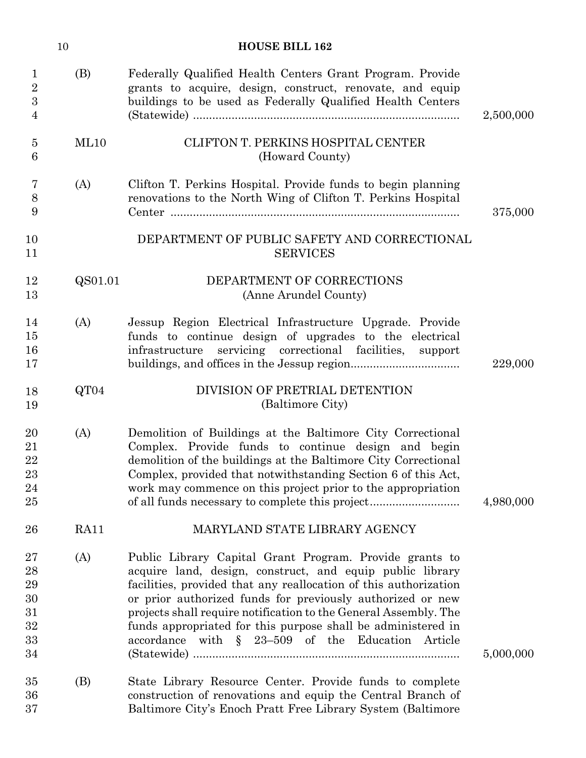(B) Federally Qualified Health Centers Grant Program. Provide grants to acquire, design, construct, renovate, and equip buildings to be used as Federally Qualified Health Centers (Statewide) .................................................................................. 2,500,000

ML10 CLIFTON T. PERKINS HOSPITAL CENTER
(Howard County)

(A) Clifton T. Perkins Hospital. Provide funds to begin planning renovations to the North Wing of Clifton T. Perkins Hospital Center .......................................................................................... 375,000

DEPARTMENT OF PUBLIC SAFETY AND CORRECTIONAL SERVICES

QS01.01 DEPARTMENT OF CORRECTIONS
(Anne Arundel County)

(A) Jessup Region Electrical Infrastructure Upgrade. Provide funds to continue design of upgrades to the electrical infrastructure servicing correctional facilities, support buildings, and offices in the Jessup region................................. 229,000

QT04 DIVISION OF PRETRIAL DETENTION
(Baltimore City)

(A) Demolition of Buildings at the Baltimore City Correctional Complex. Provide funds to continue design and begin demolition of the buildings at the Baltimore City Correctional Complex, provided that notwithstanding Section 6 of this Act, work may commence on this project prior to the appropriation of all funds necessary to complete this project........................... 4,980,000

RA11 MARYLAND STATE LIBRARY AGENCY

(A) Public Library Capital Grant Program. Provide grants to acquire land, design, construct, and equip public library facilities, provided that any reallocation of this authorization or prior authorized funds for previously authorized or new projects shall require notification to the General Assembly. The funds appropriated for this purpose shall be administered in accordance with § 23–509 of the Education Article (Statewide) .................................................................................. 5,000,000

(B) State Library Resource Center. Provide funds to complete construction of renovations and equip the Central Branch of Baltimore City's Enoch Pratt Free Library System (Baltimore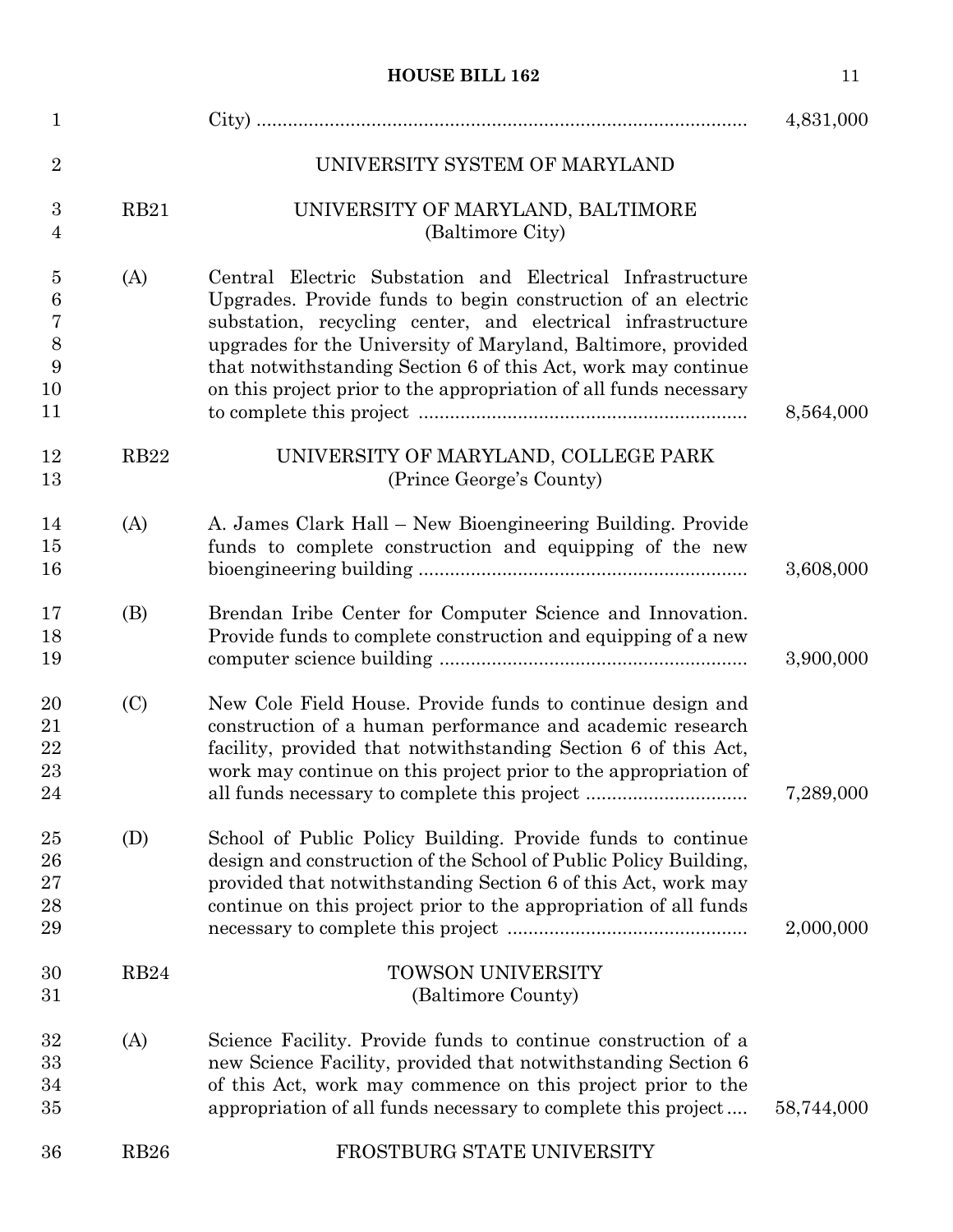City) ............................................................................................ 4,831,000

UNIVERSITY SYSTEM OF MARYLAND

RB21 UNIVERSITY OF MARYLAND, BALTIMORE
(Baltimore City)

(A) Central Electric Substation and Electrical Infrastructure Upgrades. Provide funds to begin construction of an electric substation, recycling center, and electrical infrastructure upgrades for the University of Maryland, Baltimore, provided that notwithstanding Section 6 of this Act, work may continue on this project prior to the appropriation of all funds necessary to complete this project .............................................................. 8,564,000

RB22 UNIVERSITY OF MARYLAND, COLLEGE PARK
(Prince George's County)

(A) A. James Clark Hall – New Bioengineering Building. Provide funds to complete construction and equipping of the new bioengineering building .............................................................. 3,608,000

(B) Brendan Iribe Center for Computer Science and Innovation. Provide funds to complete construction and equipping of a new computer science building .......................................................... 3,900,000

(C) New Cole Field House. Provide funds to continue design and construction of a human performance and academic research facility, provided that notwithstanding Section 6 of this Act, work may continue on this project prior to the appropriation of all funds necessary to complete this project .............................. 7,289,000

(D) School of Public Policy Building. Provide funds to continue design and construction of the School of Public Policy Building, provided that notwithstanding Section 6 of this Act, work may continue on this project prior to the appropriation of all funds necessary to complete this project ............................................. 2,000,000

RB24 TOWSON UNIVERSITY
(Baltimore County)

(A) Science Facility. Provide funds to continue construction of a new Science Facility, provided that notwithstanding Section 6 of this Act, work may commence on this project prior to the appropriation of all funds necessary to complete this project.... 58,744,000

RB26 FROSTBURG STATE UNIVERSITY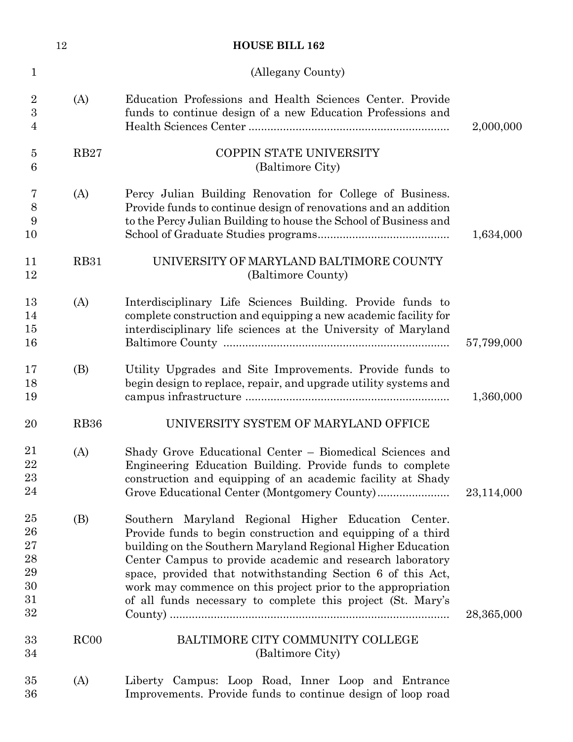(Allegany County)

| | | |
|---|---|---|
| (A) | Education Professions and Health Sciences Center. Provide funds to continue design of a new Education Professions and Health Sciences Center | 2,000,000 |
| RB27 | COPPIN STATE UNIVERSITY (Baltimore City) | |
| (A) | Percy Julian Building Renovation for College of Business. Provide funds to continue design of renovations and an addition to the Percy Julian Building to house the School of Business and School of Graduate Studies programs | 1,634,000 |
| RB31 | UNIVERSITY OF MARYLAND BALTIMORE COUNTY (Baltimore County) | |
| (A) | Interdisciplinary Life Sciences Building. Provide funds to complete construction and equipping a new academic facility for interdisciplinary life sciences at the University of Maryland Baltimore County | 57,799,000 |
| (B) | Utility Upgrades and Site Improvements. Provide funds to begin design to replace, repair, and upgrade utility systems and campus infrastructure | 1,360,000 |
| RB36 | UNIVERSITY SYSTEM OF MARYLAND OFFICE | |
| (A) | Shady Grove Educational Center – Biomedical Sciences and Engineering Education Building. Provide funds to complete construction and equipping of an academic facility at Shady Grove Educational Center (Montgomery County) | 23,114,000 |
| (B) | Southern Maryland Regional Higher Education Center. Provide funds to begin construction and equipping of a third building on the Southern Maryland Regional Higher Education Center Campus to provide academic and research laboratory space, provided that notwithstanding Section 6 of this Act, work may commence on this project prior to the appropriation of all funds necessary to complete this project (St. Mary's County) | 28,365,000 |
| RC00 | BALTIMORE CITY COMMUNITY COLLEGE (Baltimore City) | |
| (A) | Liberty Campus: Loop Road, Inner Loop and Entrance Improvements. Provide funds to continue design of loop road | |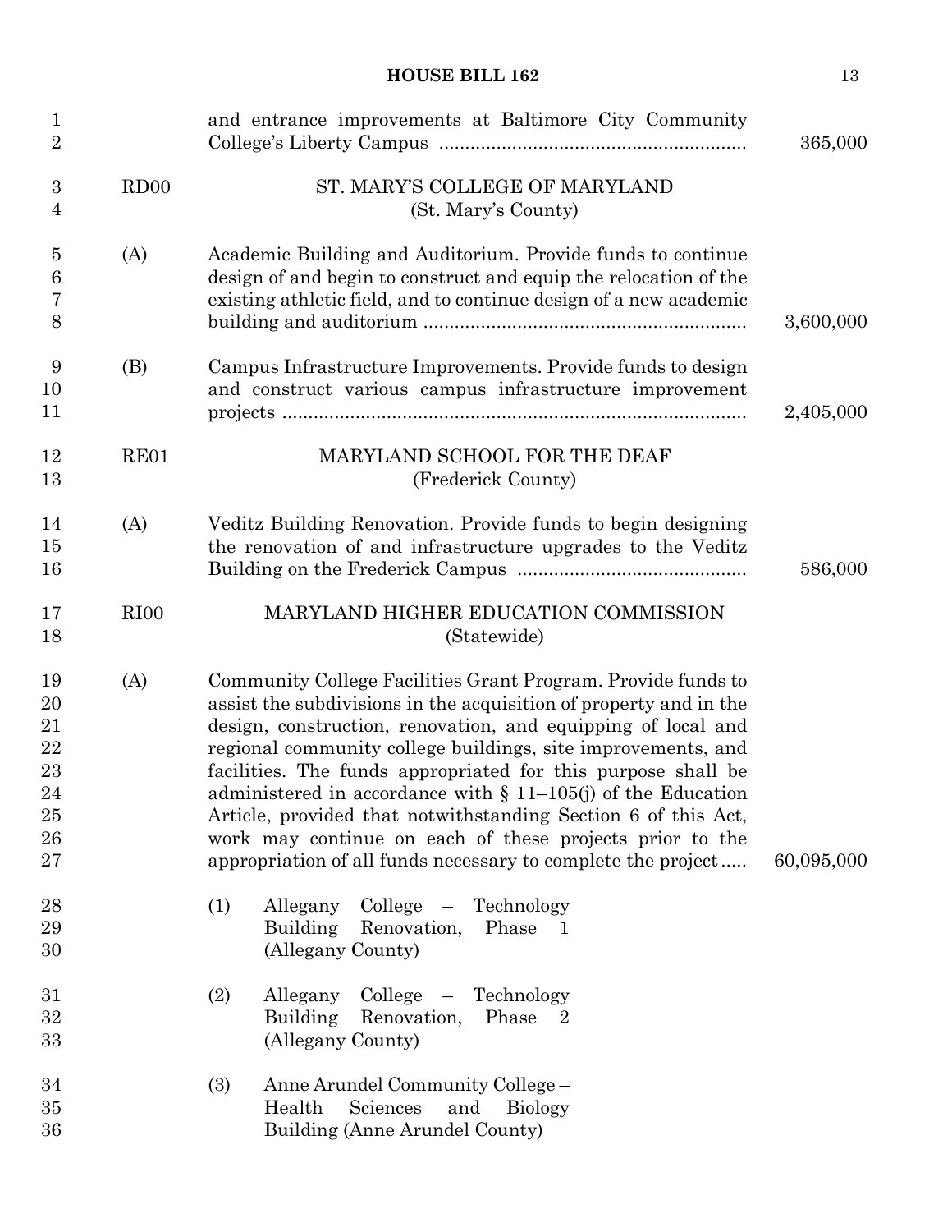and entrance improvements at Baltimore City Community College's Liberty Campus .......................................................... 365,000

RD00 ST. MARY'S COLLEGE OF MARYLAND
(St. Mary's County)

(A) Academic Building and Auditorium. Provide funds to continue design of and begin to construct and equip the relocation of the existing athletic field, and to continue design of a new academic building and auditorium ............................................................. 3,600,000

(B) Campus Infrastructure Improvements. Provide funds to design and construct various campus infrastructure improvement projects ........................................................................................ 2,405,000

RE01 MARYLAND SCHOOL FOR THE DEAF
(Frederick County)

(A) Veditz Building Renovation. Provide funds to begin designing the renovation of and infrastructure upgrades to the Veditz Building on the Frederick Campus ........................................... 586,000

RI00 MARYLAND HIGHER EDUCATION COMMISSION
(Statewide)

(A) Community College Facilities Grant Program. Provide funds to assist the subdivisions in the acquisition of property and in the design, construction, renovation, and equipping of local and regional community college buildings, site improvements, and facilities. The funds appropriated for this purpose shall be administered in accordance with § 11–105(j) of the Education Article, provided that notwithstanding Section 6 of this Act, work may continue on each of these projects prior to the appropriation of all funds necessary to complete the project..... 60,095,000

(1) Allegany College – Technology Building Renovation, Phase 1 (Allegany County)

(2) Allegany College – Technology Building Renovation, Phase 2 (Allegany County)

(3) Anne Arundel Community College – Health Sciences and Biology Building (Anne Arundel County)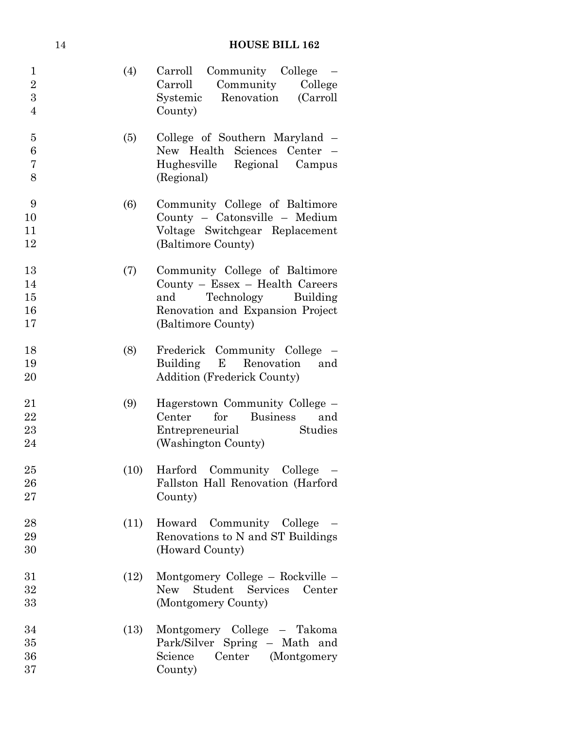(4) Carroll Community College – Carroll Community College Systemic Renovation (Carroll County)

(5) College of Southern Maryland – New Health Sciences Center – Hughesville Regional Campus (Regional)

(6) Community College of Baltimore County – Catonsville – Medium Voltage Switchgear Replacement (Baltimore County)

(7) Community College of Baltimore County – Essex – Health Careers and Technology Building Renovation and Expansion Project (Baltimore County)

(8) Frederick Community College – Building E Renovation and Addition (Frederick County)

(9) Hagerstown Community College – Center for Business and Entrepreneurial Studies (Washington County)

(10) Harford Community College – Fallston Hall Renovation (Harford County)

(11) Howard Community College – Renovations to N and ST Buildings (Howard County)

(12) Montgomery College – Rockville – New Student Services Center (Montgomery County)

(13) Montgomery College – Takoma Park/Silver Spring – Math and Science Center (Montgomery County)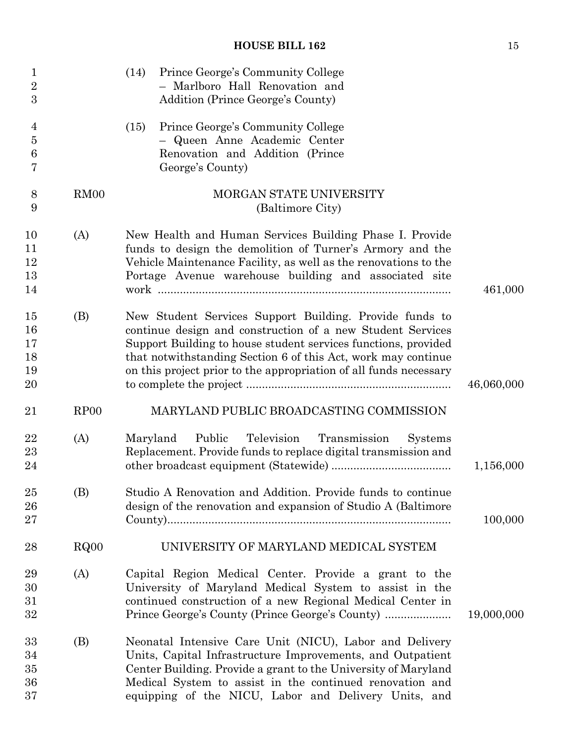(14) Prince George's Community College – Marlboro Hall Renovation and Addition (Prince George's County)

(15) Prince George's Community College – Queen Anne Academic Center Renovation and Addition (Prince George's County)

RM00 MORGAN STATE UNIVERSITY
(Baltimore City)

(A) New Health and Human Services Building Phase I. Provide funds to design the demolition of Turner's Armory and the Vehicle Maintenance Facility, as well as the renovations to the Portage Avenue warehouse building and associated site work .......... 461,000

(B) New Student Services Support Building. Provide funds to continue design and construction of a new Student Services Support Building to house student services functions, provided that notwithstanding Section 6 of this Act, work may continue on this project prior to the appropriation of all funds necessary to complete the project .......... 46,060,000

RP00 MARYLAND PUBLIC BROADCASTING COMMISSION

(A) Maryland Public Television Transmission Systems Replacement. Provide funds to replace digital transmission and other broadcast equipment (Statewide) .......... 1,156,000

(B) Studio A Renovation and Addition. Provide funds to continue design of the renovation and expansion of Studio A (Baltimore County).......... 100,000

RQ00 UNIVERSITY OF MARYLAND MEDICAL SYSTEM

(A) Capital Region Medical Center. Provide a grant to the University of Maryland Medical System to assist in the continued construction of a new Regional Medical Center in Prince George's County (Prince George's County) .......... 19,000,000

(B) Neonatal Intensive Care Unit (NICU), Labor and Delivery Units, Capital Infrastructure Improvements, and Outpatient Center Building. Provide a grant to the University of Maryland Medical System to assist in the continued renovation and equipping of the NICU, Labor and Delivery Units, and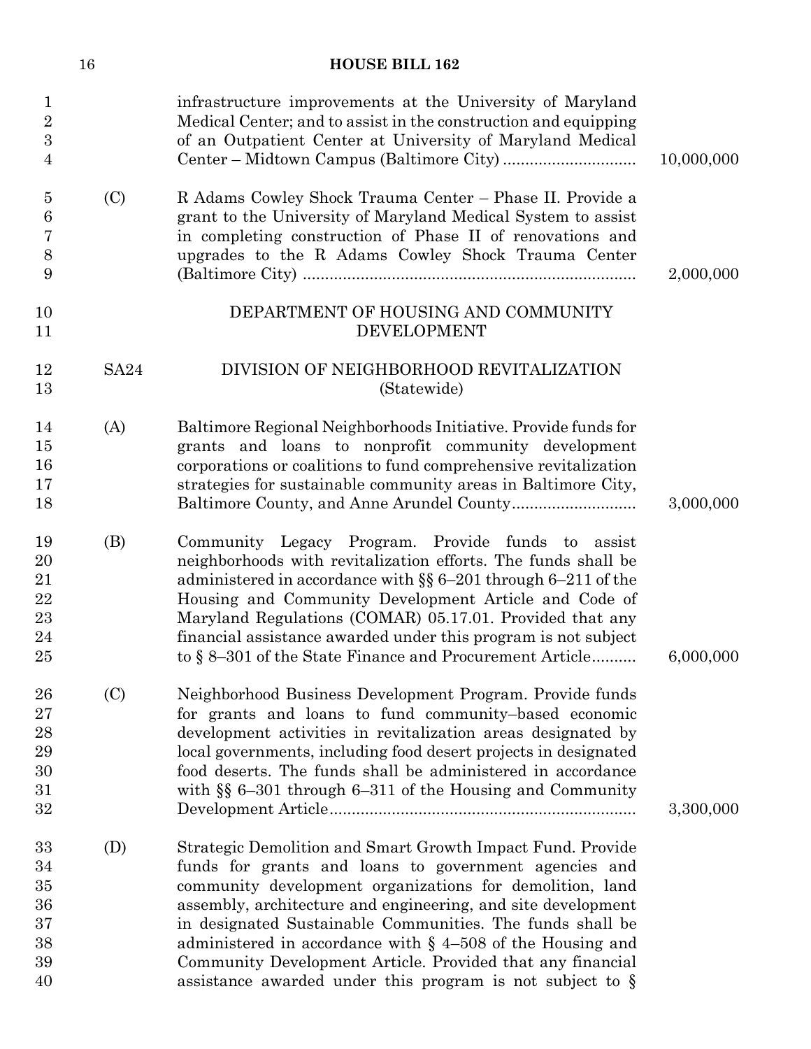infrastructure improvements at the University of Maryland Medical Center; and to assist in the construction and equipping of an Outpatient Center at University of Maryland Medical Center – Midtown Campus (Baltimore City) .............................. 10,000,000

(C) R Adams Cowley Shock Trauma Center – Phase II. Provide a grant to the University of Maryland Medical System to assist in completing construction of Phase II of renovations and upgrades to the R Adams Cowley Shock Trauma Center (Baltimore City) .......................................................................... 2,000,000

DEPARTMENT OF HOUSING AND COMMUNITY DEVELOPMENT

SA24 DIVISION OF NEIGHBORHOOD REVITALIZATION (Statewide)

(A) Baltimore Regional Neighborhoods Initiative. Provide funds for grants and loans to nonprofit community development corporations or coalitions to fund comprehensive revitalization strategies for sustainable community areas in Baltimore City, Baltimore County, and Anne Arundel County............................ 3,000,000

(B) Community Legacy Program. Provide funds to assist neighborhoods with revitalization efforts. The funds shall be administered in accordance with §§ 6–201 through 6–211 of the Housing and Community Development Article and Code of Maryland Regulations (COMAR) 05.17.01. Provided that any financial assistance awarded under this program is not subject to § 8–301 of the State Finance and Procurement Article.......... 6,000,000

(C) Neighborhood Business Development Program. Provide funds for grants and loans to fund community–based economic development activities in revitalization areas designated by local governments, including food desert projects in designated food deserts. The funds shall be administered in accordance with §§ 6–301 through 6–311 of the Housing and Community Development Article..................................................................... 3,300,000

(D) Strategic Demolition and Smart Growth Impact Fund. Provide funds for grants and loans to government agencies and community development organizations for demolition, land assembly, architecture and engineering, and site development in designated Sustainable Communities. The funds shall be administered in accordance with § 4–508 of the Housing and Community Development Article. Provided that any financial assistance awarded under this program is not subject to §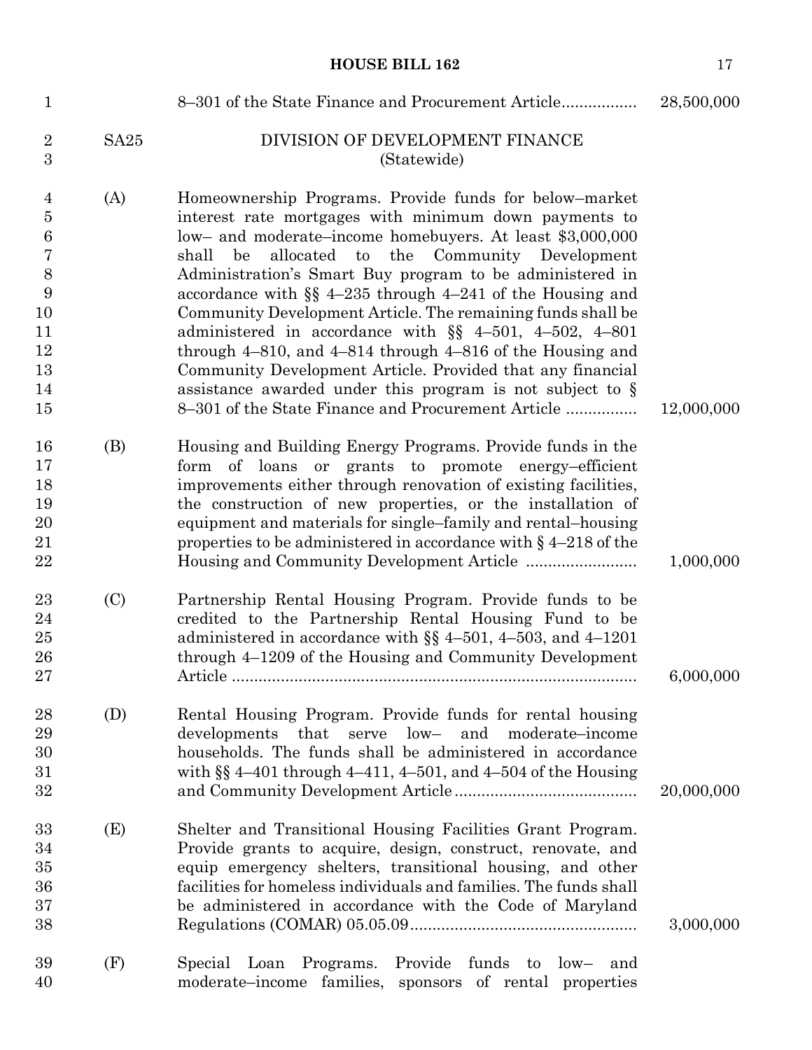8–301 of the State Finance and Procurement Article ................. 28,500,000

SA25 DIVISION OF DEVELOPMENT FINANCE
(Statewide)

(A) Homeownership Programs. Provide funds for below–market interest rate mortgages with minimum down payments to low– and moderate–income homebuyers. At least $3,000,000 shall be allocated to the Community Development Administration's Smart Buy program to be administered in accordance with §§ 4–235 through 4–241 of the Housing and Community Development Article. The remaining funds shall be administered in accordance with §§ 4–501, 4–502, 4–801 through 4–810, and 4–814 through 4–816 of the Housing and Community Development Article. Provided that any financial assistance awarded under this program is not subject to § 8–301 of the State Finance and Procurement Article ................ 12,000,000

(B) Housing and Building Energy Programs. Provide funds in the form of loans or grants to promote energy–efficient improvements either through renovation of existing facilities, the construction of new properties, or the installation of equipment and materials for single–family and rental–housing properties to be administered in accordance with § 4–218 of the Housing and Community Development Article ......................... 1,000,000

(C) Partnership Rental Housing Program. Provide funds to be credited to the Partnership Rental Housing Fund to be administered in accordance with §§ 4–501, 4–503, and 4–1201 through 4–1209 of the Housing and Community Development Article ......................................................................................... 6,000,000

(D) Rental Housing Program. Provide funds for rental housing developments that serve low– and moderate–income households. The funds shall be administered in accordance with §§ 4–401 through 4–411, 4–501, and 4–504 of the Housing and Community Development Article ........................................ 20,000,000

(E) Shelter and Transitional Housing Facilities Grant Program. Provide grants to acquire, design, construct, renovate, and equip emergency shelters, transitional housing, and other facilities for homeless individuals and families. The funds shall be administered in accordance with the Code of Maryland Regulations (COMAR) 05.05.09.................................................. 3,000,000

(F) Special Loan Programs. Provide funds to low– and moderate–income families, sponsors of rental properties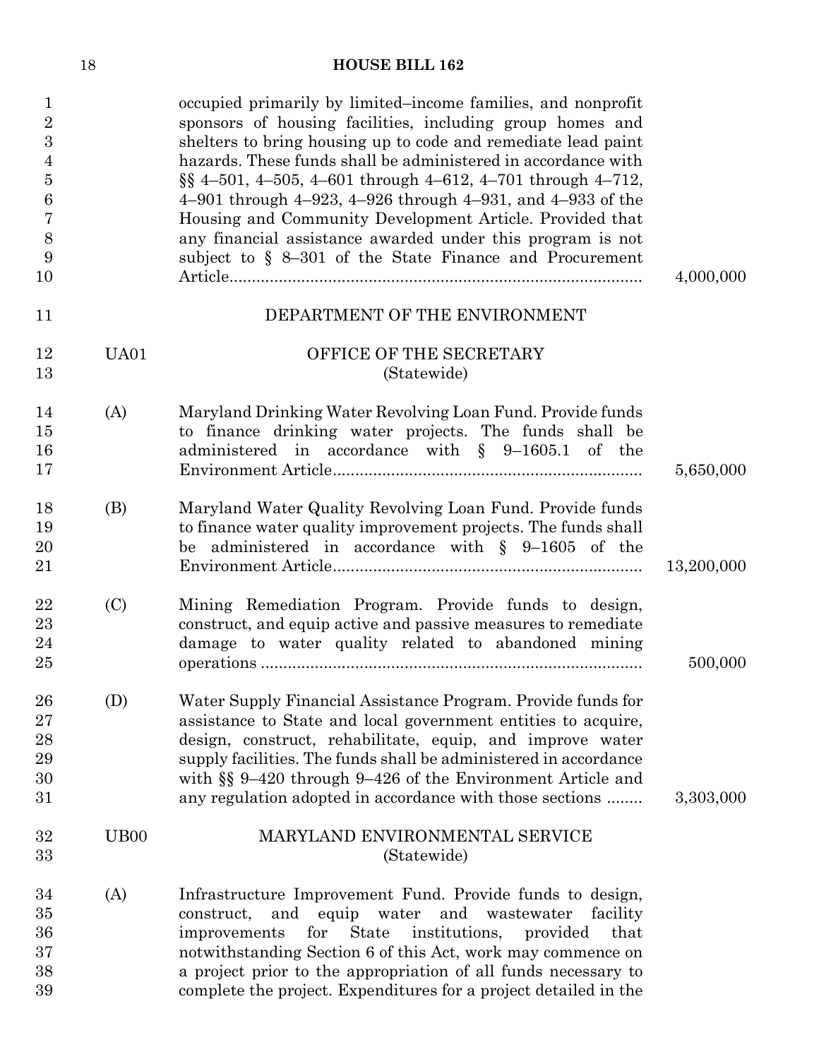occupied primarily by limited–income families, and nonprofit sponsors of housing facilities, including group homes and shelters to bring housing up to code and remediate lead paint hazards. These funds shall be administered in accordance with §§ 4–501, 4–505, 4–601 through 4–612, 4–701 through 4–712, 4–901 through 4–923, 4–926 through 4–931, and 4–933 of the Housing and Community Development Article. Provided that any financial assistance awarded under this program is not subject to § 8–301 of the State Finance and Procurement Article.......... 4,000,000

DEPARTMENT OF THE ENVIRONMENT

UA01 OFFICE OF THE SECRETARY
(Statewide)

(A) Maryland Drinking Water Revolving Loan Fund. Provide funds to finance drinking water projects. The funds shall be administered in accordance with § 9–1605.1 of the Environment Article.......... 5,650,000

(B) Maryland Water Quality Revolving Loan Fund. Provide funds to finance water quality improvement projects. The funds shall be administered in accordance with § 9–1605 of the Environment Article.......... 13,200,000

(C) Mining Remediation Program. Provide funds to design, construct, and equip active and passive measures to remediate damage to water quality related to abandoned mining operations.......... 500,000

(D) Water Supply Financial Assistance Program. Provide funds for assistance to State and local government entities to acquire, design, construct, rehabilitate, equip, and improve water supply facilities. The funds shall be administered in accordance with §§ 9–420 through 9–426 of the Environment Article and any regulation adopted in accordance with those sections.......... 3,303,000

UB00 MARYLAND ENVIRONMENTAL SERVICE
(Statewide)

(A) Infrastructure Improvement Fund. Provide funds to design, construct, and equip water and wastewater facility improvements for State institutions, provided that notwithstanding Section 6 of this Act, work may commence on a project prior to the appropriation of all funds necessary to complete the project. Expenditures for a project detailed in the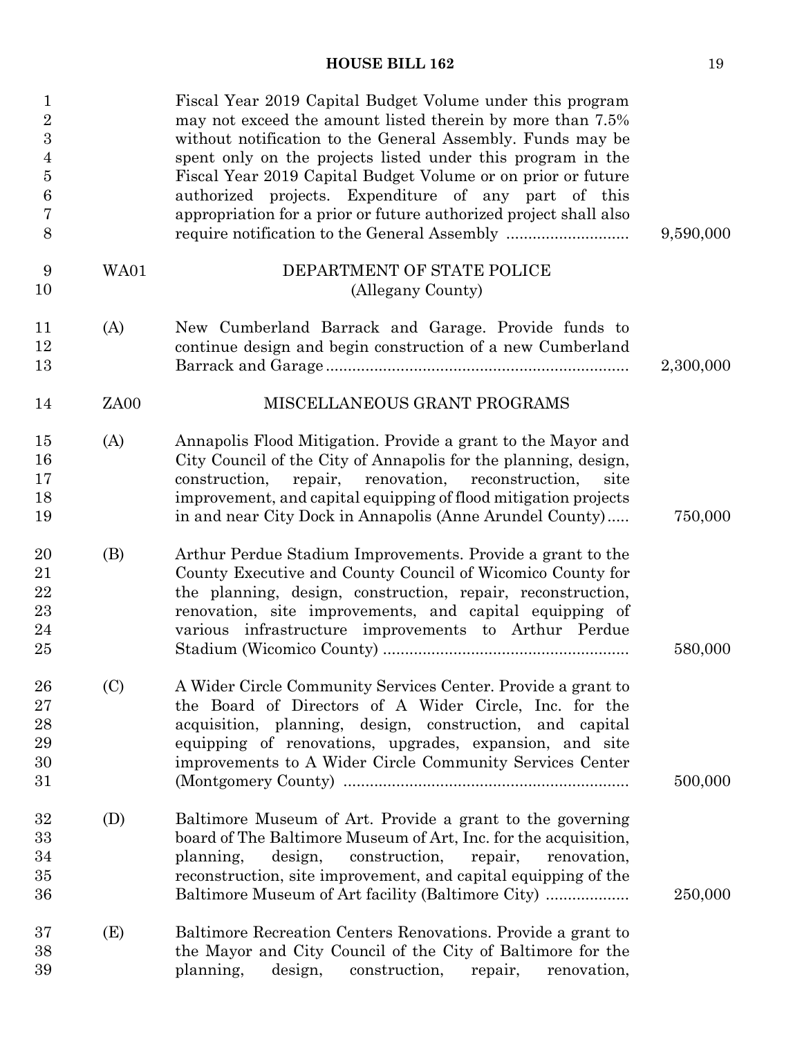Fiscal Year 2019 Capital Budget Volume under this program may not exceed the amount listed therein by more than 7.5% without notification to the General Assembly. Funds may be spent only on the projects listed under this program in the Fiscal Year 2019 Capital Budget Volume or on prior or future authorized projects. Expenditure of any part of this appropriation for a prior or future authorized project shall also require notification to the General Assembly ............................ 9,590,000

WA01 DEPARTMENT OF STATE POLICE
(Allegany County)

(A) New Cumberland Barrack and Garage. Provide funds to continue design and begin construction of a new Cumberland Barrack and Garage.................................................................... 2,300,000

ZA00 MISCELLANEOUS GRANT PROGRAMS

(A) Annapolis Flood Mitigation. Provide a grant to the Mayor and City Council of the City of Annapolis for the planning, design, construction, repair, renovation, reconstruction, site improvement, and capital equipping of flood mitigation projects in and near City Dock in Annapolis (Anne Arundel County)..... 750,000

(B) Arthur Perdue Stadium Improvements. Provide a grant to the County Executive and County Council of Wicomico County for the planning, design, construction, repair, reconstruction, renovation, site improvements, and capital equipping of various infrastructure improvements to Arthur Perdue Stadium (Wicomico County) ....................................................... 580,000

(C) A Wider Circle Community Services Center. Provide a grant to the Board of Directors of A Wider Circle, Inc. for the acquisition, planning, design, construction, and capital equipping of renovations, upgrades, expansion, and site improvements to A Wider Circle Community Services Center (Montgomery County) ................................................................ 500,000

(D) Baltimore Museum of Art. Provide a grant to the governing board of The Baltimore Museum of Art, Inc. for the acquisition, planning, design, construction, repair, renovation, reconstruction, site improvement, and capital equipping of the Baltimore Museum of Art facility (Baltimore City) ................... 250,000

(E) Baltimore Recreation Centers Renovations. Provide a grant to the Mayor and City Council of the City of Baltimore for the planning, design, construction, repair, renovation,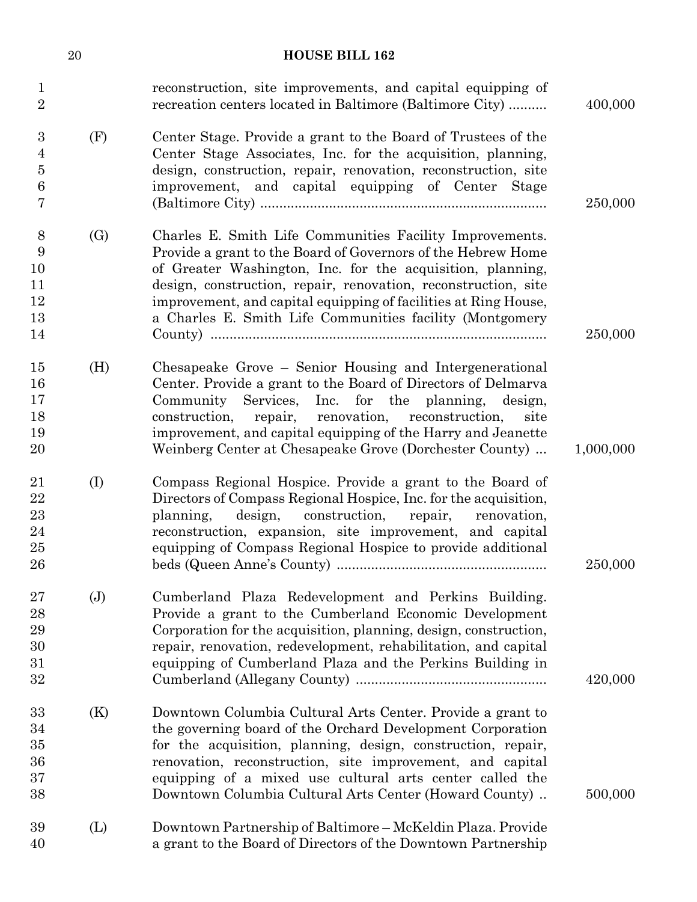reconstruction, site improvements, and capital equipping of recreation centers located in Baltimore (Baltimore City) .......... 400,000

(F) Center Stage. Provide a grant to the Board of Trustees of the Center Stage Associates, Inc. for the acquisition, planning, design, construction, repair, renovation, reconstruction, site improvement, and capital equipping of Center Stage (Baltimore City) .......... 250,000

(G) Charles E. Smith Life Communities Facility Improvements. Provide a grant to the Board of Governors of the Hebrew Home of Greater Washington, Inc. for the acquisition, planning, design, construction, repair, renovation, reconstruction, site improvement, and capital equipping of facilities at Ring House, a Charles E. Smith Life Communities facility (Montgomery County) .......... 250,000

(H) Chesapeake Grove – Senior Housing and Intergenerational Center. Provide a grant to the Board of Directors of Delmarva Community Services, Inc. for the planning, design, construction, repair, renovation, reconstruction, site improvement, and capital equipping of the Harry and Jeanette Weinberg Center at Chesapeake Grove (Dorchester County) ... 1,000,000

(I) Compass Regional Hospice. Provide a grant to the Board of Directors of Compass Regional Hospice, Inc. for the acquisition, planning, design, construction, repair, renovation, reconstruction, expansion, site improvement, and capital equipping of Compass Regional Hospice to provide additional beds (Queen Anne's County) .......... 250,000

(J) Cumberland Plaza Redevelopment and Perkins Building. Provide a grant to the Cumberland Economic Development Corporation for the acquisition, planning, design, construction, repair, renovation, redevelopment, rehabilitation, and capital equipping of Cumberland Plaza and the Perkins Building in Cumberland (Allegany County) .......... 420,000

(K) Downtown Columbia Cultural Arts Center. Provide a grant to the governing board of the Orchard Development Corporation for the acquisition, planning, design, construction, repair, renovation, reconstruction, site improvement, and capital equipping of a mixed use cultural arts center called the Downtown Columbia Cultural Arts Center (Howard County) .. 500,000

(L) Downtown Partnership of Baltimore – McKeldin Plaza. Provide a grant to the Board of Directors of the Downtown Partnership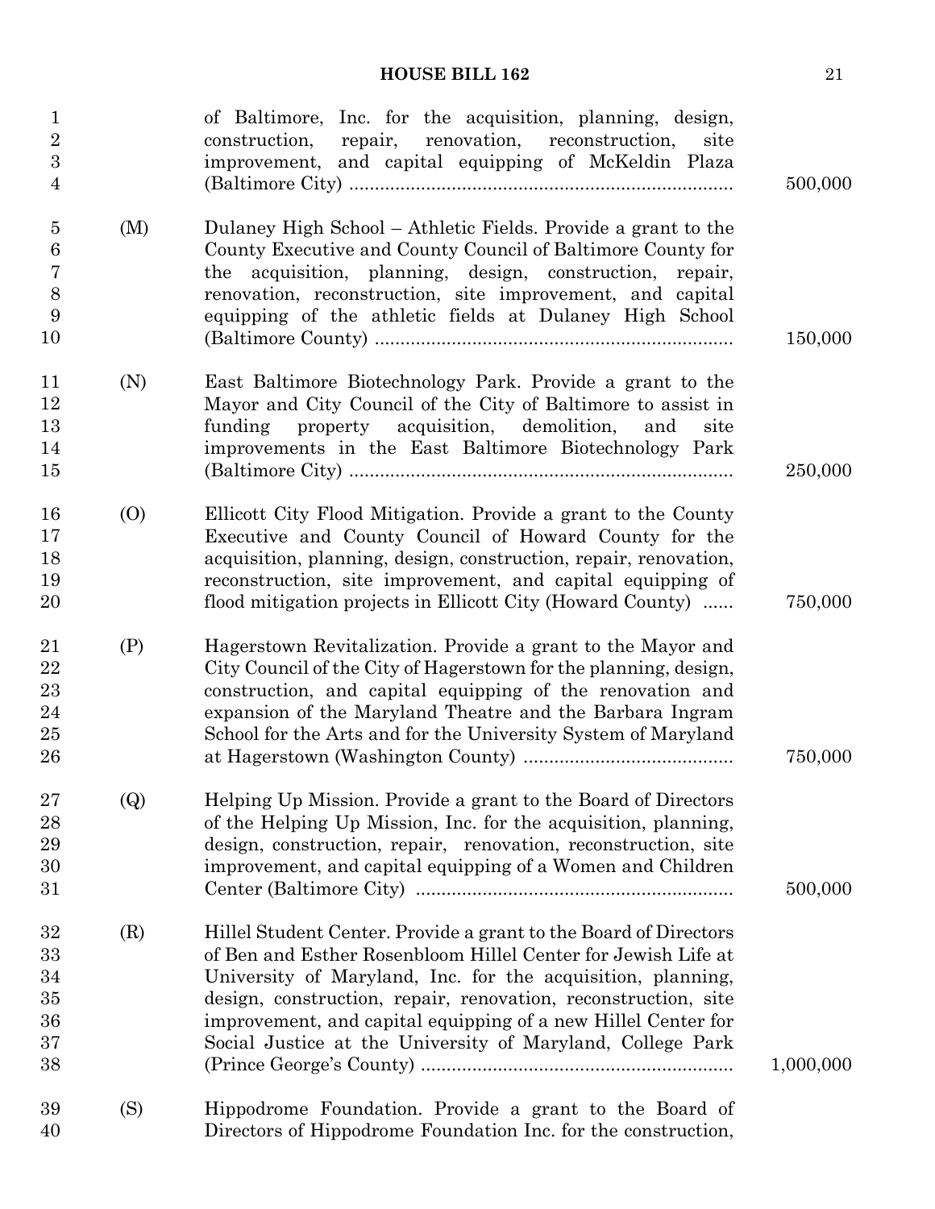of Baltimore, Inc. for the acquisition, planning, design, construction, repair, renovation, reconstruction, site improvement, and capital equipping of McKeldin Plaza (Baltimore City) .......... 500,000

(M) Dulaney High School – Athletic Fields. Provide a grant to the County Executive and County Council of Baltimore County for the acquisition, planning, design, construction, repair, renovation, reconstruction, site improvement, and capital equipping of the athletic fields at Dulaney High School (Baltimore County) .......... 150,000

(N) East Baltimore Biotechnology Park. Provide a grant to the Mayor and City Council of the City of Baltimore to assist in funding property acquisition, demolition, and site improvements in the East Baltimore Biotechnology Park (Baltimore City) .......... 250,000

(O) Ellicott City Flood Mitigation. Provide a grant to the County Executive and County Council of Howard County for the acquisition, planning, design, construction, repair, renovation, reconstruction, site improvement, and capital equipping of flood mitigation projects in Ellicott City (Howard County) ...... 750,000

(P) Hagerstown Revitalization. Provide a grant to the Mayor and City Council of the City of Hagerstown for the planning, design, construction, and capital equipping of the renovation and expansion of the Maryland Theatre and the Barbara Ingram School for the Arts and for the University System of Maryland at Hagerstown (Washington County) .......... 750,000

(Q) Helping Up Mission. Provide a grant to the Board of Directors of the Helping Up Mission, Inc. for the acquisition, planning, design, construction, repair, renovation, reconstruction, site improvement, and capital equipping of a Women and Children Center (Baltimore City) .......... 500,000

(R) Hillel Student Center. Provide a grant to the Board of Directors of Ben and Esther Rosenbloom Hillel Center for Jewish Life at University of Maryland, Inc. for the acquisition, planning, design, construction, repair, renovation, reconstruction, site improvement, and capital equipping of a new Hillel Center for Social Justice at the University of Maryland, College Park (Prince George's County) .......... 1,000,000

(S) Hippodrome Foundation. Provide a grant to the Board of Directors of Hippodrome Foundation Inc. for the construction,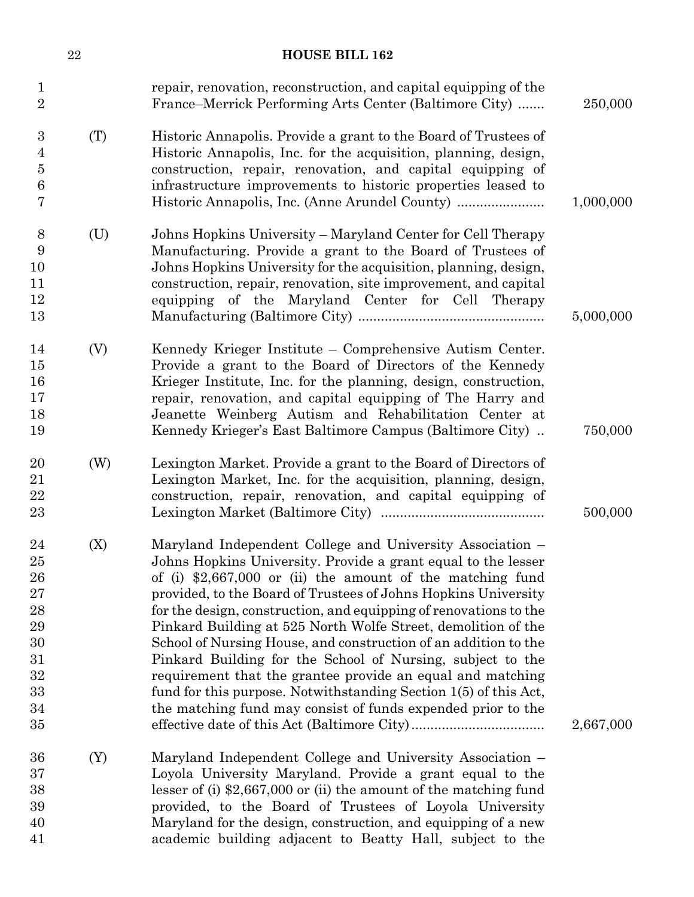repair, renovation, reconstruction, and capital equipping of the France–Merrick Performing Arts Center (Baltimore City) ....... 250,000

(T) Historic Annapolis. Provide a grant to the Board of Trustees of Historic Annapolis, Inc. for the acquisition, planning, design, construction, repair, renovation, and capital equipping of infrastructure improvements to historic properties leased to Historic Annapolis, Inc. (Anne Arundel County) ....................... 1,000,000

(U) Johns Hopkins University – Maryland Center for Cell Therapy Manufacturing. Provide a grant to the Board of Trustees of Johns Hopkins University for the acquisition, planning, design, construction, repair, renovation, site improvement, and capital equipping of the Maryland Center for Cell Therapy Manufacturing (Baltimore City) ................................................ 5,000,000

(V) Kennedy Krieger Institute – Comprehensive Autism Center. Provide a grant to the Board of Directors of the Kennedy Krieger Institute, Inc. for the planning, design, construction, repair, renovation, and capital equipping of The Harry and Jeanette Weinberg Autism and Rehabilitation Center at Kennedy Krieger's East Baltimore Campus (Baltimore City) .. 750,000

(W) Lexington Market. Provide a grant to the Board of Directors of Lexington Market, Inc. for the acquisition, planning, design, construction, repair, renovation, and capital equipping of Lexington Market (Baltimore City) .......................................... 500,000

(X) Maryland Independent College and University Association – Johns Hopkins University. Provide a grant equal to the lesser of (i) $2,667,000 or (ii) the amount of the matching fund provided, to the Board of Trustees of Johns Hopkins University for the design, construction, and equipping of renovations to the Pinkard Building at 525 North Wolfe Street, demolition of the School of Nursing House, and construction of an addition to the Pinkard Building for the School of Nursing, subject to the requirement that the grantee provide an equal and matching fund for this purpose. Notwithstanding Section 1(5) of this Act, the matching fund may consist of funds expended prior to the effective date of this Act (Baltimore City).................................. 2,667,000

(Y) Maryland Independent College and University Association – Loyola University Maryland. Provide a grant equal to the lesser of (i) $2,667,000 or (ii) the amount of the matching fund provided, to the Board of Trustees of Loyola University Maryland for the design, construction, and equipping of a new academic building adjacent to Beatty Hall, subject to the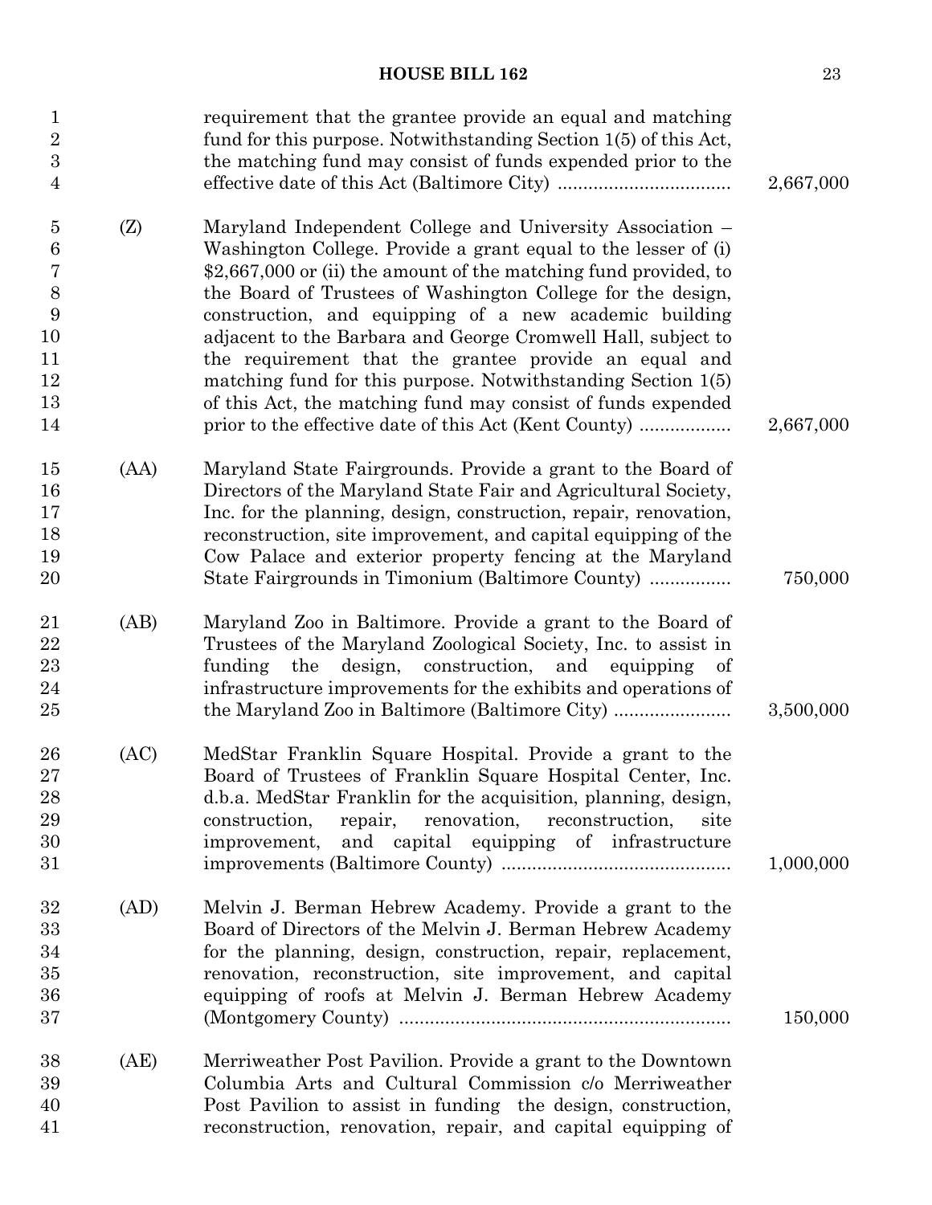requirement that the grantee provide an equal and matching fund for this purpose. Notwithstanding Section 1(5) of this Act, the matching fund may consist of funds expended prior to the effective date of this Act (Baltimore City) ................................. 2,667,000

(Z) Maryland Independent College and University Association – Washington College. Provide a grant equal to the lesser of (i) $2,667,000 or (ii) the amount of the matching fund provided, to the Board of Trustees of Washington College for the design, construction, and equipping of a new academic building adjacent to the Barbara and George Cromwell Hall, subject to the requirement that the grantee provide an equal and matching fund for this purpose. Notwithstanding Section 1(5) of this Act, the matching fund may consist of funds expended prior to the effective date of this Act (Kent County) .................. 2,667,000

(AA) Maryland State Fairgrounds. Provide a grant to the Board of Directors of the Maryland State Fair and Agricultural Society, Inc. for the planning, design, construction, repair, renovation, reconstruction, site improvement, and capital equipping of the Cow Palace and exterior property fencing at the Maryland State Fairgrounds in Timonium (Baltimore County) ................ 750,000

(AB) Maryland Zoo in Baltimore. Provide a grant to the Board of Trustees of the Maryland Zoological Society, Inc. to assist in funding the design, construction, and equipping of infrastructure improvements for the exhibits and operations of the Maryland Zoo in Baltimore (Baltimore City) ....................... 3,500,000

(AC) MedStar Franklin Square Hospital. Provide a grant to the Board of Trustees of Franklin Square Hospital Center, Inc. d.b.a. MedStar Franklin for the acquisition, planning, design, construction, repair, renovation, reconstruction, site improvement, and capital equipping of infrastructure improvements (Baltimore County) ............................................ 1,000,000

(AD) Melvin J. Berman Hebrew Academy. Provide a grant to the Board of Directors of the Melvin J. Berman Hebrew Academy for the planning, design, construction, repair, replacement, renovation, reconstruction, site improvement, and capital equipping of roofs at Melvin J. Berman Hebrew Academy (Montgomery County) ................................................................ 150,000

(AE) Merriweather Post Pavilion. Provide a grant to the Downtown Columbia Arts and Cultural Commission c/o Merriweather Post Pavilion to assist in funding the design, construction, reconstruction, renovation, repair, and capital equipping of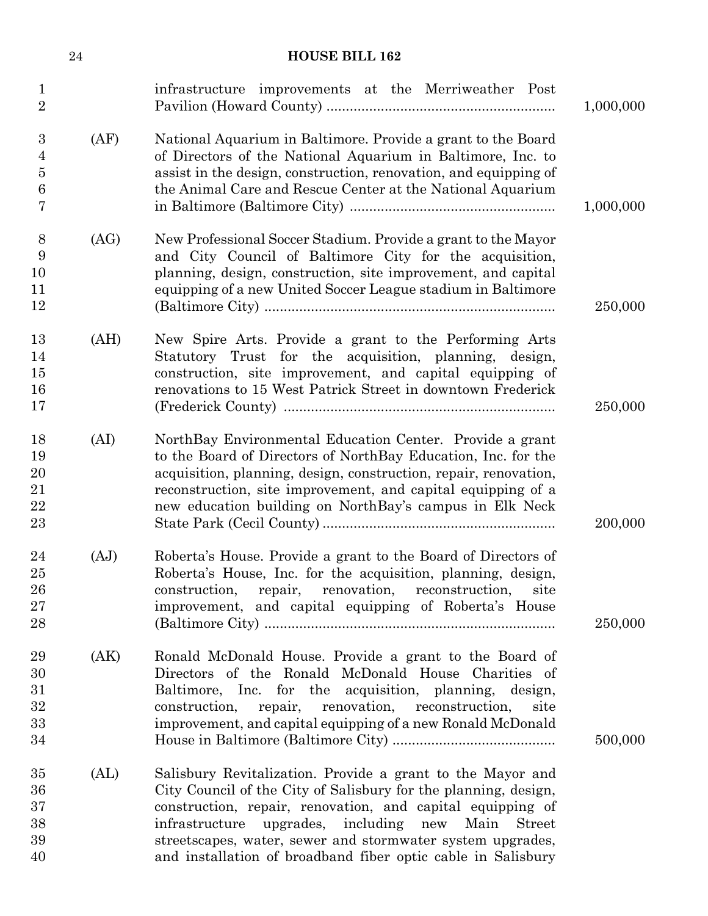infrastructure improvements at the Merriweather Post Pavilion (Howard County) .......... 1,000,000

(AF) National Aquarium in Baltimore. Provide a grant to the Board of Directors of the National Aquarium in Baltimore, Inc. to assist in the design, construction, renovation, and equipping of the Animal Care and Rescue Center at the National Aquarium in Baltimore (Baltimore City) .......... 1,000,000

(AG) New Professional Soccer Stadium. Provide a grant to the Mayor and City Council of Baltimore City for the acquisition, planning, design, construction, site improvement, and capital equipping of a new United Soccer League stadium in Baltimore (Baltimore City) .......... 250,000

(AH) New Spire Arts. Provide a grant to the Performing Arts Statutory Trust for the acquisition, planning, design, construction, site improvement, and capital equipping of renovations to 15 West Patrick Street in downtown Frederick (Frederick County) .......... 250,000

(AI) NorthBay Environmental Education Center. Provide a grant to the Board of Directors of NorthBay Education, Inc. for the acquisition, planning, design, construction, repair, renovation, reconstruction, site improvement, and capital equipping of a new education building on NorthBay's campus in Elk Neck State Park (Cecil County) .......... 200,000

(AJ) Roberta's House. Provide a grant to the Board of Directors of Roberta's House, Inc. for the acquisition, planning, design, construction, repair, renovation, reconstruction, site improvement, and capital equipping of Roberta's House (Baltimore City) .......... 250,000

(AK) Ronald McDonald House. Provide a grant to the Board of Directors of the Ronald McDonald House Charities of Baltimore, Inc. for the acquisition, planning, design, construction, repair, renovation, reconstruction, site improvement, and capital equipping of a new Ronald McDonald House in Baltimore (Baltimore City) .......... 500,000

(AL) Salisbury Revitalization. Provide a grant to the Mayor and City Council of the City of Salisbury for the planning, design, construction, repair, renovation, and capital equipping of infrastructure upgrades, including new Main Street streetscapes, water, sewer and stormwater system upgrades, and installation of broadband fiber optic cable in Salisbury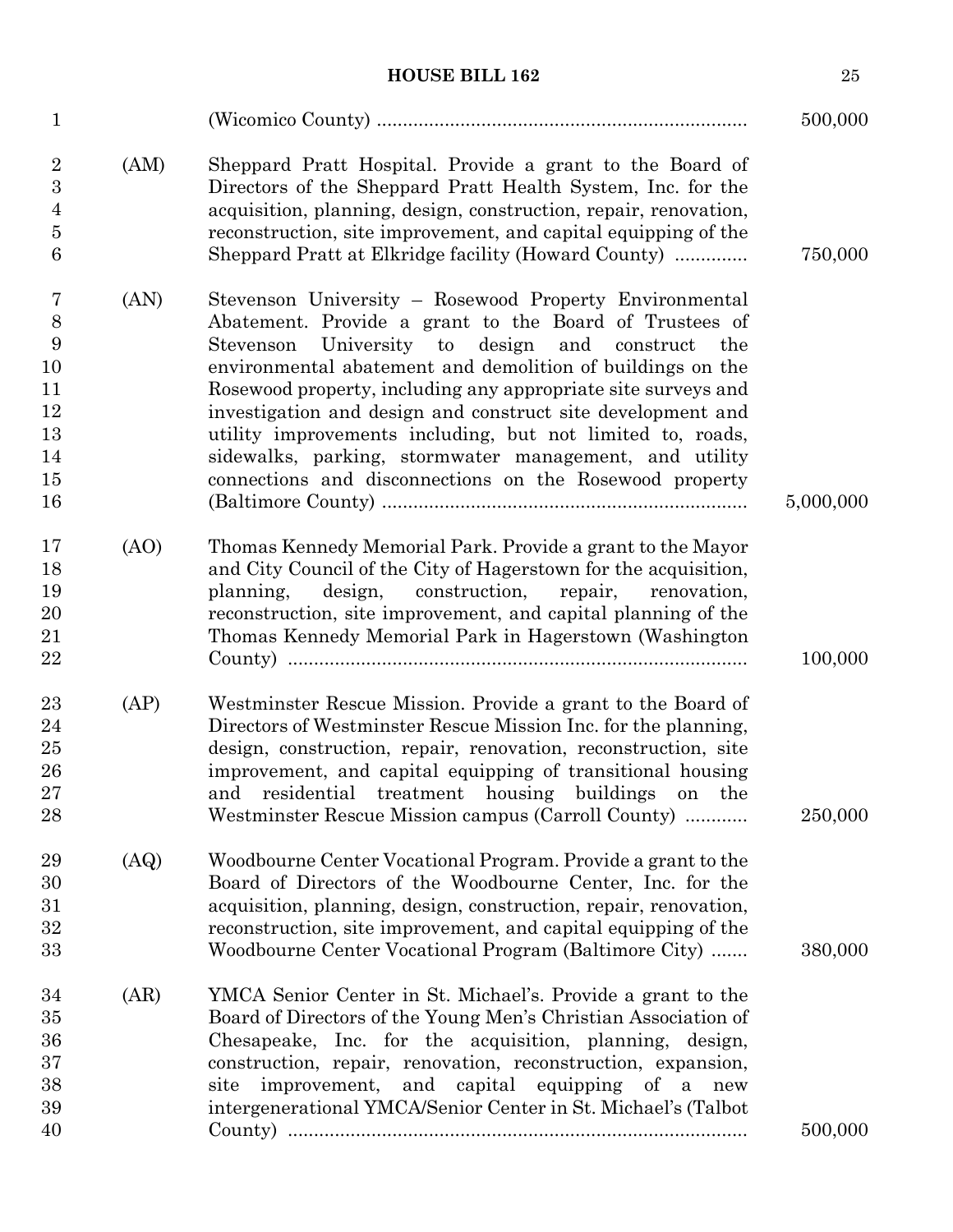(Wicomico County) ...................................................................... 500,000

(AM) Sheppard Pratt Hospital. Provide a grant to the Board of Directors of the Sheppard Pratt Health System, Inc. for the acquisition, planning, design, construction, repair, renovation, reconstruction, site improvement, and capital equipping of the Sheppard Pratt at Elkridge facility (Howard County) ............. 750,000

(AN) Stevenson University – Rosewood Property Environmental Abatement. Provide a grant to the Board of Trustees of Stevenson University to design and construct the environmental abatement and demolition of buildings on the Rosewood property, including any appropriate site surveys and investigation and design and construct site development and utility improvements including, but not limited to, roads, sidewalks, parking, stormwater management, and utility connections and disconnections on the Rosewood property (Baltimore County) ...................................................................... 5,000,000

(AO) Thomas Kennedy Memorial Park. Provide a grant to the Mayor and City Council of the City of Hagerstown for the acquisition, planning, design, construction, repair, renovation, reconstruction, site improvement, and capital planning of the Thomas Kennedy Memorial Park in Hagerstown (Washington County) ...................................................................................... 100,000

(AP) Westminster Rescue Mission. Provide a grant to the Board of Directors of Westminster Rescue Mission Inc. for the planning, design, construction, repair, renovation, reconstruction, site improvement, and capital equipping of transitional housing and residential treatment housing buildings on the Westminster Rescue Mission campus (Carroll County) ............ 250,000

(AQ) Woodbourne Center Vocational Program. Provide a grant to the Board of Directors of the Woodbourne Center, Inc. for the acquisition, planning, design, construction, repair, renovation, reconstruction, site improvement, and capital equipping of the Woodbourne Center Vocational Program (Baltimore City) ....... 380,000

(AR) YMCA Senior Center in St. Michael's. Provide a grant to the Board of Directors of the Young Men's Christian Association of Chesapeake, Inc. for the acquisition, planning, design, construction, repair, renovation, reconstruction, expansion, site improvement, and capital equipping of a new intergenerational YMCA/Senior Center in St. Michael's (Talbot County) ...................................................................................... 500,000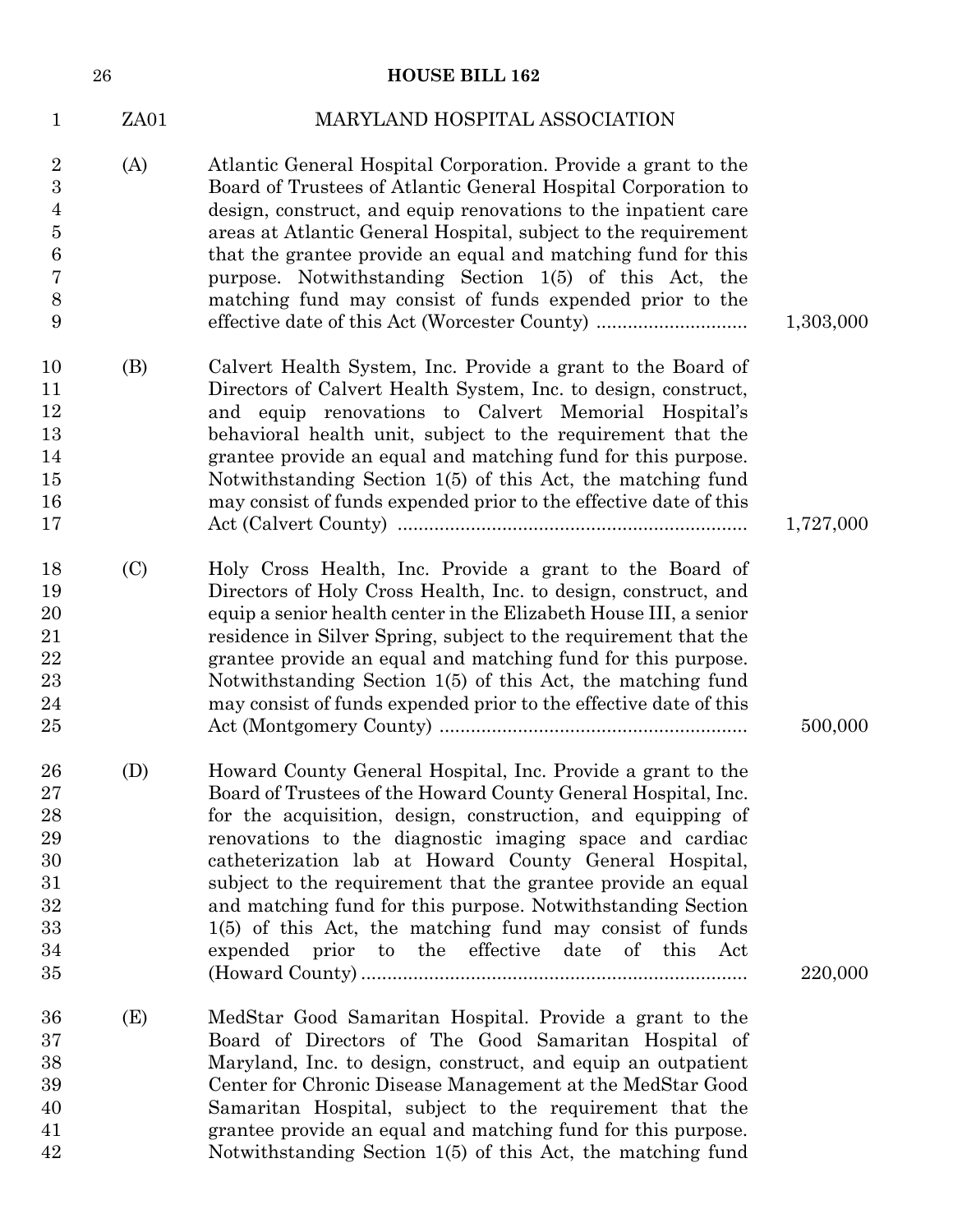ZA01 MARYLAND HOSPITAL ASSOCIATION

(A) Atlantic General Hospital Corporation. Provide a grant to the Board of Trustees of Atlantic General Hospital Corporation to design, construct, and equip renovations to the inpatient care areas at Atlantic General Hospital, subject to the requirement that the grantee provide an equal and matching fund for this purpose. Notwithstanding Section 1(5) of this Act, the matching fund may consist of funds expended prior to the effective date of this Act (Worcester County) ............................ 1,303,000

(B) Calvert Health System, Inc. Provide a grant to the Board of Directors of Calvert Health System, Inc. to design, construct, and equip renovations to Calvert Memorial Hospital's behavioral health unit, subject to the requirement that the grantee provide an equal and matching fund for this purpose. Notwithstanding Section 1(5) of this Act, the matching fund may consist of funds expended prior to the effective date of this Act (Calvert County) .................................................................. 1,727,000

(C) Holy Cross Health, Inc. Provide a grant to the Board of Directors of Holy Cross Health, Inc. to design, construct, and equip a senior health center in the Elizabeth House III, a senior residence in Silver Spring, subject to the requirement that the grantee provide an equal and matching fund for this purpose. Notwithstanding Section 1(5) of this Act, the matching fund may consist of funds expended prior to the effective date of this Act (Montgomery County) .......................................................... 500,000

(D) Howard County General Hospital, Inc. Provide a grant to the Board of Trustees of the Howard County General Hospital, Inc. for the acquisition, design, construction, and equipping of renovations to the diagnostic imaging space and cardiac catheterization lab at Howard County General Hospital, subject to the requirement that the grantee provide an equal and matching fund for this purpose. Notwithstanding Section 1(5) of this Act, the matching fund may consist of funds expended prior to the effective date of this Act (Howard County) ......................................................................... 220,000

(E) MedStar Good Samaritan Hospital. Provide a grant to the Board of Directors of The Good Samaritan Hospital of Maryland, Inc. to design, construct, and equip an outpatient Center for Chronic Disease Management at the MedStar Good Samaritan Hospital, subject to the requirement that the grantee provide an equal and matching fund for this purpose. Notwithstanding Section 1(5) of this Act, the matching fund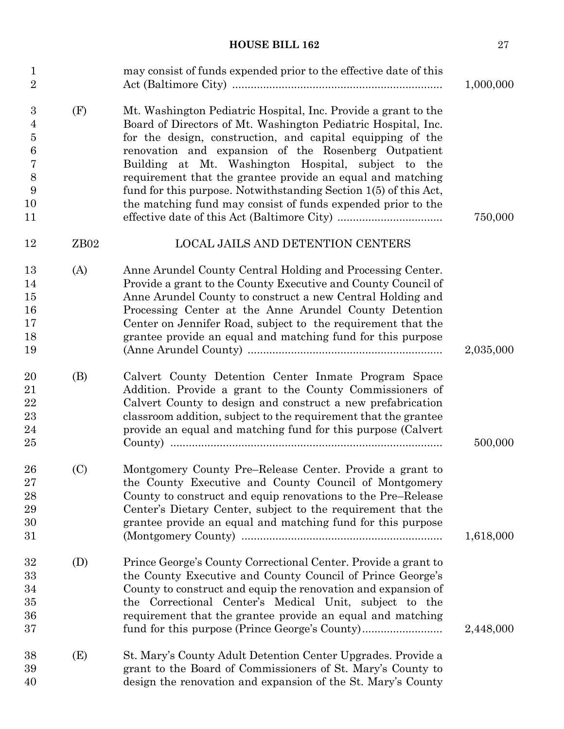may consist of funds expended prior to the effective date of this Act (Baltimore City) .................................................................. 1,000,000

(F) Mt. Washington Pediatric Hospital, Inc. Provide a grant to the Board of Directors of Mt. Washington Pediatric Hospital, Inc. for the design, construction, and capital equipping of the renovation and expansion of the Rosenberg Outpatient Building at Mt. Washington Hospital, subject to the requirement that the grantee provide an equal and matching fund for this purpose. Notwithstanding Section 1(5) of this Act, the matching fund may consist of funds expended prior to the effective date of this Act (Baltimore City) ................................. 750,000

ZB02 LOCAL JAILS AND DETENTION CENTERS

(A) Anne Arundel County Central Holding and Processing Center. Provide a grant to the County Executive and County Council of Anne Arundel County to construct a new Central Holding and Processing Center at the Anne Arundel County Detention Center on Jennifer Road, subject to the requirement that the grantee provide an equal and matching fund for this purpose (Anne Arundel County) .............................................................. 2,035,000

(B) Calvert County Detention Center Inmate Program Space Addition. Provide a grant to the County Commissioners of Calvert County to design and construct a new prefabrication classroom addition, subject to the requirement that the grantee provide an equal and matching fund for this purpose (Calvert County) ..................................................................................... 500,000

(C) Montgomery County Pre–Release Center. Provide a grant to the County Executive and County Council of Montgomery County to construct and equip renovations to the Pre–Release Center's Dietary Center, subject to the requirement that the grantee provide an equal and matching fund for this purpose (Montgomery County) ................................................................ 1,618,000

(D) Prince George's County Correctional Center. Provide a grant to the County Executive and County Council of Prince George's County to construct and equip the renovation and expansion of the Correctional Center's Medical Unit, subject to the requirement that the grantee provide an equal and matching fund for this purpose (Prince George's County)......................... 2,448,000

(E) St. Mary's County Adult Detention Center Upgrades. Provide a grant to the Board of Commissioners of St. Mary's County to design the renovation and expansion of the St. Mary's County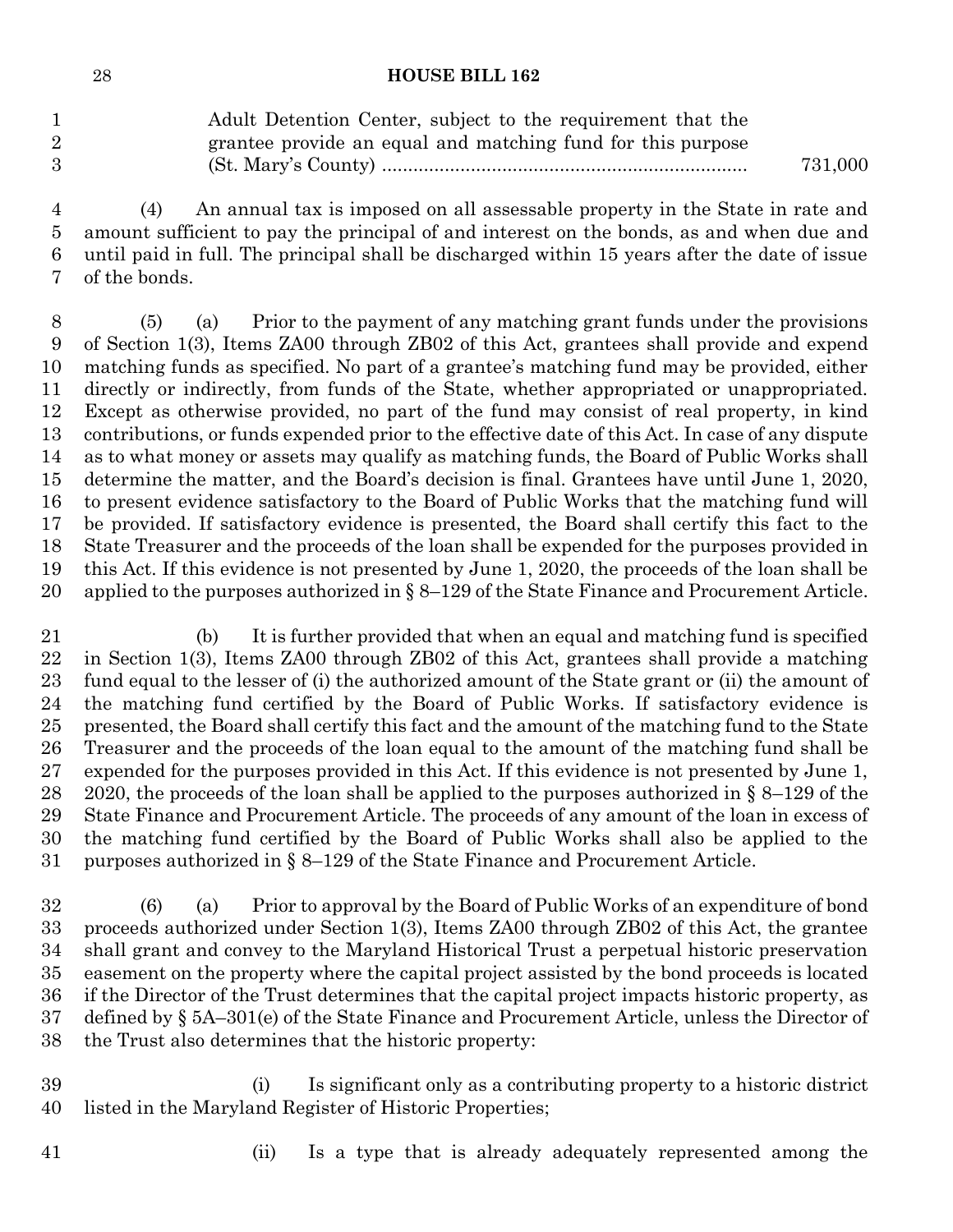Adult Detention Center, subject to the requirement that the grantee provide an equal and matching fund for this purpose (St. Mary's County) .................................................................... 731,000

(4) An annual tax is imposed on all assessable property in the State in rate and amount sufficient to pay the principal of and interest on the bonds, as and when due and until paid in full. The principal shall be discharged within 15 years after the date of issue of the bonds.

(5) (a) Prior to the payment of any matching grant funds under the provisions of Section 1(3), Items ZA00 through ZB02 of this Act, grantees shall provide and expend matching funds as specified. No part of a grantee's matching fund may be provided, either directly or indirectly, from funds of the State, whether appropriated or unappropriated. Except as otherwise provided, no part of the fund may consist of real property, in kind contributions, or funds expended prior to the effective date of this Act. In case of any dispute as to what money or assets may qualify as matching funds, the Board of Public Works shall determine the matter, and the Board's decision is final. Grantees have until June 1, 2020, to present evidence satisfactory to the Board of Public Works that the matching fund will be provided. If satisfactory evidence is presented, the Board shall certify this fact to the State Treasurer and the proceeds of the loan shall be expended for the purposes provided in this Act. If this evidence is not presented by June 1, 2020, the proceeds of the loan shall be applied to the purposes authorized in § 8–129 of the State Finance and Procurement Article.

(b) It is further provided that when an equal and matching fund is specified in Section 1(3), Items ZA00 through ZB02 of this Act, grantees shall provide a matching fund equal to the lesser of (i) the authorized amount of the State grant or (ii) the amount of the matching fund certified by the Board of Public Works. If satisfactory evidence is presented, the Board shall certify this fact and the amount of the matching fund to the State Treasurer and the proceeds of the loan equal to the amount of the matching fund shall be expended for the purposes provided in this Act. If this evidence is not presented by June 1, 2020, the proceeds of the loan shall be applied to the purposes authorized in § 8–129 of the State Finance and Procurement Article. The proceeds of any amount of the loan in excess of the matching fund certified by the Board of Public Works shall also be applied to the purposes authorized in § 8–129 of the State Finance and Procurement Article.

(6) (a) Prior to approval by the Board of Public Works of an expenditure of bond proceeds authorized under Section 1(3), Items ZA00 through ZB02 of this Act, the grantee shall grant and convey to the Maryland Historical Trust a perpetual historic preservation easement on the property where the capital project assisted by the bond proceeds is located if the Director of the Trust determines that the capital project impacts historic property, as defined by § 5A–301(e) of the State Finance and Procurement Article, unless the Director of the Trust also determines that the historic property:

(i) Is significant only as a contributing property to a historic district listed in the Maryland Register of Historic Properties;

(ii) Is a type that is already adequately represented among the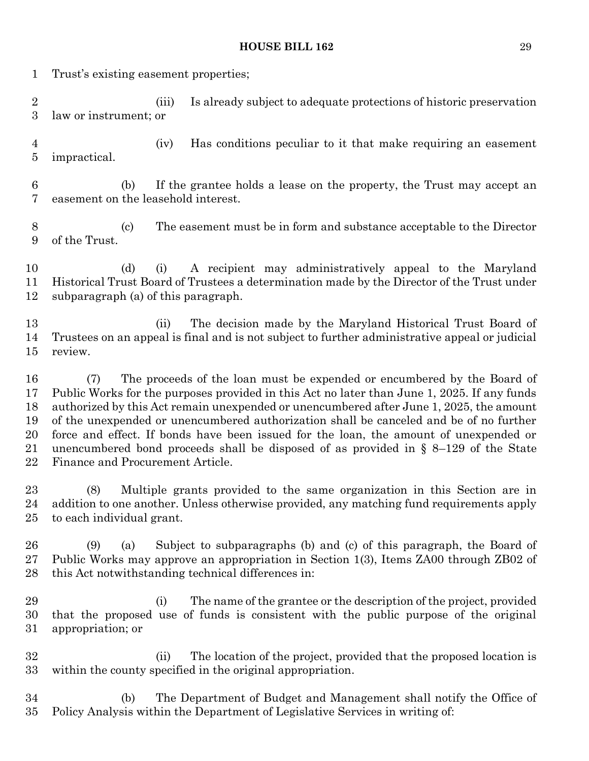Trust's existing easement properties;

(iii) Is already subject to adequate protections of historic preservation law or instrument; or

(iv) Has conditions peculiar to it that make requiring an easement impractical.

(b) If the grantee holds a lease on the property, the Trust may accept an easement on the leasehold interest.

(c) The easement must be in form and substance acceptable to the Director of the Trust.

(d) (i) A recipient may administratively appeal to the Maryland Historical Trust Board of Trustees a determination made by the Director of the Trust under subparagraph (a) of this paragraph.

(ii) The decision made by the Maryland Historical Trust Board of Trustees on an appeal is final and is not subject to further administrative appeal or judicial review.

(7) The proceeds of the loan must be expended or encumbered by the Board of Public Works for the purposes provided in this Act no later than June 1, 2025. If any funds authorized by this Act remain unexpended or unencumbered after June 1, 2025, the amount of the unexpended or unencumbered authorization shall be canceled and be of no further force and effect. If bonds have been issued for the loan, the amount of unexpended or unencumbered bond proceeds shall be disposed of as provided in § 8–129 of the State Finance and Procurement Article.

(8) Multiple grants provided to the same organization in this Section are in addition to one another. Unless otherwise provided, any matching fund requirements apply to each individual grant.

(9) (a) Subject to subparagraphs (b) and (c) of this paragraph, the Board of Public Works may approve an appropriation in Section 1(3), Items ZA00 through ZB02 of this Act notwithstanding technical differences in:

(i) The name of the grantee or the description of the project, provided that the proposed use of funds is consistent with the public purpose of the original appropriation; or

(ii) The location of the project, provided that the proposed location is within the county specified in the original appropriation.

(b) The Department of Budget and Management shall notify the Office of Policy Analysis within the Department of Legislative Services in writing of: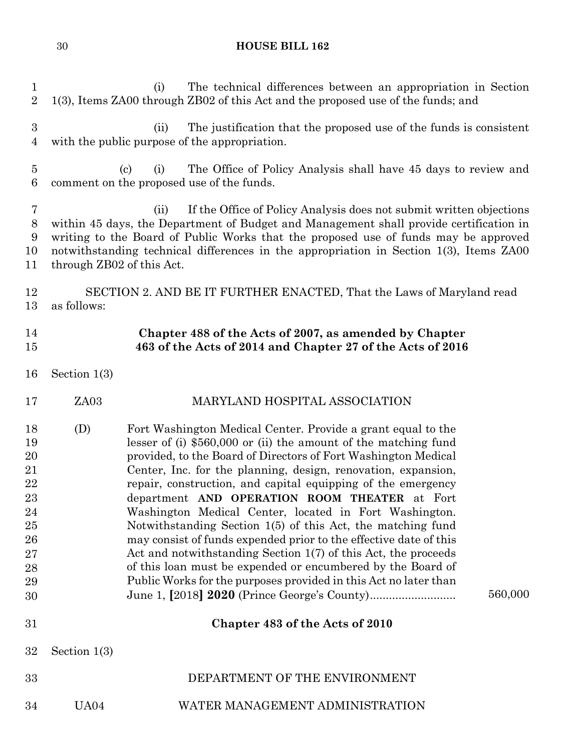(i) The technical differences between an appropriation in Section 1(3), Items ZA00 through ZB02 of this Act and the proposed use of the funds; and

(ii) The justification that the proposed use of the funds is consistent with the public purpose of the appropriation.

(c) (i) The Office of Policy Analysis shall have 45 days to review and comment on the proposed use of the funds.

(ii) If the Office of Policy Analysis does not submit written objections within 45 days, the Department of Budget and Management shall provide certification in writing to the Board of Public Works that the proposed use of funds may be approved notwithstanding technical differences in the appropriation in Section 1(3), Items ZA00 through ZB02 of this Act.

SECTION 2. AND BE IT FURTHER ENACTED, That the Laws of Maryland read as follows:

**Chapter 488 of the Acts of 2007, as amended by Chapter 463 of the Acts of 2014 and Chapter 27 of the Acts of 2016**

Section 1(3)

ZA03 MARYLAND HOSPITAL ASSOCIATION

(D) Fort Washington Medical Center. Provide a grant equal to the lesser of (i) $560,000 or (ii) the amount of the matching fund provided, to the Board of Directors of Fort Washington Medical Center, Inc. for the planning, design, renovation, expansion, repair, construction, and capital equipping of the emergency department **AND OPERATION ROOM THEATER** at Fort Washington Medical Center, located in Fort Washington. Notwithstanding Section 1(5) of this Act, the matching fund may consist of funds expended prior to the effective date of this Act and notwithstanding Section 1(7) of this Act, the proceeds of this loan must be expended or encumbered by the Board of Public Works for the purposes provided in this Act no later than June 1, **[**2018**] 2020** (Prince George's County).......................... 560,000

**Chapter 483 of the Acts of 2010**

Section 1(3)

DEPARTMENT OF THE ENVIRONMENT

UA04 WATER MANAGEMENT ADMINISTRATION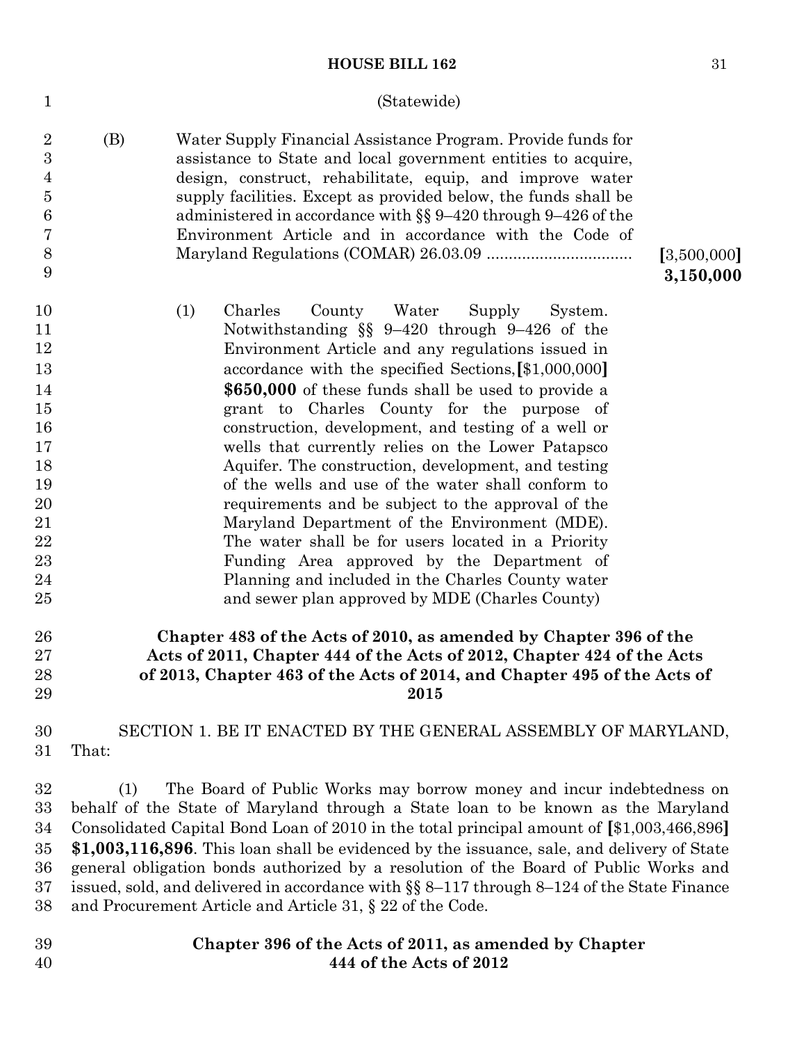(Statewide)

(B) Water Supply Financial Assistance Program. Provide funds for assistance to State and local government entities to acquire, design, construct, rehabilitate, equip, and improve water supply facilities. Except as provided below, the funds shall be administered in accordance with §§ 9–420 through 9–426 of the Environment Article and in accordance with the Code of Maryland Regulations (COMAR) 26.03.09 ................................ [3,500,000] **3,150,000**

(1) Charles County Water Supply System. Notwithstanding §§ 9–420 through 9–426 of the Environment Article and any regulations issued in accordance with the specified Sections, [$1,000,000] **$650,000** of these funds shall be used to provide a grant to Charles County for the purpose of construction, development, and testing of a well or wells that currently relies on the Lower Patapsco Aquifer. The construction, development, and testing of the wells and use of the water shall conform to requirements and be subject to the approval of the Maryland Department of the Environment (MDE). The water shall be for users located in a Priority Funding Area approved by the Department of Planning and included in the Charles County water and sewer plan approved by MDE (Charles County)

**Chapter 483 of the Acts of 2010, as amended by Chapter 396 of the Acts of 2011, Chapter 444 of the Acts of 2012, Chapter 424 of the Acts of 2013, Chapter 463 of the Acts of 2014, and Chapter 495 of the Acts of 2015**

SECTION 1. BE IT ENACTED BY THE GENERAL ASSEMBLY OF MARYLAND, That:

(1) The Board of Public Works may borrow money and incur indebtedness on behalf of the State of Maryland through a State loan to be known as the Maryland Consolidated Capital Bond Loan of 2010 in the total principal amount of [$1,003,466,896] **$1,003,116,896**. This loan shall be evidenced by the issuance, sale, and delivery of State general obligation bonds authorized by a resolution of the Board of Public Works and issued, sold, and delivered in accordance with §§ 8–117 through 8–124 of the State Finance and Procurement Article and Article 31, § 22 of the Code.

**Chapter 396 of the Acts of 2011, as amended by Chapter 444 of the Acts of 2012**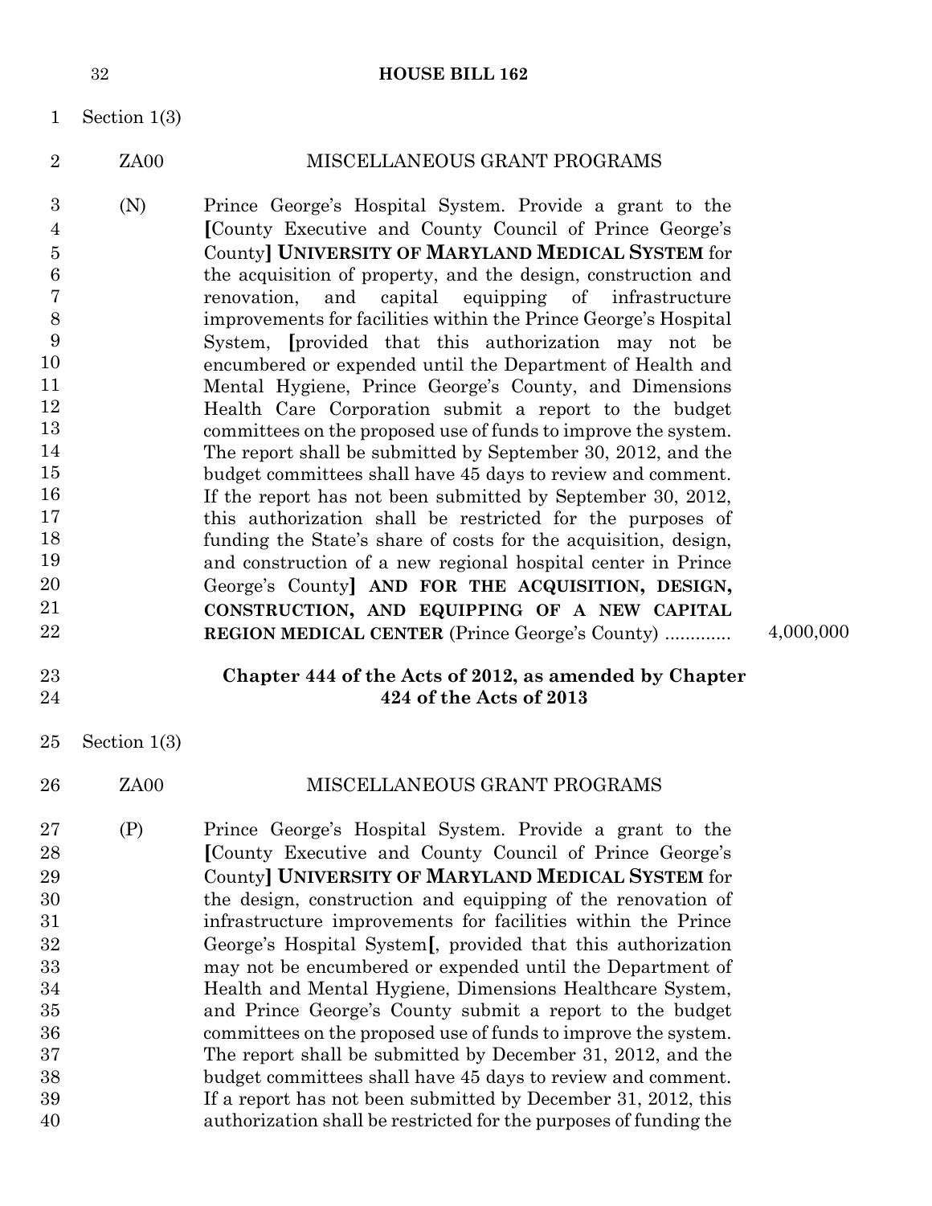Section 1(3)

ZA00 MISCELLANEOUS GRANT PROGRAMS

(N) Prince George's Hospital System. Provide a grant to the [County Executive and County Council of Prince George's County] **UNIVERSITY OF MARYLAND MEDICAL SYSTEM** for the acquisition of property, and the design, construction and renovation, and capital equipping of infrastructure improvements for facilities within the Prince George's Hospital System, [provided that this authorization may not be encumbered or expended until the Department of Health and Mental Hygiene, Prince George's County, and Dimensions Health Care Corporation submit a report to the budget committees on the proposed use of funds to improve the system. The report shall be submitted by September 30, 2012, and the budget committees shall have 45 days to review and comment. If the report has not been submitted by September 30, 2012, this authorization shall be restricted for the purposes of funding the State's share of costs for the acquisition, design, and construction of a new regional hospital center in Prince George's County] **AND FOR THE ACQUISITION, DESIGN, CONSTRUCTION, AND EQUIPPING OF A NEW CAPITAL REGION MEDICAL CENTER** (Prince George's County) ............ 4,000,000

**Chapter 444 of the Acts of 2012, as amended by Chapter 424 of the Acts of 2013**

Section 1(3)

ZA00 MISCELLANEOUS GRANT PROGRAMS

(P) Prince George's Hospital System. Provide a grant to the [County Executive and County Council of Prince George's County] **UNIVERSITY OF MARYLAND MEDICAL SYSTEM** for the design, construction and equipping of the renovation of infrastructure improvements for facilities within the Prince George's Hospital System[, provided that this authorization may not be encumbered or expended until the Department of Health and Mental Hygiene, Dimensions Healthcare System, and Prince George's County submit a report to the budget committees on the proposed use of funds to improve the system. The report shall be submitted by December 31, 2012, and the budget committees shall have 45 days to review and comment. If a report has not been submitted by December 31, 2012, this authorization shall be restricted for the purposes of funding the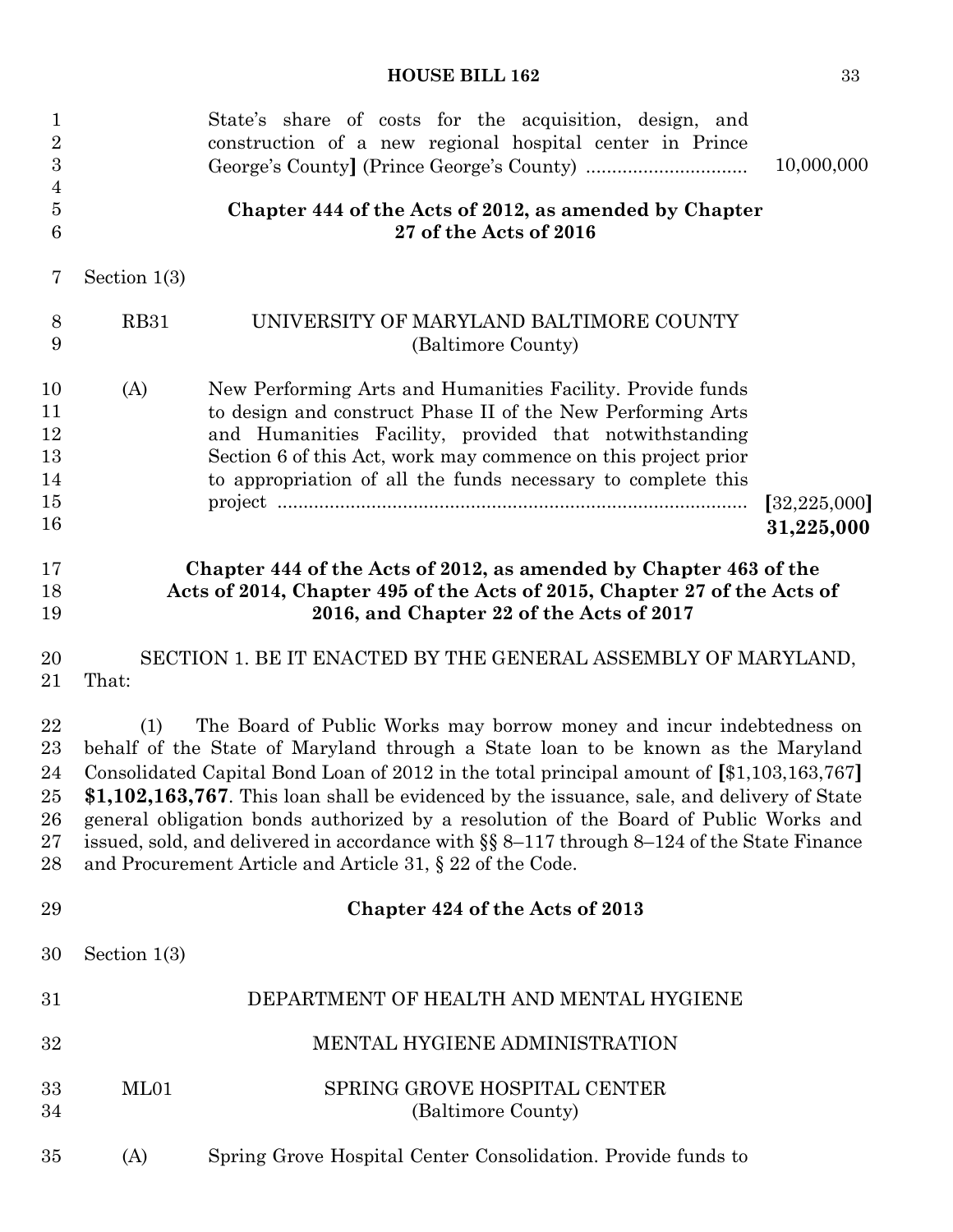State's share of costs for the acquisition, design, and construction of a new regional hospital center in Prince George's County] (Prince George's County) .............................. 10,000,000

**Chapter 444 of the Acts of 2012, as amended by Chapter 27 of the Acts of 2016**

Section 1(3)

RB31 UNIVERSITY OF MARYLAND BALTIMORE COUNTY (Baltimore County)

(A) New Performing Arts and Humanities Facility. Provide funds to design and construct Phase II of the New Performing Arts and Humanities Facility, provided that notwithstanding Section 6 of this Act, work may commence on this project prior to appropriation of all the funds necessary to complete this project .......................................................................................... [32,225,000] **31,225,000**

**Chapter 444 of the Acts of 2012, as amended by Chapter 463 of the Acts of 2014, Chapter 495 of the Acts of 2015, Chapter 27 of the Acts of 2016, and Chapter 22 of the Acts of 2017**

SECTION 1. BE IT ENACTED BY THE GENERAL ASSEMBLY OF MARYLAND, That:

(1) The Board of Public Works may borrow money and incur indebtedness on behalf of the State of Maryland through a State loan to be known as the Maryland Consolidated Capital Bond Loan of 2012 in the total principal amount of [$1,103,163,767] **$1,102,163,767**. This loan shall be evidenced by the issuance, sale, and delivery of State general obligation bonds authorized by a resolution of the Board of Public Works and issued, sold, and delivered in accordance with §§ 8–117 through 8–124 of the State Finance and Procurement Article and Article 31, § 22 of the Code.

**Chapter 424 of the Acts of 2013**

Section 1(3)

DEPARTMENT OF HEALTH AND MENTAL HYGIENE

MENTAL HYGIENE ADMINISTRATION

ML01 SPRING GROVE HOSPITAL CENTER (Baltimore County)

(A) Spring Grove Hospital Center Consolidation. Provide funds to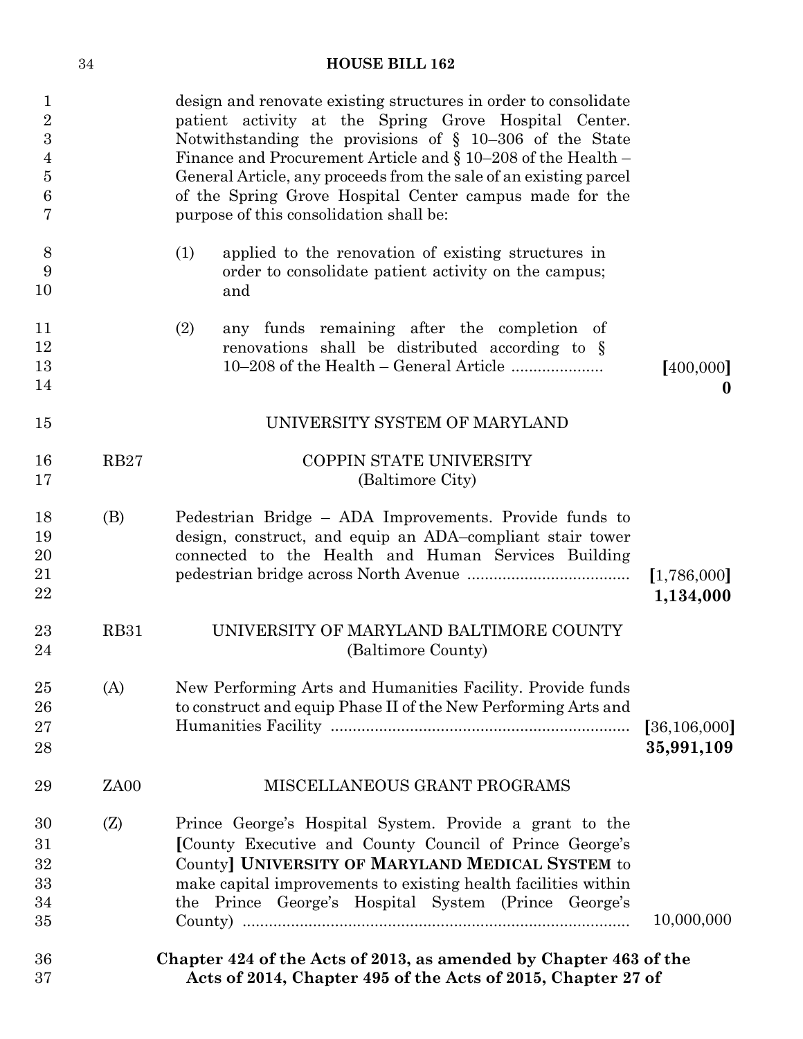design and renovate existing structures in order to consolidate patient activity at the Spring Grove Hospital Center. Notwithstanding the provisions of § 10–306 of the State Finance and Procurement Article and § 10–208 of the Health – General Article, any proceeds from the sale of an existing parcel of the Spring Grove Hospital Center campus made for the purpose of this consolidation shall be:

(1) applied to the renovation of existing structures in order to consolidate patient activity on the campus; and

(2) any funds remaining after the completion of renovations shall be distributed according to § 10–208 of the Health – General Article .................... [400,000] **0**

UNIVERSITY SYSTEM OF MARYLAND

RB27 COPPIN STATE UNIVERSITY
(Baltimore City)

(B) Pedestrian Bridge – ADA Improvements. Provide funds to design, construct, and equip an ADA–compliant stair tower connected to the Health and Human Services Building pedestrian bridge across North Avenue .................................... [1,786,000] **1,134,000**

RB31 UNIVERSITY OF MARYLAND BALTIMORE COUNTY
(Baltimore County)

(A) New Performing Arts and Humanities Facility. Provide funds to construct and equip Phase II of the New Performing Arts and Humanities Facility .................................................................. [36,106,000] **35,991,109**

ZA00 MISCELLANEOUS GRANT PROGRAMS

(Z) Prince George's Hospital System. Provide a grant to the [County Executive and County Council of Prince George's County] **UNIVERSITY OF MARYLAND MEDICAL SYSTEM** to make capital improvements to existing health facilities within the Prince George's Hospital System (Prince George's County) ...................................................................................... 10,000,000

**Chapter 424 of the Acts of 2013, as amended by Chapter 463 of the Acts of 2014, Chapter 495 of the Acts of 2015, Chapter 27 of**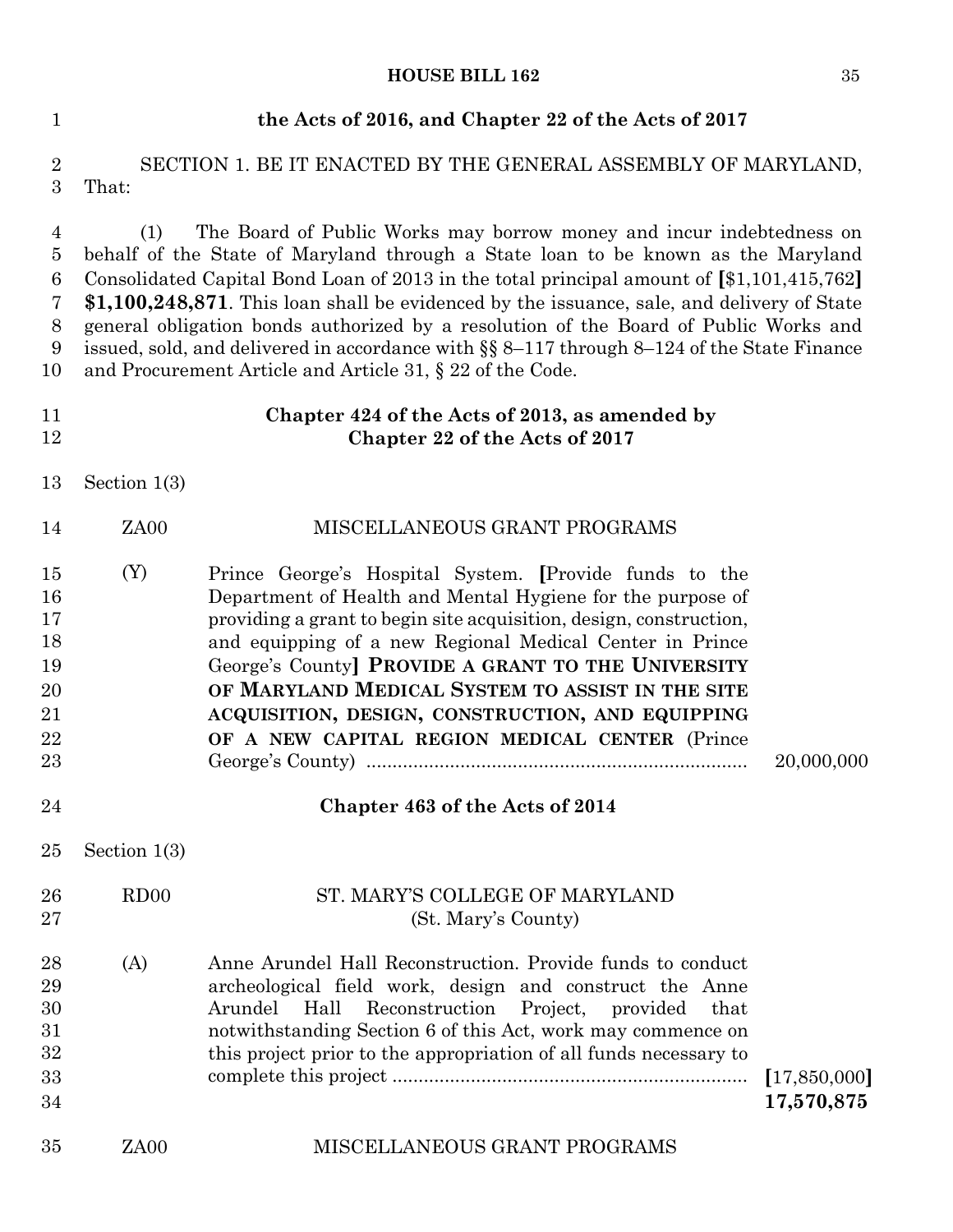**the Acts of 2016, and Chapter 22 of the Acts of 2017**

SECTION 1. BE IT ENACTED BY THE GENERAL ASSEMBLY OF MARYLAND, That:

(1) The Board of Public Works may borrow money and incur indebtedness on behalf of the State of Maryland through a State loan to be known as the Maryland Consolidated Capital Bond Loan of 2013 in the total principal amount of **[**$1,101,415,762**]** **$1,100,248,871**. This loan shall be evidenced by the issuance, sale, and delivery of State general obligation bonds authorized by a resolution of the Board of Public Works and issued, sold, and delivered in accordance with §§ 8–117 through 8–124 of the State Finance and Procurement Article and Article 31, § 22 of the Code.

**Chapter 424 of the Acts of 2013, as amended by Chapter 22 of the Acts of 2017**

Section 1(3)

ZA00 MISCELLANEOUS GRANT PROGRAMS

(Y) Prince George's Hospital System. **[**Provide funds to the Department of Health and Mental Hygiene for the purpose of providing a grant to begin site acquisition, design, construction, and equipping of a new Regional Medical Center in Prince George's County**]** **PROVIDE A GRANT TO THE UNIVERSITY OF MARYLAND MEDICAL SYSTEM TO ASSIST IN THE SITE ACQUISITION, DESIGN, CONSTRUCTION, AND EQUIPPING OF A NEW CAPITAL REGION MEDICAL CENTER** (Prince George's County) .......................................................................... 20,000,000

**Chapter 463 of the Acts of 2014**

Section 1(3)

RD00 ST. MARY'S COLLEGE OF MARYLAND (St. Mary's County)

(A) Anne Arundel Hall Reconstruction. Provide funds to conduct archeological field work, design and construct the Anne Arundel Hall Reconstruction Project, provided that notwithstanding Section 6 of this Act, work may commence on this project prior to the appropriation of all funds necessary to complete this project .................................................................... **[**17,850,000**]** **17,570,875**

ZA00 MISCELLANEOUS GRANT PROGRAMS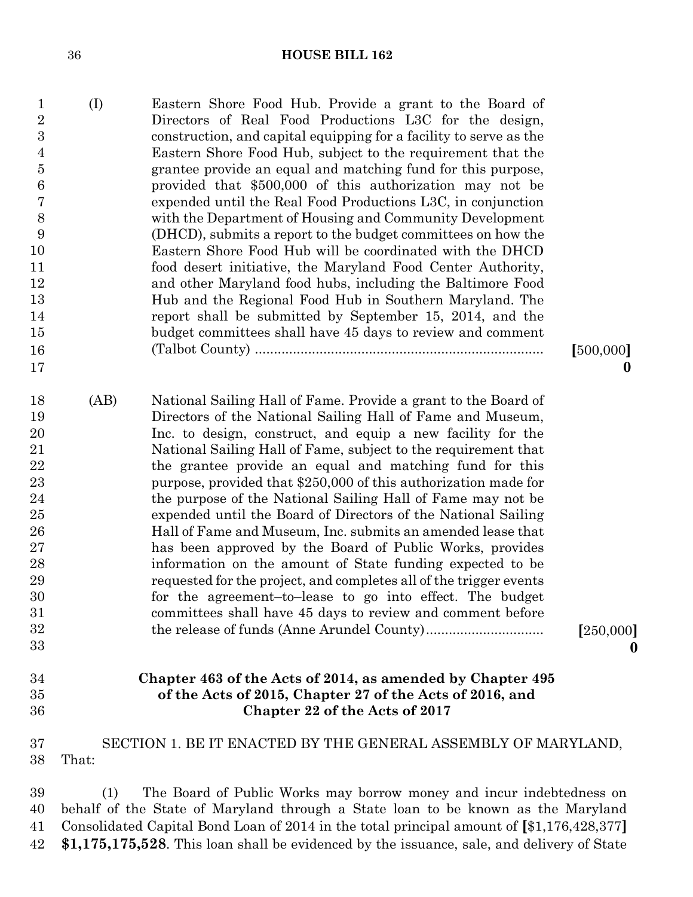(I) Eastern Shore Food Hub. Provide a grant to the Board of Directors of Real Food Productions L3C for the design, construction, and capital equipping for a facility to serve as the Eastern Shore Food Hub, subject to the requirement that the grantee provide an equal and matching fund for this purpose, provided that $500,000 of this authorization may not be expended until the Real Food Productions L3C, in conjunction with the Department of Housing and Community Development (DHCD), submits a report to the budget committees on how the Eastern Shore Food Hub will be coordinated with the DHCD food desert initiative, the Maryland Food Center Authority, and other Maryland food hubs, including the Baltimore Food Hub and the Regional Food Hub in Southern Maryland. The report shall be submitted by September 15, 2014, and the budget committees shall have 45 days to review and comment (Talbot County) .......................................................................... [500,000]
**0**

(AB) National Sailing Hall of Fame. Provide a grant to the Board of Directors of the National Sailing Hall of Fame and Museum, Inc. to design, construct, and equip a new facility for the National Sailing Hall of Fame, subject to the requirement that the grantee provide an equal and matching fund for this purpose, provided that $250,000 of this authorization made for the purpose of the National Sailing Hall of Fame may not be expended until the Board of Directors of the National Sailing Hall of Fame and Museum, Inc. submits an amended lease that has been approved by the Board of Public Works, provides information on the amount of State funding expected to be requested for the project, and completes all of the trigger events for the agreement–to–lease to go into effect. The budget committees shall have 45 days to review and comment before the release of funds (Anne Arundel County).............................. [250,000]
**0**

**Chapter 463 of the Acts of 2014, as amended by Chapter 495 of the Acts of 2015, Chapter 27 of the Acts of 2016, and Chapter 22 of the Acts of 2017**

SECTION 1. BE IT ENACTED BY THE GENERAL ASSEMBLY OF MARYLAND, That:

(1) The Board of Public Works may borrow money and incur indebtedness on behalf of the State of Maryland through a State loan to be known as the Maryland Consolidated Capital Bond Loan of 2014 in the total principal amount of [$1,176,428,377] **$1,175,175,528**. This loan shall be evidenced by the issuance, sale, and delivery of State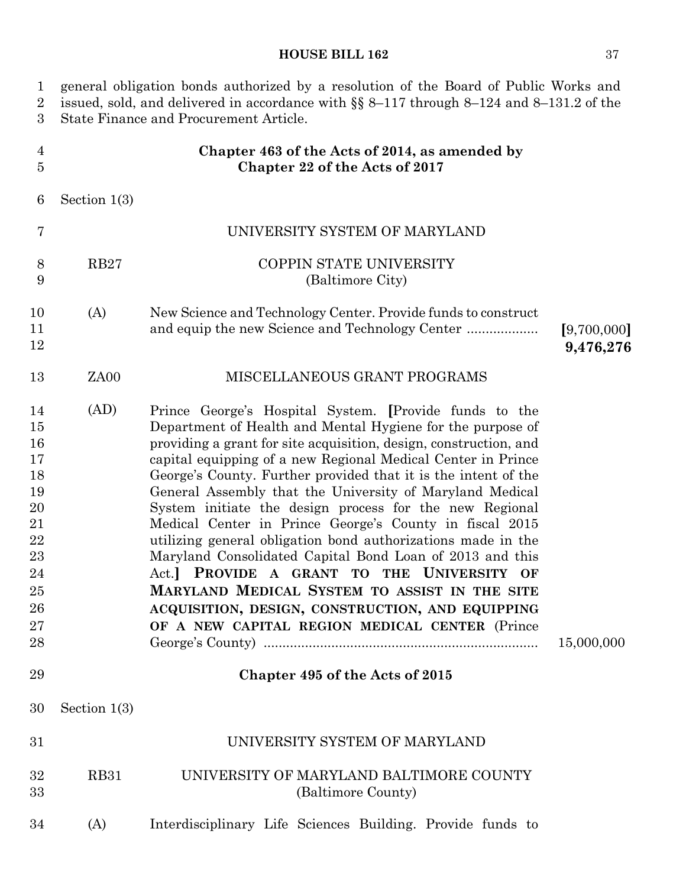general obligation bonds authorized by a resolution of the Board of Public Works and issued, sold, and delivered in accordance with §§ 8–117 through 8–124 and 8–131.2 of the State Finance and Procurement Article.

**Chapter 463 of the Acts of 2014, as amended by Chapter 22 of the Acts of 2017**

Section 1(3)

UNIVERSITY SYSTEM OF MARYLAND

RB27 COPPIN STATE UNIVERSITY (Baltimore City)

(A) New Science and Technology Center. Provide funds to construct and equip the new Science and Technology Center .................. **[**9,700,000**]** **9,476,276**

ZA00 MISCELLANEOUS GRANT PROGRAMS

(AD) Prince George's Hospital System. **[**Provide funds to the Department of Health and Mental Hygiene for the purpose of providing a grant for site acquisition, design, construction, and capital equipping of a new Regional Medical Center in Prince George's County. Further provided that it is the intent of the General Assembly that the University of Maryland Medical System initiate the design process for the new Regional Medical Center in Prince George's County in fiscal 2015 utilizing general obligation bond authorizations made in the Maryland Consolidated Capital Bond Loan of 2013 and this Act.**]** **PROVIDE A GRANT TO THE UNIVERSITY OF MARYLAND MEDICAL SYSTEM TO ASSIST IN THE SITE ACQUISITION, DESIGN, CONSTRUCTION, AND EQUIPPING OF A NEW CAPITAL REGION MEDICAL CENTER** (Prince George's County) ........................................................................ 15,000,000

**Chapter 495 of the Acts of 2015**

Section 1(3)

UNIVERSITY SYSTEM OF MARYLAND

RB31 UNIVERSITY OF MARYLAND BALTIMORE COUNTY (Baltimore County)

(A) Interdisciplinary Life Sciences Building. Provide funds to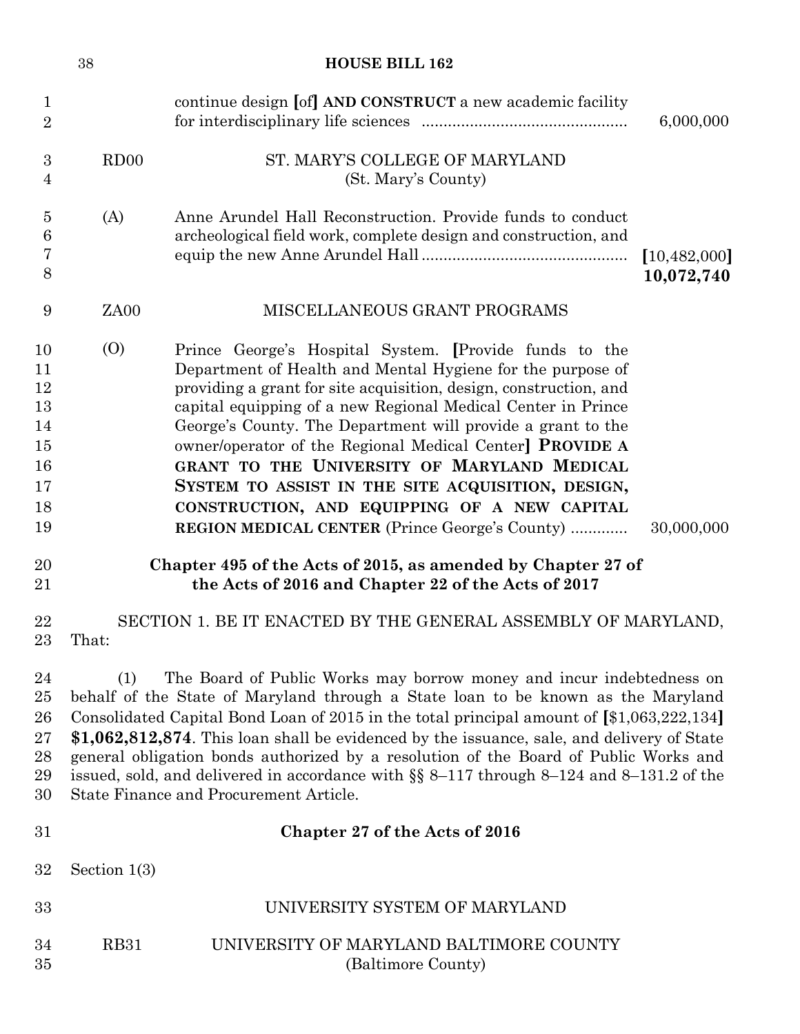continue design [of] **AND CONSTRUCT** a new academic facility for interdisciplinary life sciences .............................................. 6,000,000

RD00 ST. MARY'S COLLEGE OF MARYLAND
(St. Mary's County)

(A) Anne Arundel Hall Reconstruction. Provide funds to conduct archeological field work, complete design and construction, and equip the new Anne Arundel Hall .............................................. [10,482,000] **10,072,740**

ZA00 MISCELLANEOUS GRANT PROGRAMS

(O) Prince George's Hospital System. [Provide funds to the Department of Health and Mental Hygiene for the purpose of providing a grant for site acquisition, design, construction, and capital equipping of a new Regional Medical Center in Prince George's County. The Department will provide a grant to the owner/operator of the Regional Medical Center] **PROVIDE A GRANT TO THE UNIVERSITY OF MARYLAND MEDICAL SYSTEM TO ASSIST IN THE SITE ACQUISITION, DESIGN, CONSTRUCTION, AND EQUIPPING OF A NEW CAPITAL REGION MEDICAL CENTER** (Prince George's County) ............ 30,000,000

**Chapter 495 of the Acts of 2015, as amended by Chapter 27 of the Acts of 2016 and Chapter 22 of the Acts of 2017**

SECTION 1. BE IT ENACTED BY THE GENERAL ASSEMBLY OF MARYLAND, That:

(1) The Board of Public Works may borrow money and incur indebtedness on behalf of the State of Maryland through a State loan to be known as the Maryland Consolidated Capital Bond Loan of 2015 in the total principal amount of [$1,063,222,134] **$1,062,812,874**. This loan shall be evidenced by the issuance, sale, and delivery of State general obligation bonds authorized by a resolution of the Board of Public Works and issued, sold, and delivered in accordance with §§ 8–117 through 8–124 and 8–131.2 of the State Finance and Procurement Article.

**Chapter 27 of the Acts of 2016**

Section 1(3)

UNIVERSITY SYSTEM OF MARYLAND

RB31 UNIVERSITY OF MARYLAND BALTIMORE COUNTY
(Baltimore County)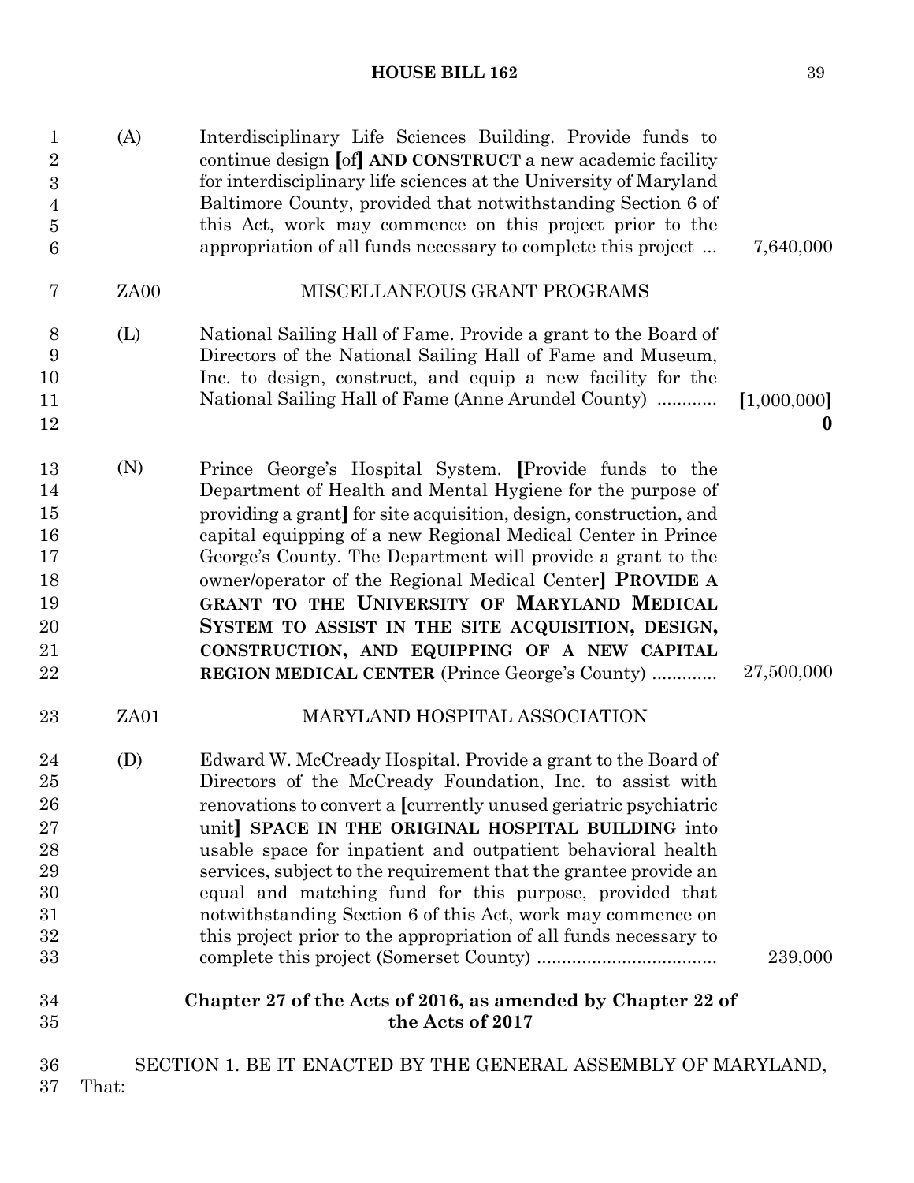(A) Interdisciplinary Life Sciences Building. Provide funds to continue design [of] **AND CONSTRUCT** a new academic facility for interdisciplinary life sciences at the University of Maryland Baltimore County, provided that notwithstanding Section 6 of this Act, work may commence on this project prior to the appropriation of all funds necessary to complete this project ... 7,640,000

ZA00 MISCELLANEOUS GRANT PROGRAMS

(L) National Sailing Hall of Fame. Provide a grant to the Board of Directors of the National Sailing Hall of Fame and Museum, Inc. to design, construct, and equip a new facility for the National Sailing Hall of Fame (Anne Arundel County) ............ [1,000,000] **0**

(N) Prince George's Hospital System. [Provide funds to the Department of Health and Mental Hygiene for the purpose of providing a grant] for site acquisition, design, construction, and capital equipping of a new Regional Medical Center in Prince George's County. The Department will provide a grant to the owner/operator of the Regional Medical Center] **PROVIDE A GRANT TO THE UNIVERSITY OF MARYLAND MEDICAL SYSTEM TO ASSIST IN THE SITE ACQUISITION, DESIGN, CONSTRUCTION, AND EQUIPPING OF A NEW CAPITAL REGION MEDICAL CENTER** (Prince George's County) ............ 27,500,000

ZA01 MARYLAND HOSPITAL ASSOCIATION

(D) Edward W. McCready Hospital. Provide a grant to the Board of Directors of the McCready Foundation, Inc. to assist with renovations to convert a [currently unused geriatric psychiatric unit] **SPACE IN THE ORIGINAL HOSPITAL BUILDING** into usable space for inpatient and outpatient behavioral health services, subject to the requirement that the grantee provide an equal and matching fund for this purpose, provided that notwithstanding Section 6 of this Act, work may commence on this project prior to the appropriation of all funds necessary to complete this project (Somerset County) .................................... 239,000

**Chapter 27 of the Acts of 2016, as amended by Chapter 22 of the Acts of 2017**

SECTION 1. BE IT ENACTED BY THE GENERAL ASSEMBLY OF MARYLAND, That: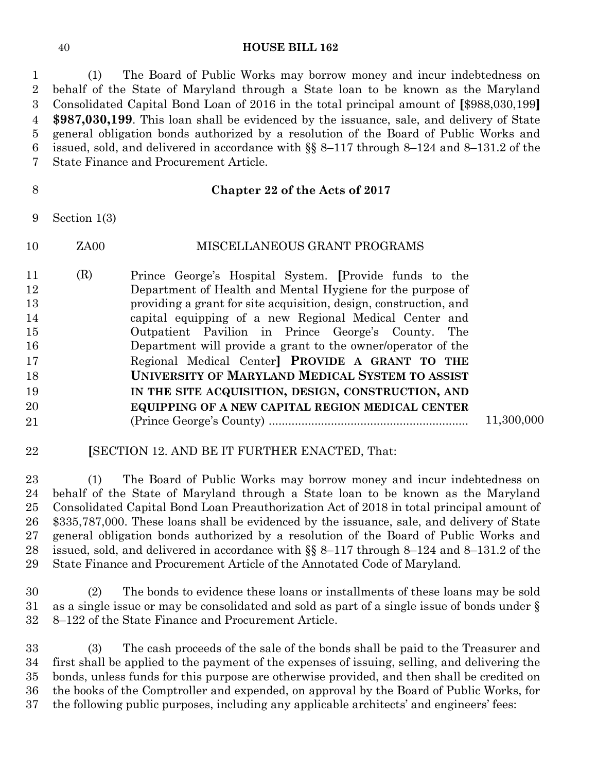(1) The Board of Public Works may borrow money and incur indebtedness on behalf of the State of Maryland through a State loan to be known as the Maryland Consolidated Capital Bond Loan of 2016 in the total principal amount of [$988,030,199] **$987,030,199**. This loan shall be evidenced by the issuance, sale, and delivery of State general obligation bonds authorized by a resolution of the Board of Public Works and issued, sold, and delivered in accordance with §§ 8–117 through 8–124 and 8–131.2 of the State Finance and Procurement Article.

**Chapter 22 of the Acts of 2017**

Section 1(3)

ZA00 MISCELLANEOUS GRANT PROGRAMS

(R) Prince George's Hospital System. [Provide funds to the Department of Health and Mental Hygiene for the purpose of providing a grant for site acquisition, design, construction, and capital equipping of a new Regional Medical Center and Outpatient Pavilion in Prince George's County. The Department will provide a grant to the owner/operator of the Regional Medical Center] **PROVIDE A GRANT TO THE UNIVERSITY OF MARYLAND MEDICAL SYSTEM TO ASSIST IN THE SITE ACQUISITION, DESIGN, CONSTRUCTION, AND EQUIPPING OF A NEW CAPITAL REGION MEDICAL CENTER** (Prince George's County) ............................................................ 11,300,000

[SECTION 12. AND BE IT FURTHER ENACTED, That:

(1) The Board of Public Works may borrow money and incur indebtedness on behalf of the State of Maryland through a State loan to be known as the Maryland Consolidated Capital Bond Loan Preauthorization Act of 2018 in total principal amount of $335,787,000. These loans shall be evidenced by the issuance, sale, and delivery of State general obligation bonds authorized by a resolution of the Board of Public Works and issued, sold, and delivered in accordance with §§ 8–117 through 8–124 and 8–131.2 of the State Finance and Procurement Article of the Annotated Code of Maryland.

(2) The bonds to evidence these loans or installments of these loans may be sold as a single issue or may be consolidated and sold as part of a single issue of bonds under § 8–122 of the State Finance and Procurement Article.

(3) The cash proceeds of the sale of the bonds shall be paid to the Treasurer and first shall be applied to the payment of the expenses of issuing, selling, and delivering the bonds, unless funds for this purpose are otherwise provided, and then shall be credited on the books of the Comptroller and expended, on approval by the Board of Public Works, for the following public purposes, including any applicable architects' and engineers' fees: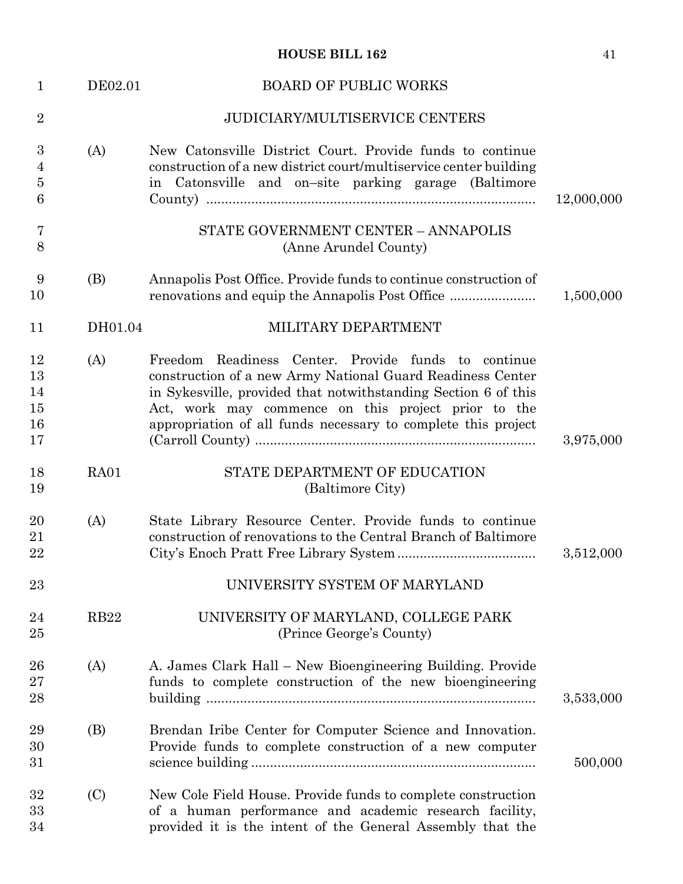DE02.01 BOARD OF PUBLIC WORKS

JUDICIARY/MULTISERVICE CENTERS

(A) New Catonsville District Court. Provide funds to continue construction of a new district court/multiservice center building in Catonsville and on–site parking garage (Baltimore County) .......................................................................................... 12,000,000

STATE GOVERNMENT CENTER – ANNAPOLIS
(Anne Arundel County)

(B) Annapolis Post Office. Provide funds to continue construction of renovations and equip the Annapolis Post Office ....................... 1,500,000

DH01.04 MILITARY DEPARTMENT

(A) Freedom Readiness Center. Provide funds to continue construction of a new Army National Guard Readiness Center in Sykesville, provided that notwithstanding Section 6 of this Act, work may commence on this project prior to the appropriation of all funds necessary to complete this project (Carroll County) .......................................................................... 3,975,000

RA01 STATE DEPARTMENT OF EDUCATION
(Baltimore City)

(A) State Library Resource Center. Provide funds to continue construction of renovations to the Central Branch of Baltimore City's Enoch Pratt Free Library System .................................... 3,512,000

UNIVERSITY SYSTEM OF MARYLAND

RB22 UNIVERSITY OF MARYLAND, COLLEGE PARK
(Prince George's County)

(A) A. James Clark Hall – New Bioengineering Building. Provide funds to complete construction of the new bioengineering building ........................................................................................ 3,533,000

(B) Brendan Iribe Center for Computer Science and Innovation. Provide funds to complete construction of a new computer science building ........................................................................... 500,000

(C) New Cole Field House. Provide funds to complete construction of a human performance and academic research facility, provided it is the intent of the General Assembly that the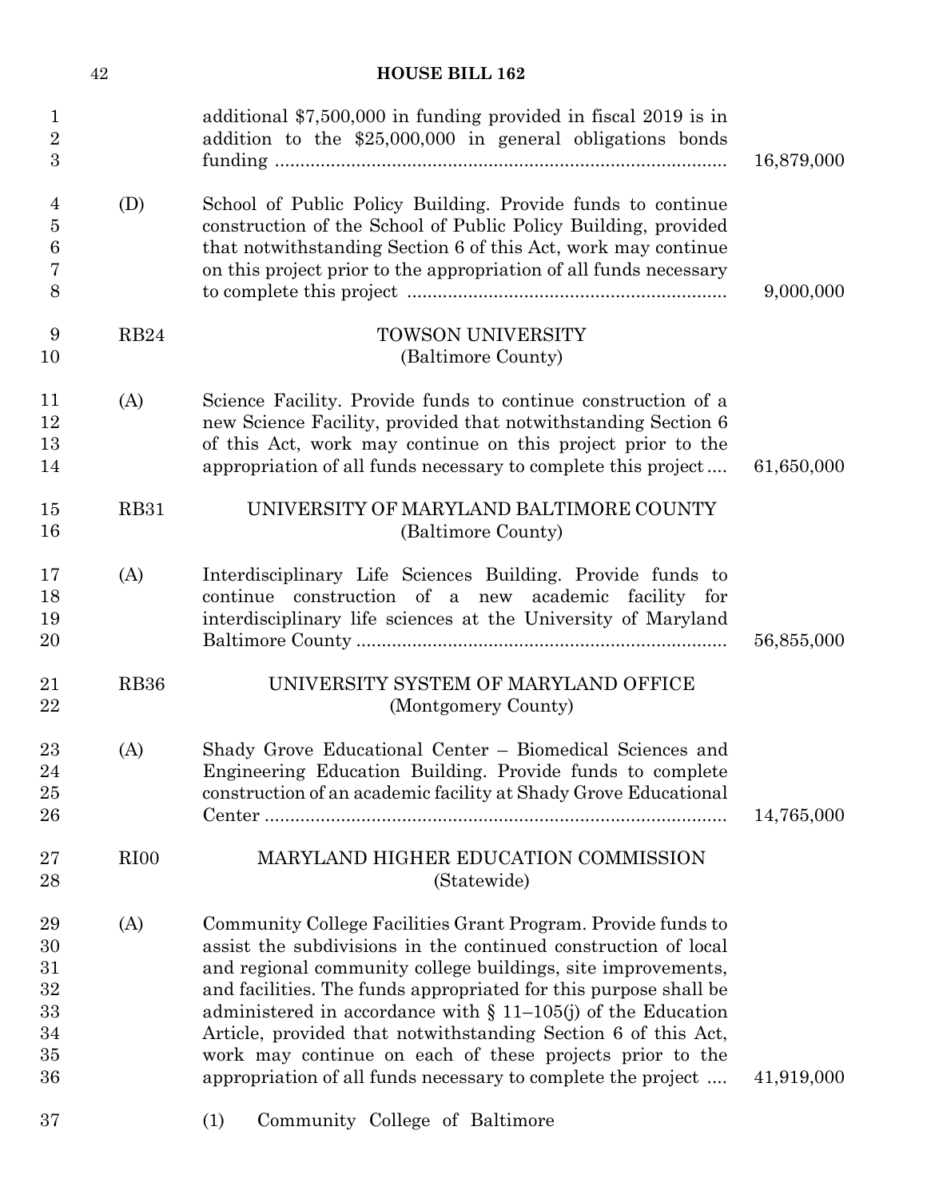additional $7,500,000 in funding provided in fiscal 2019 is in addition to the $25,000,000 in general obligations bonds funding ........................................................................................ 16,879,000

(D) School of Public Policy Building. Provide funds to continue construction of the School of Public Policy Building, provided that notwithstanding Section 6 of this Act, work may continue on this project prior to the appropriation of all funds necessary to complete this project ............................................................. 9,000,000

RB24 TOWSON UNIVERSITY
(Baltimore County)

(A) Science Facility. Provide funds to continue construction of a new Science Facility, provided that notwithstanding Section 6 of this Act, work may continue on this project prior to the appropriation of all funds necessary to complete this project .... 61,650,000

RB31 UNIVERSITY OF MARYLAND BALTIMORE COUNTY
(Baltimore County)

(A) Interdisciplinary Life Sciences Building. Provide funds to continue construction of a new academic facility for interdisciplinary life sciences at the University of Maryland Baltimore County ....................................................................... 56,855,000

RB36 UNIVERSITY SYSTEM OF MARYLAND OFFICE
(Montgomery County)

(A) Shady Grove Educational Center – Biomedical Sciences and Engineering Education Building. Provide funds to complete construction of an academic facility at Shady Grove Educational Center ......................................................................................... 14,765,000

RI00 MARYLAND HIGHER EDUCATION COMMISSION
(Statewide)

(A) Community College Facilities Grant Program. Provide funds to assist the subdivisions in the continued construction of local and regional community college buildings, site improvements, and facilities. The funds appropriated for this purpose shall be administered in accordance with § 11–105(j) of the Education Article, provided that notwithstanding Section 6 of this Act, work may continue on each of these projects prior to the appropriation of all funds necessary to complete the project .... 41,919,000

(1) Community College of Baltimore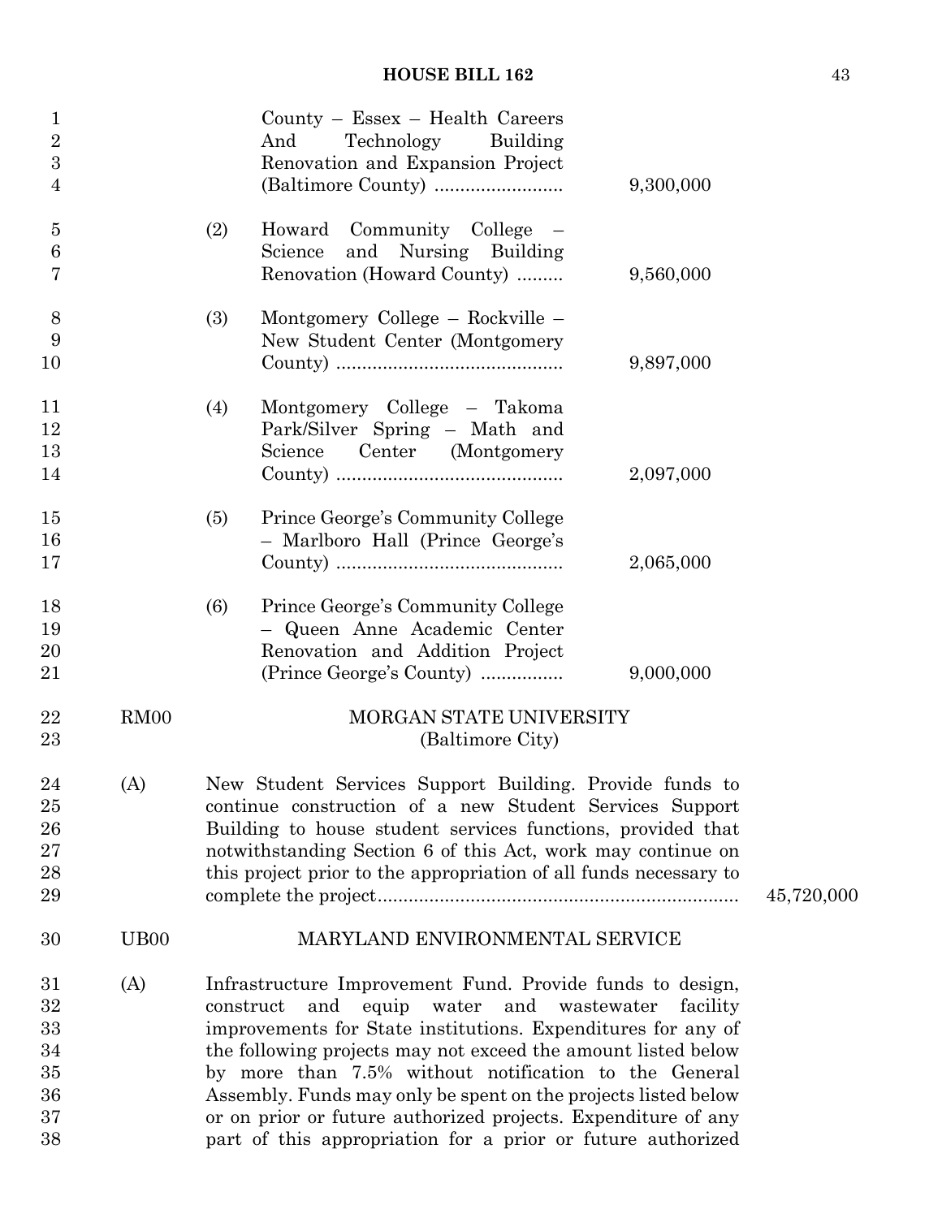County – Essex – Health Careers And Technology Building Renovation and Expansion Project (Baltimore County) ........................ 9,300,000

(2) Howard Community College – Science and Nursing Building Renovation (Howard County) ......... 9,560,000

(3) Montgomery College – Rockville – New Student Center (Montgomery County) ........................................... 9,897,000

(4) Montgomery College – Takoma Park/Silver Spring – Math and Science Center (Montgomery County) ........................................... 2,097,000

(5) Prince George's Community College – Marlboro Hall (Prince George's County) ........................................... 2,065,000

(6) Prince George's Community College – Queen Anne Academic Center Renovation and Addition Project (Prince George's County) ................ 9,000,000

RM00 MORGAN STATE UNIVERSITY
(Baltimore City)

(A) New Student Services Support Building. Provide funds to continue construction of a new Student Services Support Building to house student services functions, provided that notwithstanding Section 6 of this Act, work may continue on this project prior to the appropriation of all funds necessary to complete the project.................................................................... 45,720,000

UB00 MARYLAND ENVIRONMENTAL SERVICE

(A) Infrastructure Improvement Fund. Provide funds to design, construct and equip water and wastewater facility improvements for State institutions. Expenditures for any of the following projects may not exceed the amount listed below by more than 7.5% without notification to the General Assembly. Funds may only be spent on the projects listed below or on prior or future authorized projects. Expenditure of any part of this appropriation for a prior or future authorized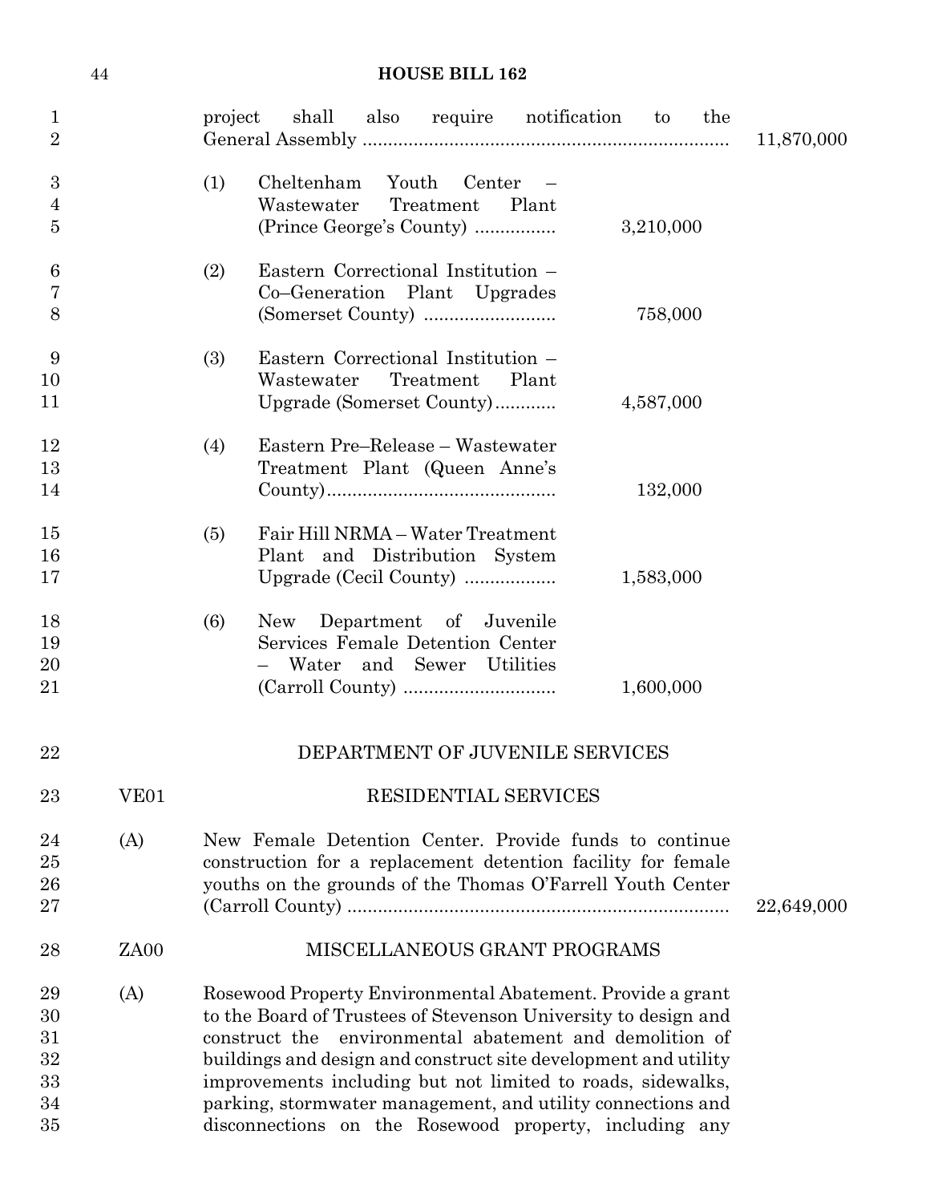project shall also require notification to the General Assembly ........................................................................ 11,870,000

(1) Cheltenham Youth Center – Wastewater Treatment Plant (Prince George's County) ................ 3,210,000

(2) Eastern Correctional Institution – Co–Generation Plant Upgrades (Somerset County) .......................... 758,000

(3) Eastern Correctional Institution – Wastewater Treatment Plant Upgrade (Somerset County)............ 4,587,000

(4) Eastern Pre–Release – Wastewater Treatment Plant (Queen Anne's County)............................................ 132,000

(5) Fair Hill NRMA – Water Treatment Plant and Distribution System Upgrade (Cecil County) .................. 1,583,000

(6) New Department of Juvenile Services Female Detention Center – Water and Sewer Utilities (Carroll County) .............................. 1,600,000

DEPARTMENT OF JUVENILE SERVICES

VE01 RESIDENTIAL SERVICES

(A) New Female Detention Center. Provide funds to continue construction for a replacement detention facility for female youths on the grounds of the Thomas O'Farrell Youth Center (Carroll County) .......................................................................... 22,649,000

ZA00 MISCELLANEOUS GRANT PROGRAMS

(A) Rosewood Property Environmental Abatement. Provide a grant to the Board of Trustees of Stevenson University to design and construct the environmental abatement and demolition of buildings and design and construct site development and utility improvements including but not limited to roads, sidewalks, parking, stormwater management, and utility connections and disconnections on the Rosewood property, including any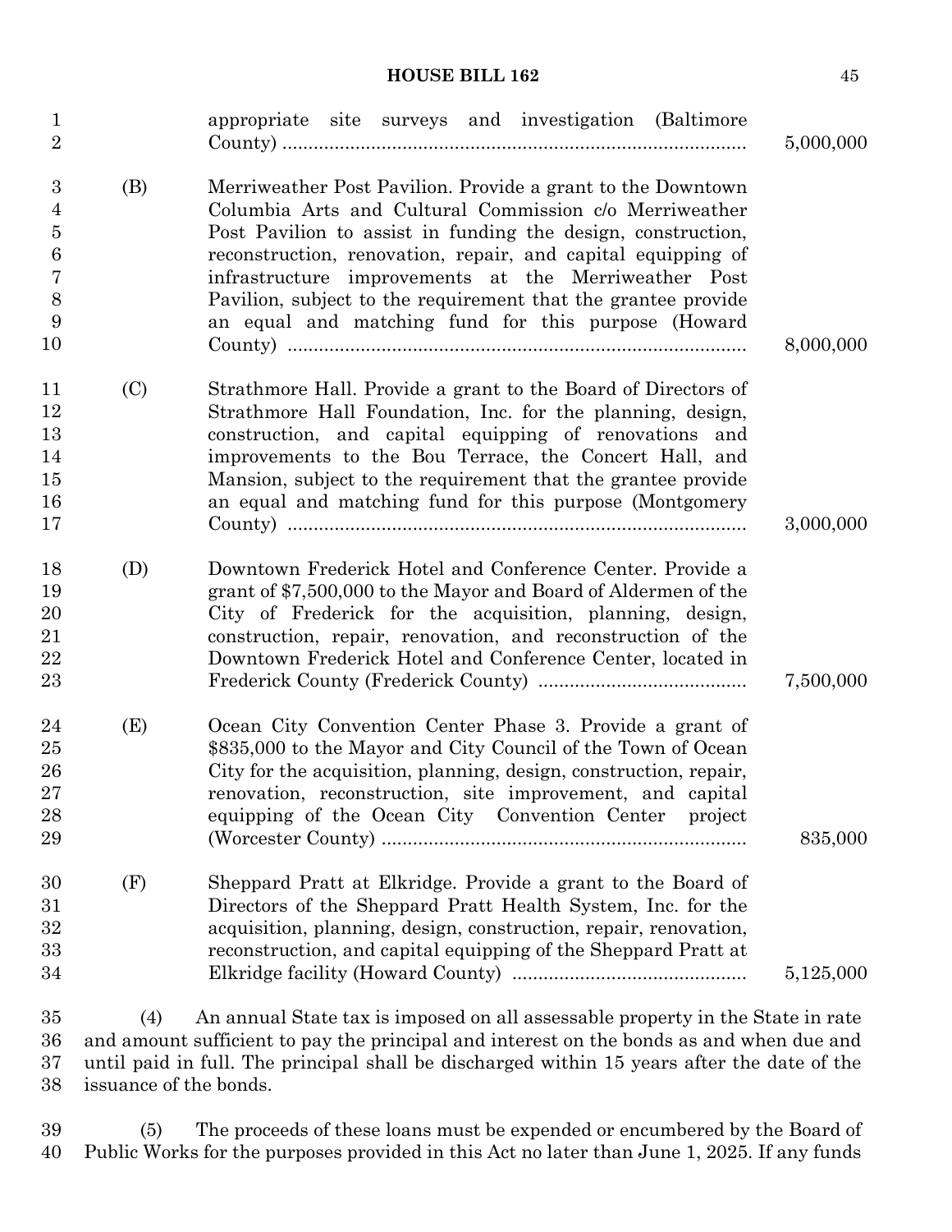appropriate site surveys and investigation (Baltimore County) ........................................................................................ 5,000,000

(B) Merriweather Post Pavilion. Provide a grant to the Downtown Columbia Arts and Cultural Commission c/o Merriweather Post Pavilion to assist in funding the design, construction, reconstruction, renovation, repair, and capital equipping of infrastructure improvements at the Merriweather Post Pavilion, subject to the requirement that the grantee provide an equal and matching fund for this purpose (Howard County) ........................................................................................ 8,000,000

(C) Strathmore Hall. Provide a grant to the Board of Directors of Strathmore Hall Foundation, Inc. for the planning, design, construction, and capital equipping of renovations and improvements to the Bou Terrace, the Concert Hall, and Mansion, subject to the requirement that the grantee provide an equal and matching fund for this purpose (Montgomery County) ........................................................................................ 3,000,000

(D) Downtown Frederick Hotel and Conference Center. Provide a grant of $7,500,000 to the Mayor and Board of Aldermen of the City of Frederick for the acquisition, planning, design, construction, repair, renovation, and reconstruction of the Downtown Frederick Hotel and Conference Center, located in Frederick County (Frederick County) ........................................ 7,500,000

(E) Ocean City Convention Center Phase 3. Provide a grant of $835,000 to the Mayor and City Council of the Town of Ocean City for the acquisition, planning, design, construction, repair, renovation, reconstruction, site improvement, and capital equipping of the Ocean City Convention Center project (Worcester County) ...................................................................... 835,000

(F) Sheppard Pratt at Elkridge. Provide a grant to the Board of Directors of the Sheppard Pratt Health System, Inc. for the acquisition, planning, design, construction, repair, renovation, reconstruction, and capital equipping of the Sheppard Pratt at Elkridge facility (Howard County) ............................................. 5,125,000

(4) An annual State tax is imposed on all assessable property in the State in rate and amount sufficient to pay the principal and interest on the bonds as and when due and until paid in full. The principal shall be discharged within 15 years after the date of the issuance of the bonds.

(5) The proceeds of these loans must be expended or encumbered by the Board of Public Works for the purposes provided in this Act no later than June 1, 2025. If any funds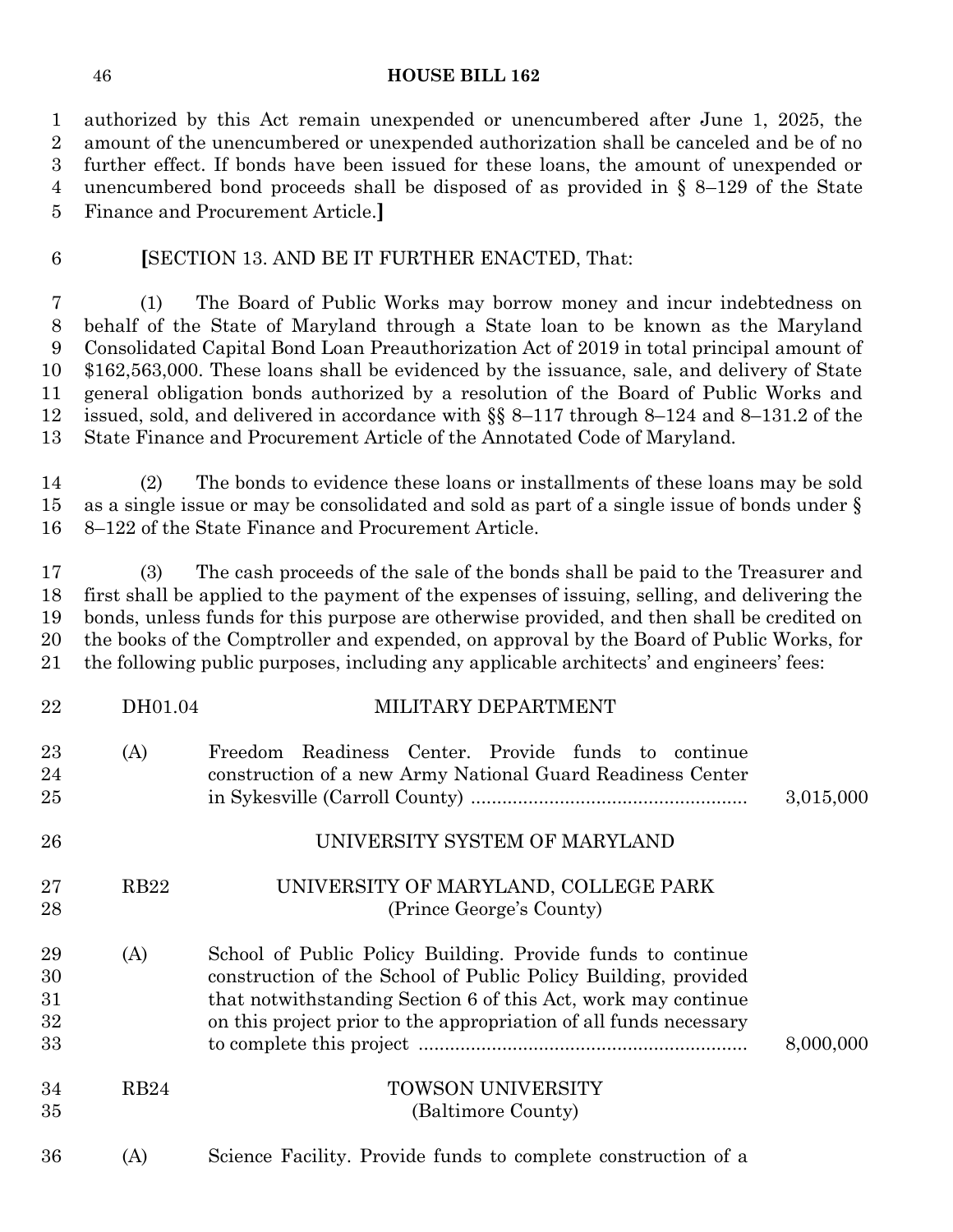authorized by this Act remain unexpended or unencumbered after June 1, 2025, the amount of the unencumbered or unexpended authorization shall be canceled and be of no further effect. If bonds have been issued for these loans, the amount of unexpended or unencumbered bond proceeds shall be disposed of as provided in § 8–129 of the State Finance and Procurement Article.**]**

**[**SECTION 13. AND BE IT FURTHER ENACTED, That:

(1) The Board of Public Works may borrow money and incur indebtedness on behalf of the State of Maryland through a State loan to be known as the Maryland Consolidated Capital Bond Loan Preauthorization Act of 2019 in total principal amount of $162,563,000. These loans shall be evidenced by the issuance, sale, and delivery of State general obligation bonds authorized by a resolution of the Board of Public Works and issued, sold, and delivered in accordance with §§ 8–117 through 8–124 and 8–131.2 of the State Finance and Procurement Article of the Annotated Code of Maryland.

(2) The bonds to evidence these loans or installments of these loans may be sold as a single issue or may be consolidated and sold as part of a single issue of bonds under § 8–122 of the State Finance and Procurement Article.

(3) The cash proceeds of the sale of the bonds shall be paid to the Treasurer and first shall be applied to the payment of the expenses of issuing, selling, and delivering the bonds, unless funds for this purpose are otherwise provided, and then shall be credited on the books of the Comptroller and expended, on approval by the Board of Public Works, for the following public purposes, including any applicable architects' and engineers' fees:

DH01.04 MILITARY DEPARTMENT

(A) Freedom Readiness Center. Provide funds to continue construction of a new Army National Guard Readiness Center in Sykesville (Carroll County) .................................................... 3,015,000

UNIVERSITY SYSTEM OF MARYLAND

RB22 UNIVERSITY OF MARYLAND, COLLEGE PARK (Prince George's County)

(A) School of Public Policy Building. Provide funds to continue construction of the School of Public Policy Building, provided that notwithstanding Section 6 of this Act, work may continue on this project prior to the appropriation of all funds necessary to complete this project .............................................................. 8,000,000

RB24 TOWSON UNIVERSITY (Baltimore County)

(A) Science Facility. Provide funds to complete construction of a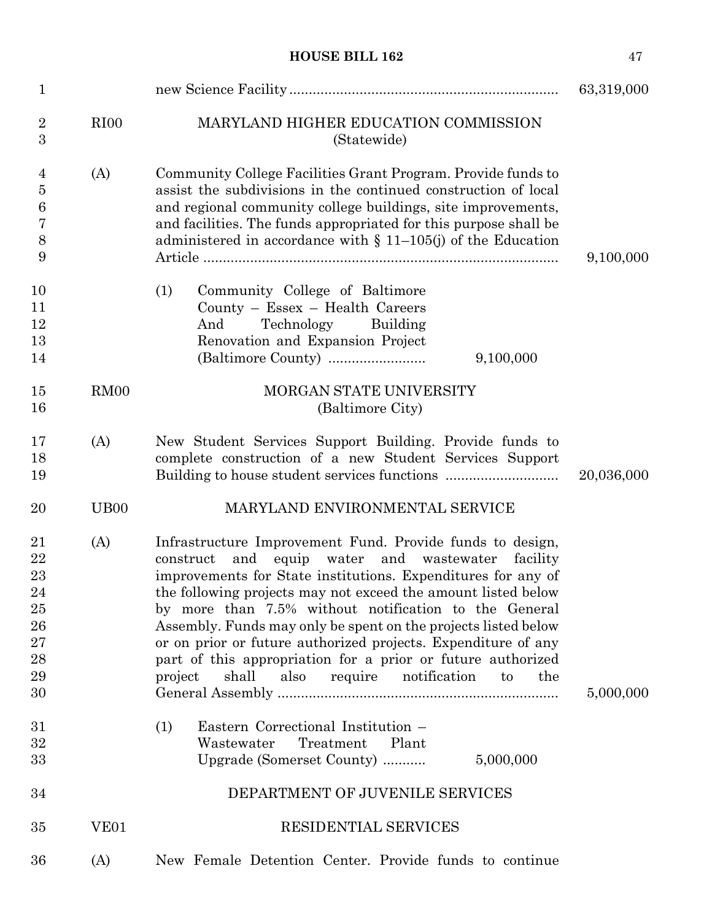| | | | |
|---|---|---|---|
| | | new Science Facility ........................................................................ | 63,319,000 |
| RI00 | | MARYLAND HIGHER EDUCATION COMMISSION (Statewide) | |
| (A) | | Community College Facilities Grant Program. Provide funds to assist the subdivisions in the continued construction of local and regional community college buildings, site improvements, and facilities. The funds appropriated for this purpose shall be administered in accordance with § 11–105(j) of the Education Article ........................................................................................ | 9,100,000 |
| | (1) | Community College of Baltimore County – Essex – Health Careers And Technology Building Renovation and Expansion Project (Baltimore County) ......................... 9,100,000 | |
| RM00 | | MORGAN STATE UNIVERSITY (Baltimore City) | |
| (A) | | New Student Services Support Building. Provide funds to complete construction of a new Student Services Support Building to house student services functions ............................ | 20,036,000 |
| UB00 | | MARYLAND ENVIRONMENTAL SERVICE | |
| (A) | | Infrastructure Improvement Fund. Provide funds to design, construct and equip water and wastewater facility improvements for State institutions. Expenditures for any of the following projects may not exceed the amount listed below by more than 7.5% without notification to the General Assembly. Funds may only be spent on the projects listed below or on prior or future authorized projects. Expenditure of any part of this appropriation for a prior or future authorized project shall also require notification to the General Assembly ........................................................................ | 5,000,000 |
| | (1) | Eastern Correctional Institution – Wastewater Treatment Plant Upgrade (Somerset County) ........... 5,000,000 | |
| | | DEPARTMENT OF JUVENILE SERVICES | |
| VE01 | | RESIDENTIAL SERVICES | |
| (A) | | New Female Detention Center. Provide funds to continue | |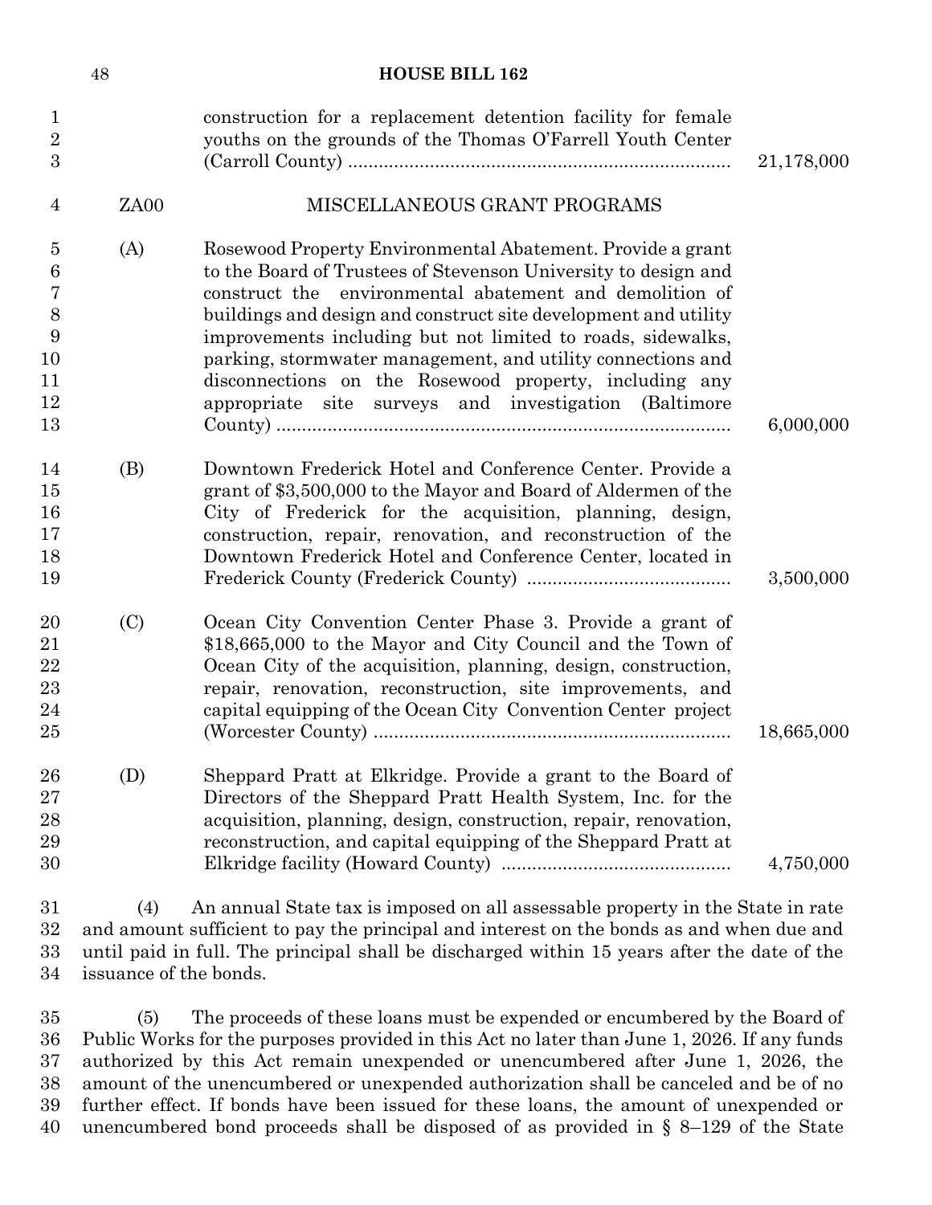construction for a replacement detention facility for female youths on the grounds of the Thomas O'Farrell Youth Center (Carroll County) .......................................................................... 21,178,000

ZA00 MISCELLANEOUS GRANT PROGRAMS

(A) Rosewood Property Environmental Abatement. Provide a grant to the Board of Trustees of Stevenson University to design and construct the environmental abatement and demolition of buildings and design and construct site development and utility improvements including but not limited to roads, sidewalks, parking, stormwater management, and utility connections and disconnections on the Rosewood property, including any appropriate site surveys and investigation (Baltimore County) ........................................................................................ 6,000,000

(B) Downtown Frederick Hotel and Conference Center. Provide a grant of $3,500,000 to the Mayor and Board of Aldermen of the City of Frederick for the acquisition, planning, design, construction, repair, renovation, and reconstruction of the Downtown Frederick Hotel and Conference Center, located in Frederick County (Frederick County) ....................................... 3,500,000

(C) Ocean City Convention Center Phase 3. Provide a grant of $18,665,000 to the Mayor and City Council and the Town of Ocean City of the acquisition, planning, design, construction, repair, renovation, reconstruction, site improvements, and capital equipping of the Ocean City Convention Center project (Worcester County) ..................................................................... 18,665,000

(D) Sheppard Pratt at Elkridge. Provide a grant to the Board of Directors of the Sheppard Pratt Health System, Inc. for the acquisition, planning, design, construction, repair, renovation, reconstruction, and capital equipping of the Sheppard Pratt at Elkridge facility (Howard County) ............................................ 4,750,000

(4) An annual State tax is imposed on all assessable property in the State in rate and amount sufficient to pay the principal and interest on the bonds as and when due and until paid in full. The principal shall be discharged within 15 years after the date of the issuance of the bonds.

(5) The proceeds of these loans must be expended or encumbered by the Board of Public Works for the purposes provided in this Act no later than June 1, 2026. If any funds authorized by this Act remain unexpended or unencumbered after June 1, 2026, the amount of the unencumbered or unexpended authorization shall be canceled and be of no further effect. If bonds have been issued for these loans, the amount of unexpended or unencumbered bond proceeds shall be disposed of as provided in § 8–129 of the State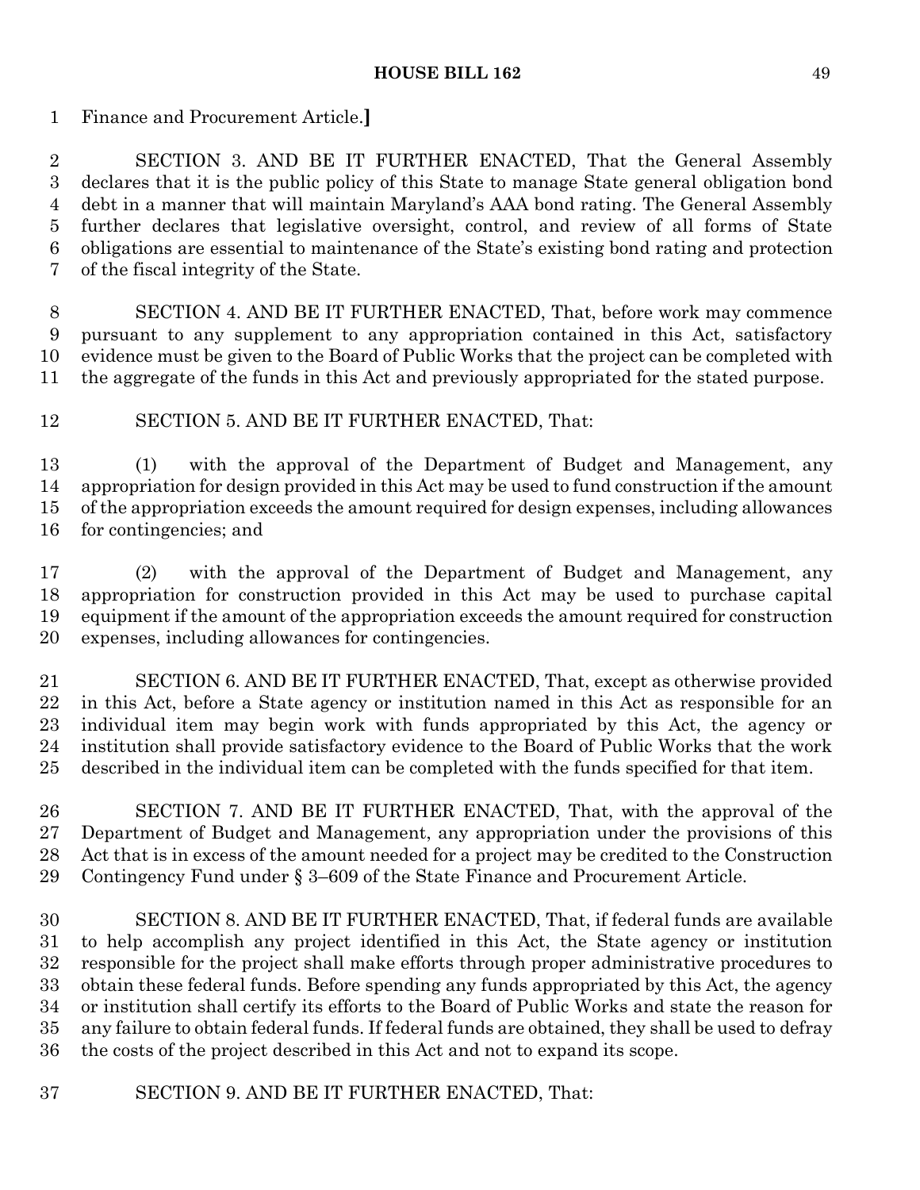Finance and Procurement Article.**]**

SECTION 3. AND BE IT FURTHER ENACTED, That the General Assembly declares that it is the public policy of this State to manage State general obligation bond debt in a manner that will maintain Maryland's AAA bond rating. The General Assembly further declares that legislative oversight, control, and review of all forms of State obligations are essential to maintenance of the State's existing bond rating and protection of the fiscal integrity of the State.

SECTION 4. AND BE IT FURTHER ENACTED, That, before work may commence pursuant to any supplement to any appropriation contained in this Act, satisfactory evidence must be given to the Board of Public Works that the project can be completed with the aggregate of the funds in this Act and previously appropriated for the stated purpose.

SECTION 5. AND BE IT FURTHER ENACTED, That:

(1) with the approval of the Department of Budget and Management, any appropriation for design provided in this Act may be used to fund construction if the amount of the appropriation exceeds the amount required for design expenses, including allowances for contingencies; and

(2) with the approval of the Department of Budget and Management, any appropriation for construction provided in this Act may be used to purchase capital equipment if the amount of the appropriation exceeds the amount required for construction expenses, including allowances for contingencies.

SECTION 6. AND BE IT FURTHER ENACTED, That, except as otherwise provided in this Act, before a State agency or institution named in this Act as responsible for an individual item may begin work with funds appropriated by this Act, the agency or institution shall provide satisfactory evidence to the Board of Public Works that the work described in the individual item can be completed with the funds specified for that item.

SECTION 7. AND BE IT FURTHER ENACTED, That, with the approval of the Department of Budget and Management, any appropriation under the provisions of this Act that is in excess of the amount needed for a project may be credited to the Construction Contingency Fund under § 3–609 of the State Finance and Procurement Article.

SECTION 8. AND BE IT FURTHER ENACTED, That, if federal funds are available to help accomplish any project identified in this Act, the State agency or institution responsible for the project shall make efforts through proper administrative procedures to obtain these federal funds. Before spending any funds appropriated by this Act, the agency or institution shall certify its efforts to the Board of Public Works and state the reason for any failure to obtain federal funds. If federal funds are obtained, they shall be used to defray the costs of the project described in this Act and not to expand its scope.

SECTION 9. AND BE IT FURTHER ENACTED, That: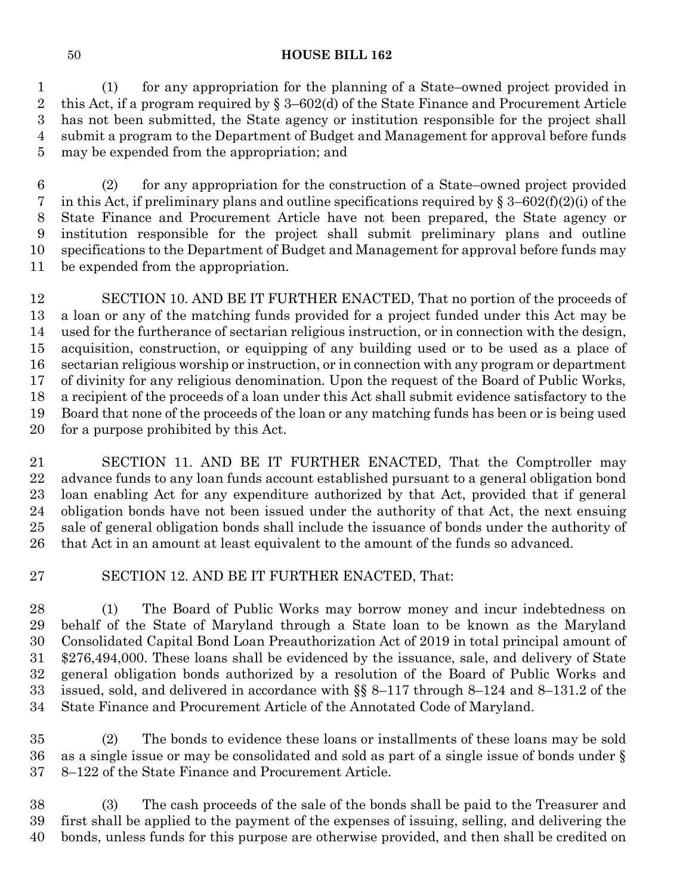(1) for any appropriation for the planning of a State–owned project provided in this Act, if a program required by § 3–602(d) of the State Finance and Procurement Article has not been submitted, the State agency or institution responsible for the project shall submit a program to the Department of Budget and Management for approval before funds may be expended from the appropriation; and

(2) for any appropriation for the construction of a State–owned project provided in this Act, if preliminary plans and outline specifications required by § 3–602(f)(2)(i) of the State Finance and Procurement Article have not been prepared, the State agency or institution responsible for the project shall submit preliminary plans and outline specifications to the Department of Budget and Management for approval before funds may be expended from the appropriation.

SECTION 10. AND BE IT FURTHER ENACTED, That no portion of the proceeds of a loan or any of the matching funds provided for a project funded under this Act may be used for the furtherance of sectarian religious instruction, or in connection with the design, acquisition, construction, or equipping of any building used or to be used as a place of sectarian religious worship or instruction, or in connection with any program or department of divinity for any religious denomination. Upon the request of the Board of Public Works, a recipient of the proceeds of a loan under this Act shall submit evidence satisfactory to the Board that none of the proceeds of the loan or any matching funds has been or is being used for a purpose prohibited by this Act.

SECTION 11. AND BE IT FURTHER ENACTED, That the Comptroller may advance funds to any loan funds account established pursuant to a general obligation bond loan enabling Act for any expenditure authorized by that Act, provided that if general obligation bonds have not been issued under the authority of that Act, the next ensuing sale of general obligation bonds shall include the issuance of bonds under the authority of that Act in an amount at least equivalent to the amount of the funds so advanced.

SECTION 12. AND BE IT FURTHER ENACTED, That:

(1) The Board of Public Works may borrow money and incur indebtedness on behalf of the State of Maryland through a State loan to be known as the Maryland Consolidated Capital Bond Loan Preauthorization Act of 2019 in total principal amount of $276,494,000. These loans shall be evidenced by the issuance, sale, and delivery of State general obligation bonds authorized by a resolution of the Board of Public Works and issued, sold, and delivered in accordance with §§ 8–117 through 8–124 and 8–131.2 of the State Finance and Procurement Article of the Annotated Code of Maryland.

(2) The bonds to evidence these loans or installments of these loans may be sold as a single issue or may be consolidated and sold as part of a single issue of bonds under § 8–122 of the State Finance and Procurement Article.

(3) The cash proceeds of the sale of the bonds shall be paid to the Treasurer and first shall be applied to the payment of the expenses of issuing, selling, and delivering the bonds, unless funds for this purpose are otherwise provided, and then shall be credited on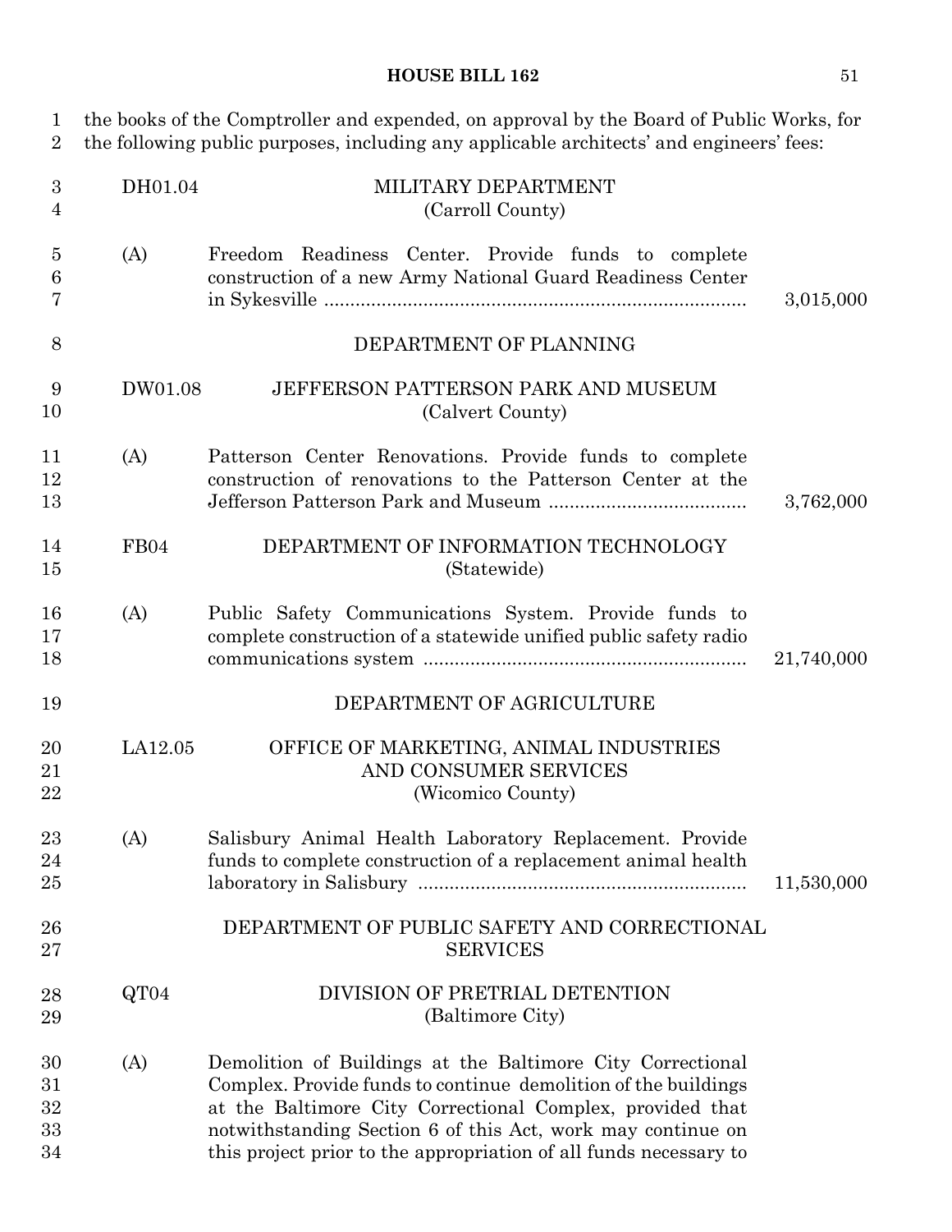the books of the Comptroller and expended, on approval by the Board of Public Works, for the following public purposes, including any applicable architects' and engineers' fees:

DH01.04 MILITARY DEPARTMENT
(Carroll County)

(A) Freedom Readiness Center. Provide funds to complete construction of a new Army National Guard Readiness Center in Sykesville ................................................................................ 3,015,000

DEPARTMENT OF PLANNING

DW01.08 JEFFERSON PATTERSON PARK AND MUSEUM
(Calvert County)

(A) Patterson Center Renovations. Provide funds to complete construction of renovations to the Patterson Center at the Jefferson Patterson Park and Museum ...................................... 3,762,000

FB04 DEPARTMENT OF INFORMATION TECHNOLOGY
(Statewide)

(A) Public Safety Communications System. Provide funds to complete construction of a statewide unified public safety radio communications system ............................................................. 21,740,000

DEPARTMENT OF AGRICULTURE

LA12.05 OFFICE OF MARKETING, ANIMAL INDUSTRIES AND CONSUMER SERVICES
(Wicomico County)

(A) Salisbury Animal Health Laboratory Replacement. Provide funds to complete construction of a replacement animal health laboratory in Salisbury .............................................................. 11,530,000

DEPARTMENT OF PUBLIC SAFETY AND CORRECTIONAL SERVICES

QT04 DIVISION OF PRETRIAL DETENTION
(Baltimore City)

(A) Demolition of Buildings at the Baltimore City Correctional Complex. Provide funds to continue demolition of the buildings at the Baltimore City Correctional Complex, provided that notwithstanding Section 6 of this Act, work may continue on this project prior to the appropriation of all funds necessary to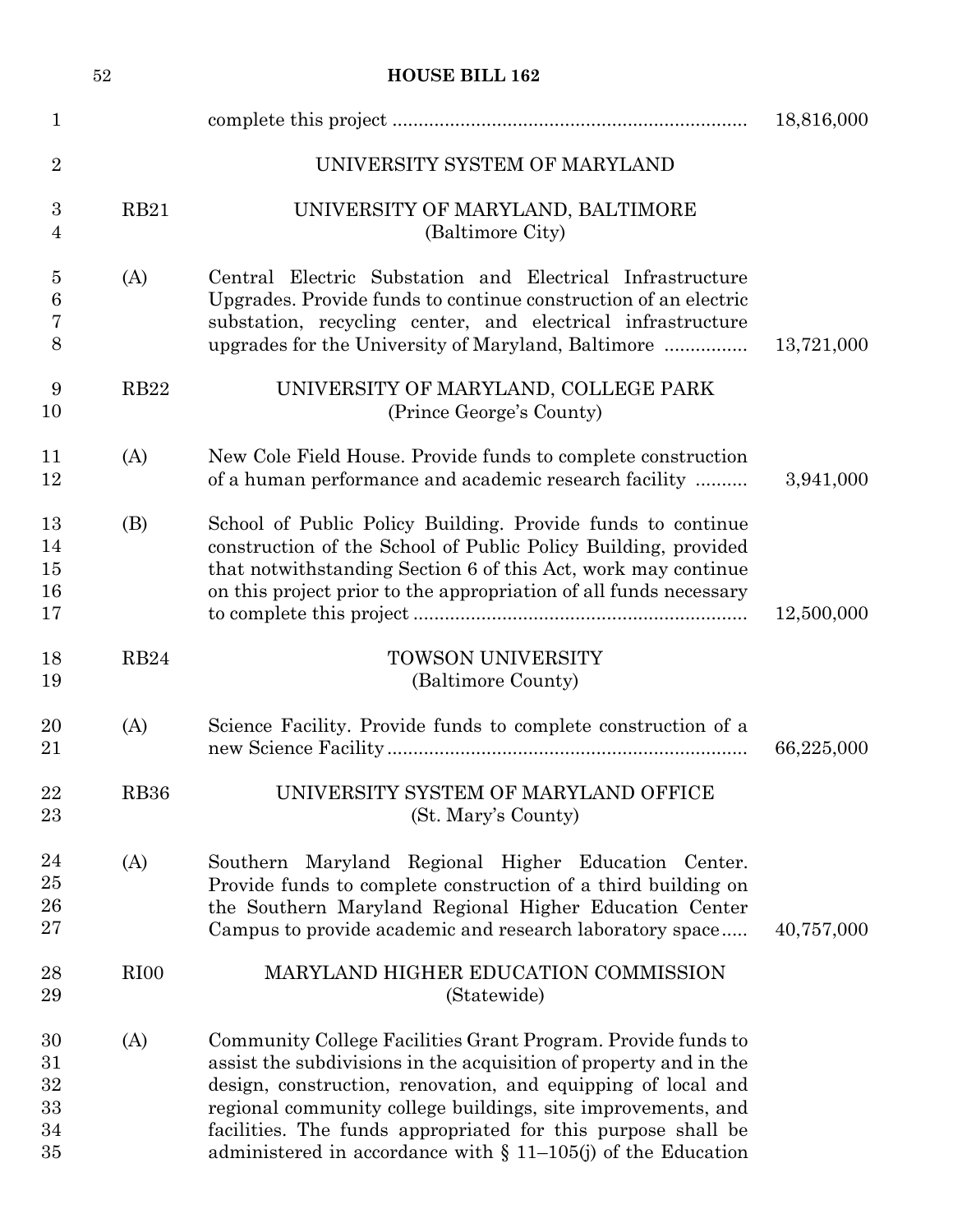complete this project .................................................................. 18,816,000

UNIVERSITY SYSTEM OF MARYLAND

RB21 UNIVERSITY OF MARYLAND, BALTIMORE
(Baltimore City)

(A) Central Electric Substation and Electrical Infrastructure Upgrades. Provide funds to continue construction of an electric substation, recycling center, and electrical infrastructure upgrades for the University of Maryland, Baltimore ................ 13,721,000

RB22 UNIVERSITY OF MARYLAND, COLLEGE PARK
(Prince George's County)

(A) New Cole Field House. Provide funds to complete construction of a human performance and academic research facility .......... 3,941,000

(B) School of Public Policy Building. Provide funds to continue construction of the School of Public Policy Building, provided that notwithstanding Section 6 of this Act, work may continue on this project prior to the appropriation of all funds necessary to complete this project ............................................................... 12,500,000

RB24 TOWSON UNIVERSITY
(Baltimore County)

(A) Science Facility. Provide funds to complete construction of a new Science Facility .................................................................... 66,225,000

RB36 UNIVERSITY SYSTEM OF MARYLAND OFFICE
(St. Mary's County)

(A) Southern Maryland Regional Higher Education Center. Provide funds to complete construction of a third building on the Southern Maryland Regional Higher Education Center Campus to provide academic and research laboratory space..... 40,757,000

RI00 MARYLAND HIGHER EDUCATION COMMISSION
(Statewide)

(A) Community College Facilities Grant Program. Provide funds to assist the subdivisions in the acquisition of property and in the design, construction, renovation, and equipping of local and regional community college buildings, site improvements, and facilities. The funds appropriated for this purpose shall be administered in accordance with § 11–105(j) of the Education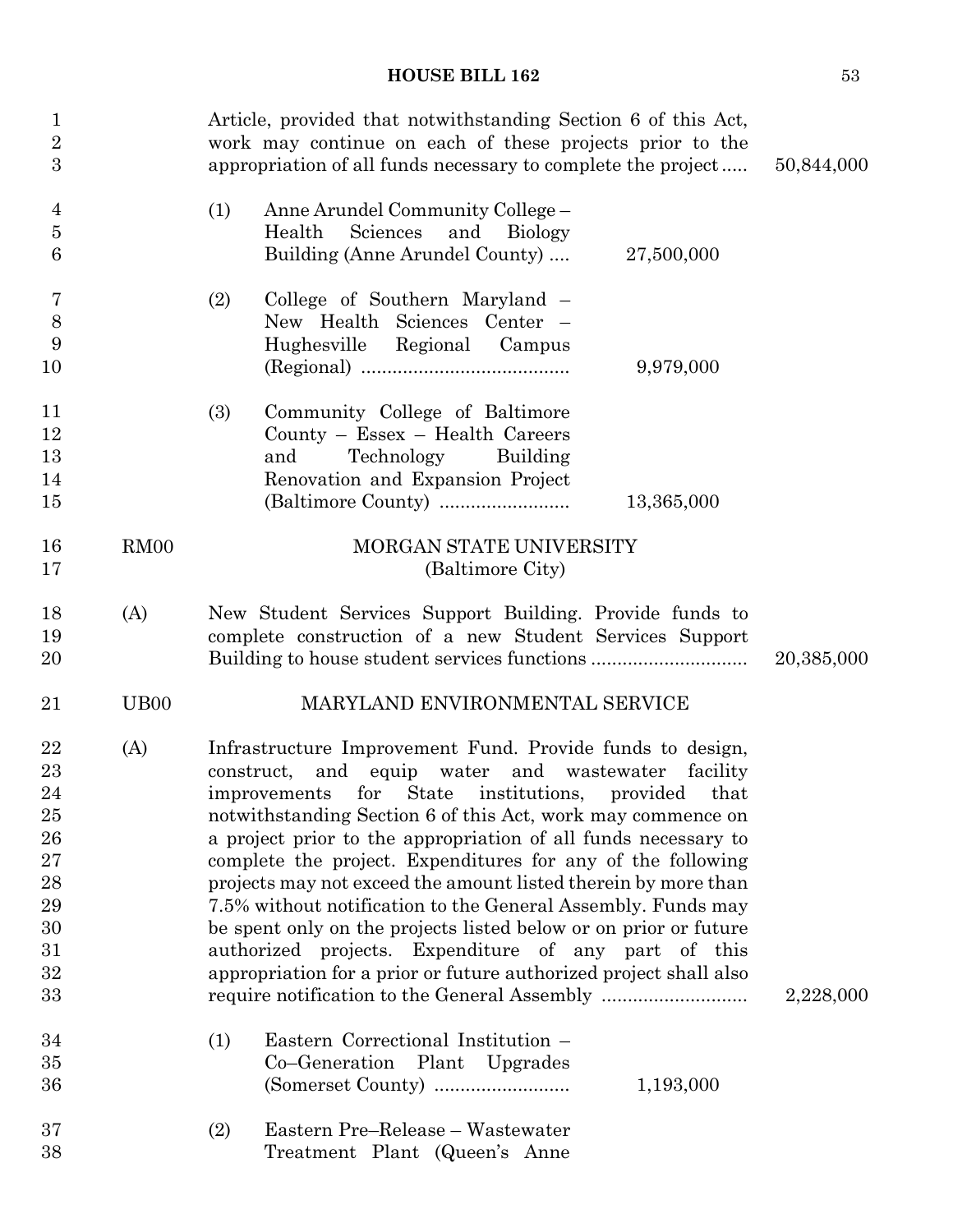Article, provided that notwithstanding Section 6 of this Act, work may continue on each of these projects prior to the appropriation of all funds necessary to complete the project ..... 50,844,000

(1) Anne Arundel Community College – Health Sciences and Biology Building (Anne Arundel County) .... 27,500,000

(2) College of Southern Maryland – New Health Sciences Center – Hughesville Regional Campus (Regional) ........................................ 9,979,000

(3) Community College of Baltimore County – Essex – Health Careers and Technology Building Renovation and Expansion Project (Baltimore County) ......................... 13,365,000

RM00 MORGAN STATE UNIVERSITY
(Baltimore City)

(A) New Student Services Support Building. Provide funds to complete construction of a new Student Services Support Building to house student services functions .............................. 20,385,000

UB00 MARYLAND ENVIRONMENTAL SERVICE

(A) Infrastructure Improvement Fund. Provide funds to design, construct, and equip water and wastewater facility improvements for State institutions, provided that notwithstanding Section 6 of this Act, work may commence on a project prior to the appropriation of all funds necessary to complete the project. Expenditures for any of the following projects may not exceed the amount listed therein by more than 7.5% without notification to the General Assembly. Funds may be spent only on the projects listed below or on prior or future authorized projects. Expenditure of any part of this appropriation for a prior or future authorized project shall also require notification to the General Assembly ............................ 2,228,000

(1) Eastern Correctional Institution – Co–Generation Plant Upgrades (Somerset County) .......................... 1,193,000

(2) Eastern Pre–Release – Wastewater Treatment Plant (Queen's Anne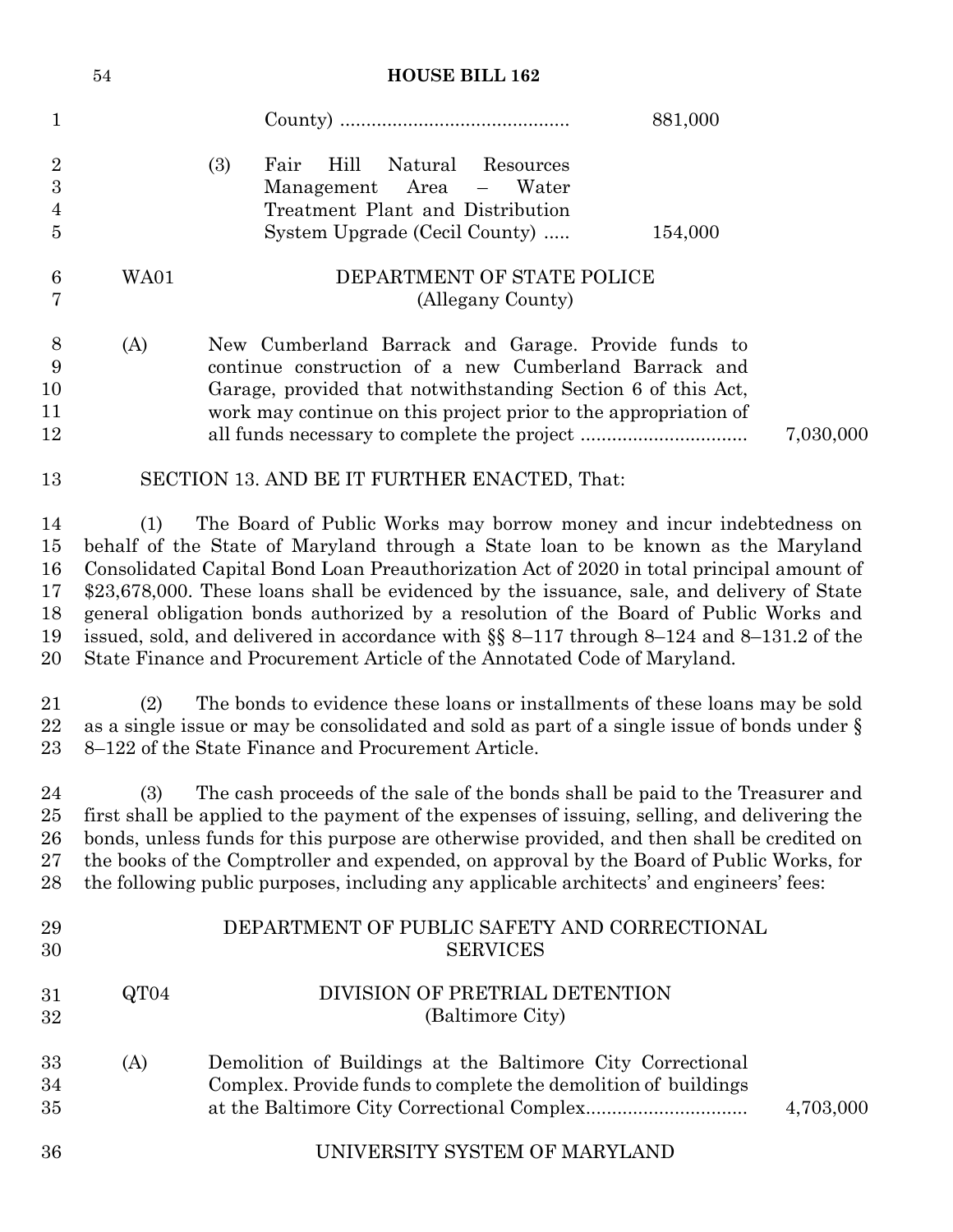County) ........................................... 881,000

(3) Fair Hill Natural Resources Management Area – Water Treatment Plant and Distribution System Upgrade (Cecil County) ..... 154,000

WA01 DEPARTMENT OF STATE POLICE
(Allegany County)

(A) New Cumberland Barrack and Garage. Provide funds to continue construction of a new Cumberland Barrack and Garage, provided that notwithstanding Section 6 of this Act, work may continue on this project prior to the appropriation of all funds necessary to complete the project ............................... 7,030,000

SECTION 13. AND BE IT FURTHER ENACTED, That:

(1) The Board of Public Works may borrow money and incur indebtedness on behalf of the State of Maryland through a State loan to be known as the Maryland Consolidated Capital Bond Loan Preauthorization Act of 2020 in total principal amount of $23,678,000. These loans shall be evidenced by the issuance, sale, and delivery of State general obligation bonds authorized by a resolution of the Board of Public Works and issued, sold, and delivered in accordance with §§ 8–117 through 8–124 and 8–131.2 of the State Finance and Procurement Article of the Annotated Code of Maryland.

(2) The bonds to evidence these loans or installments of these loans may be sold as a single issue or may be consolidated and sold as part of a single issue of bonds under § 8–122 of the State Finance and Procurement Article.

(3) The cash proceeds of the sale of the bonds shall be paid to the Treasurer and first shall be applied to the payment of the expenses of issuing, selling, and delivering the bonds, unless funds for this purpose are otherwise provided, and then shall be credited on the books of the Comptroller and expended, on approval by the Board of Public Works, for the following public purposes, including any applicable architects' and engineers' fees:

DEPARTMENT OF PUBLIC SAFETY AND CORRECTIONAL SERVICES

QT04 DIVISION OF PRETRIAL DETENTION
(Baltimore City)

(A) Demolition of Buildings at the Baltimore City Correctional Complex. Provide funds to complete the demolition of buildings at the Baltimore City Correctional Complex.............................. 4,703,000

UNIVERSITY SYSTEM OF MARYLAND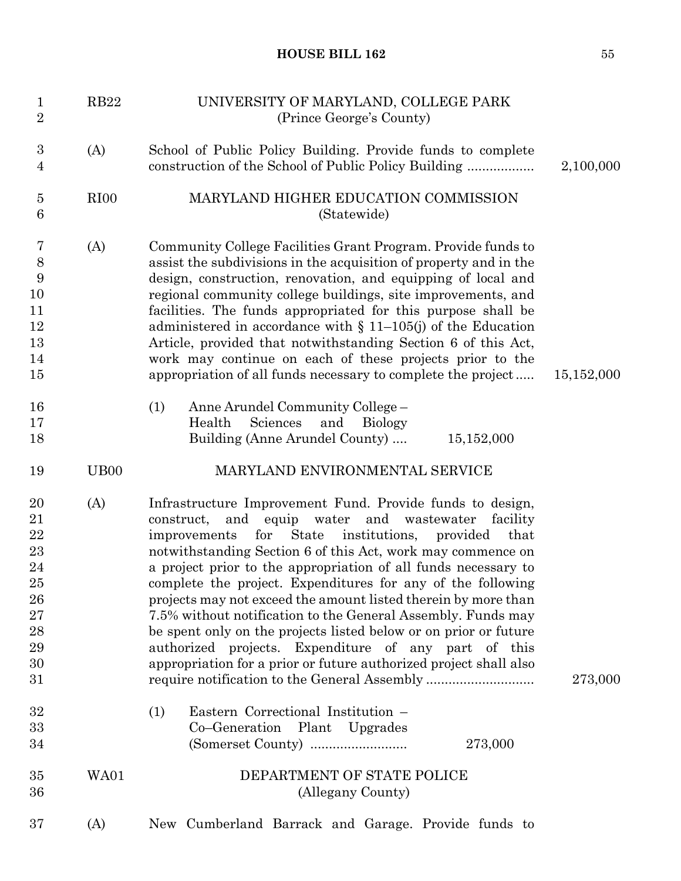RB22 UNIVERSITY OF MARYLAND, COLLEGE PARK
(Prince George's County)

(A) School of Public Policy Building. Provide funds to complete construction of the School of Public Policy Building .................. 2,100,000

RI00 MARYLAND HIGHER EDUCATION COMMISSION
(Statewide)

(A) Community College Facilities Grant Program. Provide funds to assist the subdivisions in the acquisition of property and in the design, construction, renovation, and equipping of local and regional community college buildings, site improvements, and facilities. The funds appropriated for this purpose shall be administered in accordance with § 11–105(j) of the Education Article, provided that notwithstanding Section 6 of this Act, work may continue on each of these projects prior to the appropriation of all funds necessary to complete the project ..... 15,152,000

(1) Anne Arundel Community College – Health Sciences and Biology Building (Anne Arundel County) .... 15,152,000

UB00 MARYLAND ENVIRONMENTAL SERVICE

(A) Infrastructure Improvement Fund. Provide funds to design, construct, and equip water and wastewater facility improvements for State institutions, provided that notwithstanding Section 6 of this Act, work may commence on a project prior to the appropriation of all funds necessary to complete the project. Expenditures for any of the following projects may not exceed the amount listed therein by more than 7.5% without notification to the General Assembly. Funds may be spent only on the projects listed below or on prior or future authorized projects. Expenditure of any part of this appropriation for a prior or future authorized project shall also require notification to the General Assembly ............................ 273,000

(1) Eastern Correctional Institution – Co–Generation Plant Upgrades (Somerset County) .......................... 273,000

WA01 DEPARTMENT OF STATE POLICE
(Allegany County)

(A) New Cumberland Barrack and Garage. Provide funds to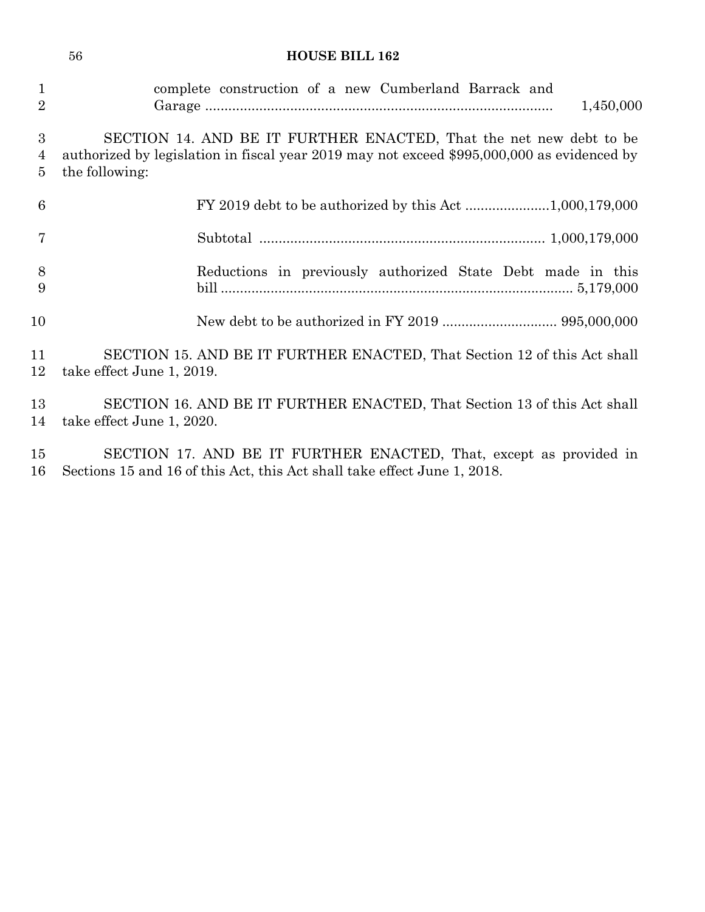complete construction of a new Cumberland Barrack and Garage .......................................................................................... 1,450,000

SECTION 14. AND BE IT FURTHER ENACTED, That the net new debt to be authorized by legislation in fiscal year 2019 may not exceed $995,000,000 as evidenced by the following:

FY 2019 debt to be authorized by this Act ......................1,000,179,000

Subtotal .......................................................................... 1,000,179,000

Reductions in previously authorized State Debt made in this bill ........................................................................................... 5,179,000

New debt to be authorized in FY 2019 ............................. 995,000,000

SECTION 15. AND BE IT FURTHER ENACTED, That Section 12 of this Act shall take effect June 1, 2019.

SECTION 16. AND BE IT FURTHER ENACTED, That Section 13 of this Act shall take effect June 1, 2020.

SECTION 17. AND BE IT FURTHER ENACTED, That, except as provided in Sections 15 and 16 of this Act, this Act shall take effect June 1, 2018.